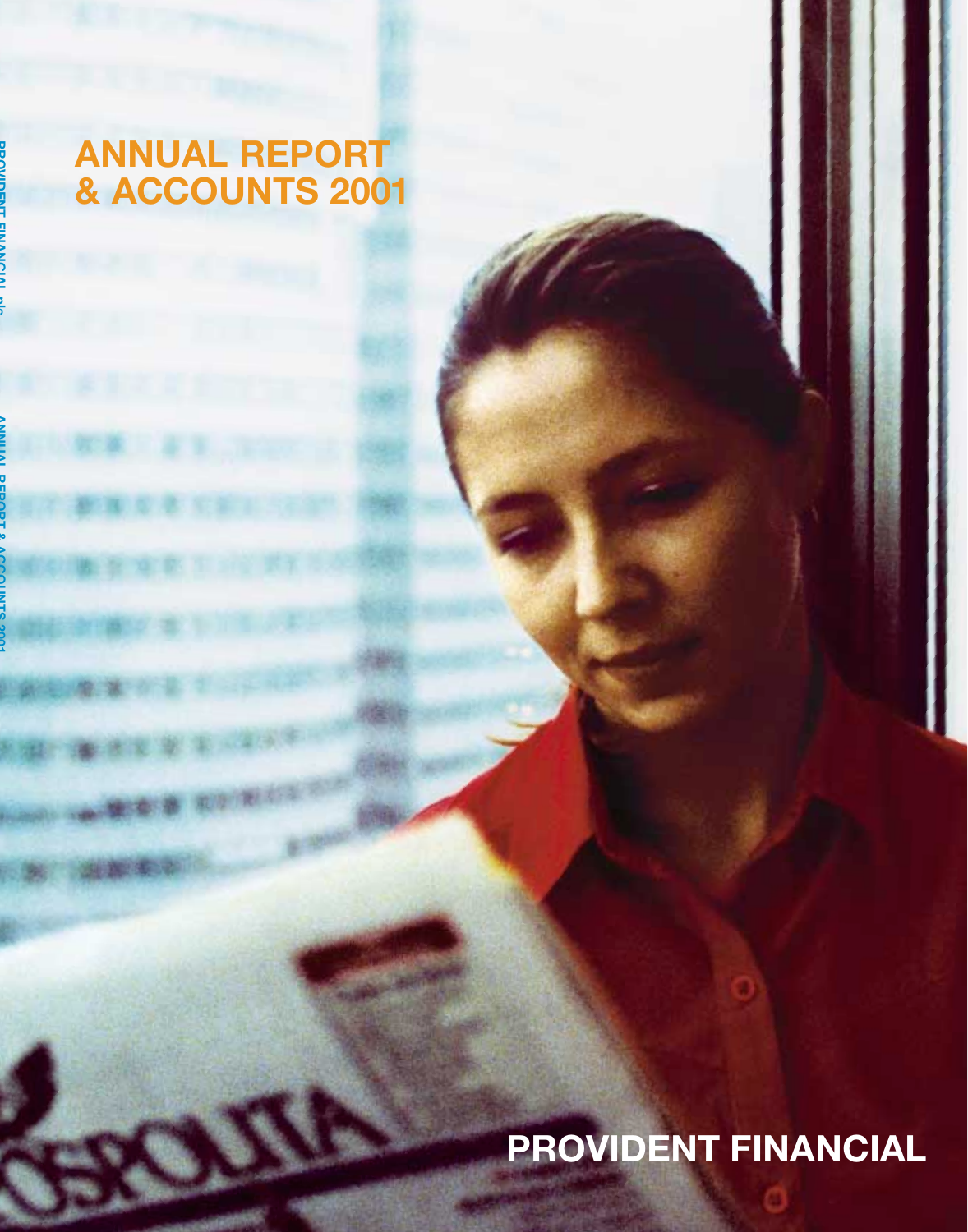# ANNUAL REPORT & ACCOUNTS 2001

PROVIDENT FINANCIAL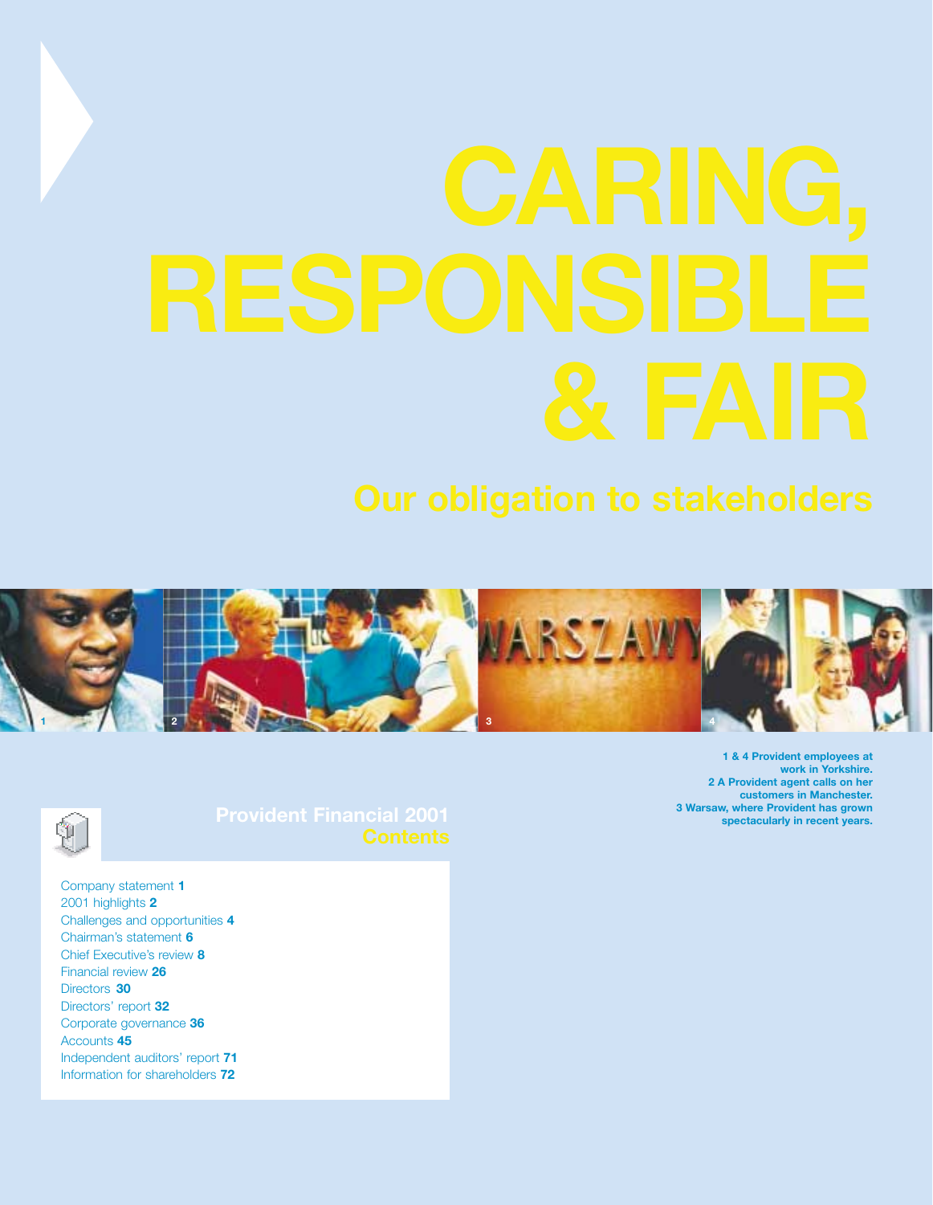# CARING, RESPONSIBLE & FAIR

## Our obligation to stakeholders

**1 & 4 Provident employees at work in Yorkshire.**
**2 A Provident agent calls on her customers in Manchester.**
**3 Warsaw, where Provident has grown spectacularly in recent years.**

## Provident Financial 2001 Contents

Company statement **1**
2001 highlights **2**
Challenges and opportunities **4**
Chairman's statement **6**
Chief Executive's review **8**
Financial review **26**
Directors **30**
Directors' report **32**
Corporate governance **36**
Accounts **45**
Independent auditors' report **71**
Information for shareholders **72**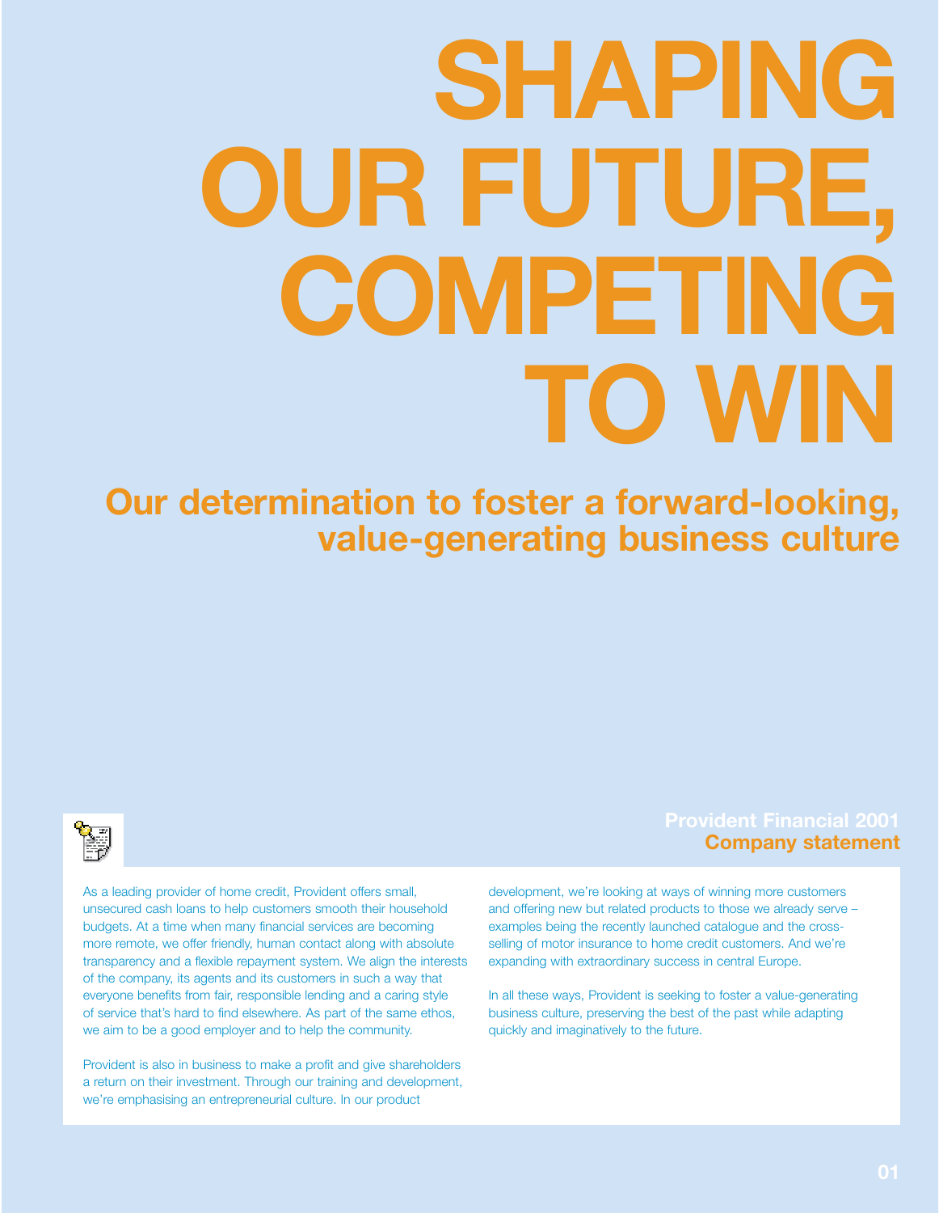# SHAPING OUR FUTURE, COMPETING TO WIN

## Our determination to foster a forward-looking, value-generating business culture

**Provident Financial 2001**
**Company statement**

As a leading provider of home credit, Provident offers small, unsecured cash loans to help customers smooth their household budgets. At a time when many financial services are becoming more remote, we offer friendly, human contact along with absolute transparency and a flexible repayment system. We align the interests of the company, its agents and its customers in such a way that everyone benefits from fair, responsible lending and a caring style of service that's hard to find elsewhere. As part of the same ethos, we aim to be a good employer and to help the community.

Provident is also in business to make a profit and give shareholders a return on their investment. Through our training and development, we're emphasising an entrepreneurial culture. In our product development, we're looking at ways of winning more customers and offering new but related products to those we already serve – examples being the recently launched catalogue and the cross-selling of motor insurance to home credit customers. And we're expanding with extraordinary success in central Europe.

In all these ways, Provident is seeking to foster a value-generating business culture, preserving the best of the past while adapting quickly and imaginatively to the future.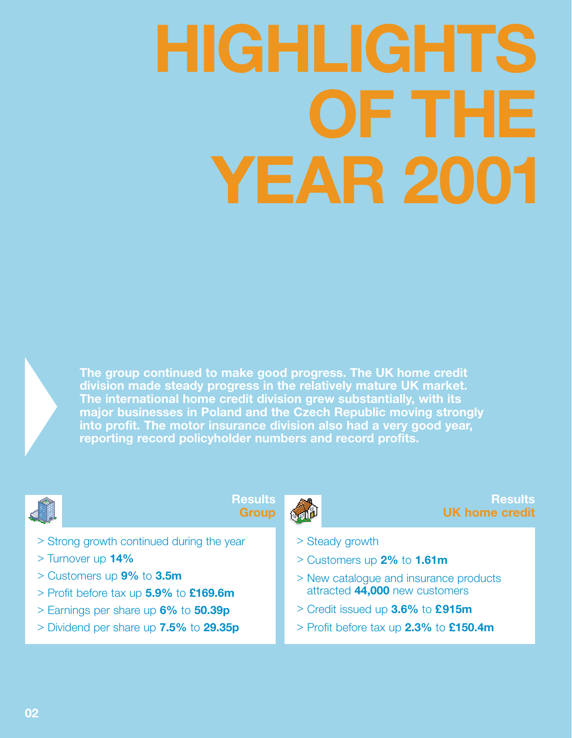# HIGHLIGHTS OF THE YEAR 2001

**The group continued to make good progress. The UK home credit division made steady progress in the relatively mature UK market. The international home credit division grew substantially, with its major businesses in Poland and the Czech Republic moving strongly into profit. The motor insurance division also had a very good year, reporting record policyholder numbers and record profits.**

## Results Group

- > Strong growth continued during the year
- > Turnover up **14%**
- > Customers up **9%** to **3.5m**
- > Profit before tax up **5.9%** to **£169.6m**
- > Earnings per share up **6%** to **50.39p**
- > Dividend per share up **7.5%** to **29.35p**

## Results UK home credit

- > Steady growth
- > Customers up **2%** to **1.61m**
- > New catalogue and insurance products attracted **44,000** new customers
- > Credit issued up **3.6%** to **£915m**
- > Profit before tax up **2.3%** to **£150.4m**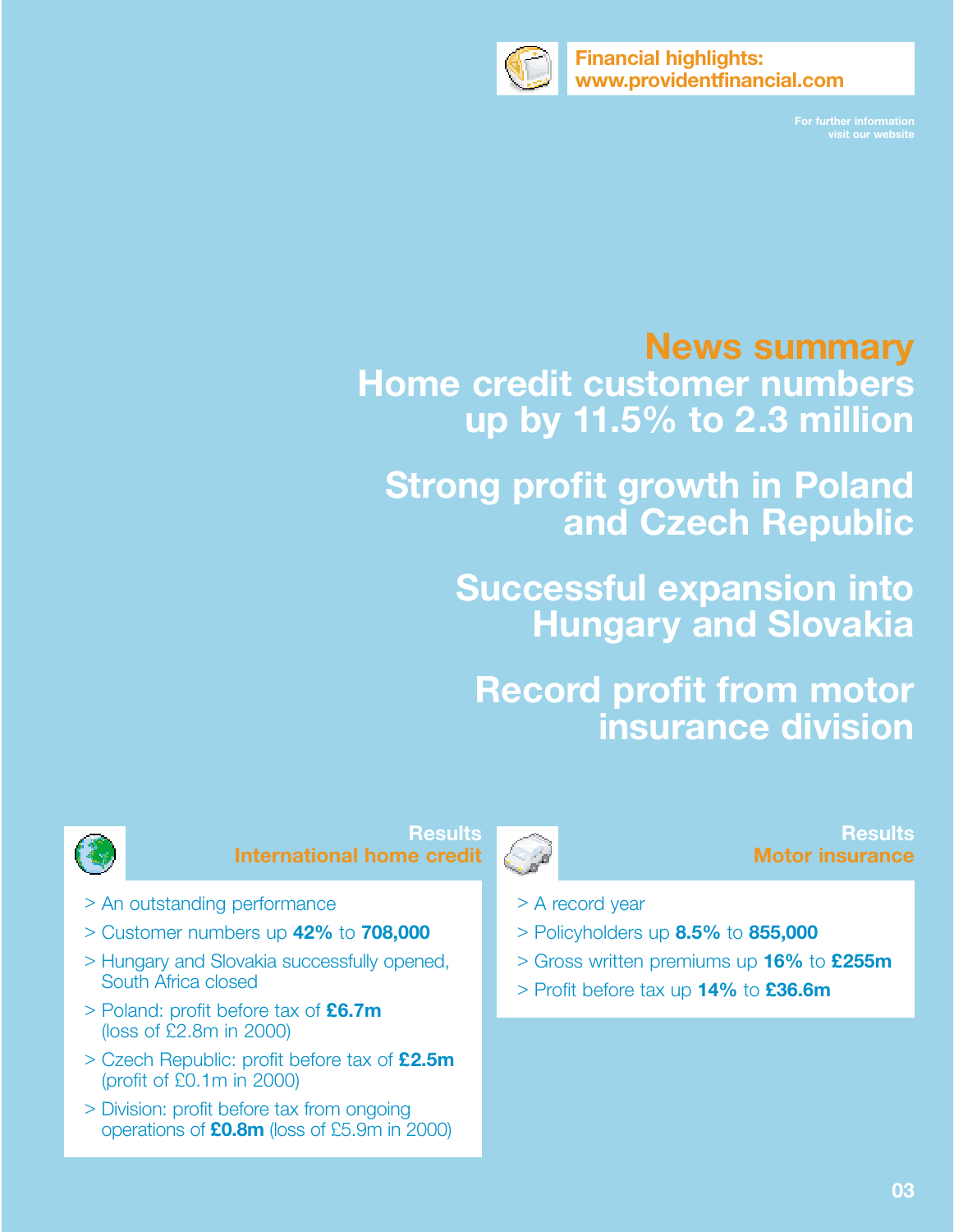Financial highlights:
www.providentfinancial.com

For further information visit our website

## News summary

## Home credit customer numbers up by 11.5% to 2.3 million

## Strong profit growth in Poland and Czech Republic

## Successful expansion into Hungary and Slovakia

## Record profit from motor insurance division

### Results
### International home credit

- > An outstanding performance
- > Customer numbers up **42%** to **708,000**
- > Hungary and Slovakia successfully opened, South Africa closed
- > Poland: profit before tax of **£6.7m** (loss of £2.8m in 2000)
- > Czech Republic: profit before tax of **£2.5m** (profit of £0.1m in 2000)
- > Division: profit before tax from ongoing operations of **£0.8m** (loss of £5.9m in 2000)

### Results
### Motor insurance

- > A record year
- > Policyholders up **8.5%** to **855,000**
- > Gross written premiums up **16%** to **£255m**
- > Profit before tax up **14%** to **£36.6m**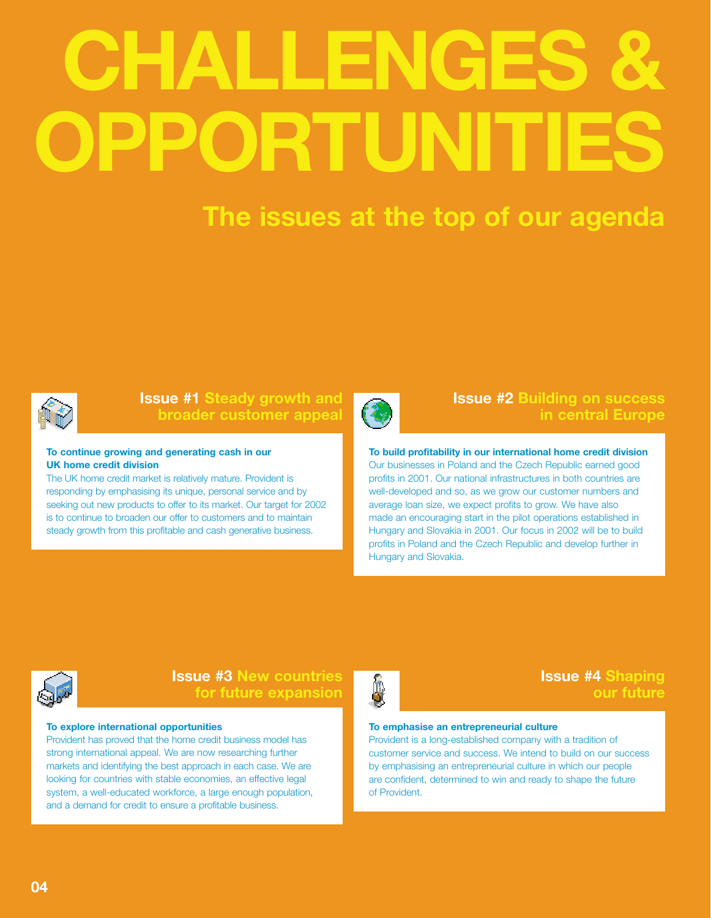# CHALLENGES & OPPORTUNITIES

## The issues at the top of our agenda

### Issue #1 Steady growth and broader customer appeal

**To continue growing and generating cash in our UK home credit division**

The UK home credit market is relatively mature. Provident is responding by emphasising its unique, personal service and by seeking out new products to offer to its market. Our target for 2002 is to continue to broaden our offer to customers and to maintain steady growth from this profitable and cash generative business.

### Issue #2 Building on success in central Europe

**To build profitability in our international home credit division**

Our businesses in Poland and the Czech Republic earned good profits in 2001. Our national infrastructures in both countries are well-developed and so, as we grow our customer numbers and average loan size, we expect profits to grow. We have also made an encouraging start in the pilot operations established in Hungary and Slovakia in 2001. Our focus in 2002 will be to build profits in Poland and the Czech Republic and develop further in Hungary and Slovakia.

### Issue #3 New countries for future expansion

**To explore international opportunities**

Provident has proved that the home credit business model has strong international appeal. We are now researching further markets and identifying the best approach in each case. We are looking for countries with stable economies, an effective legal system, a well-educated workforce, a large enough population, and a demand for credit to ensure a profitable business.

### Issue #4 Shaping our future

**To emphasise an entrepreneurial culture**

Provident is a long-established company with a tradition of customer service and success. We intend to build on our success by emphasising an entrepreneurial culture in which our people are confident, determined to win and ready to shape the future of Provident.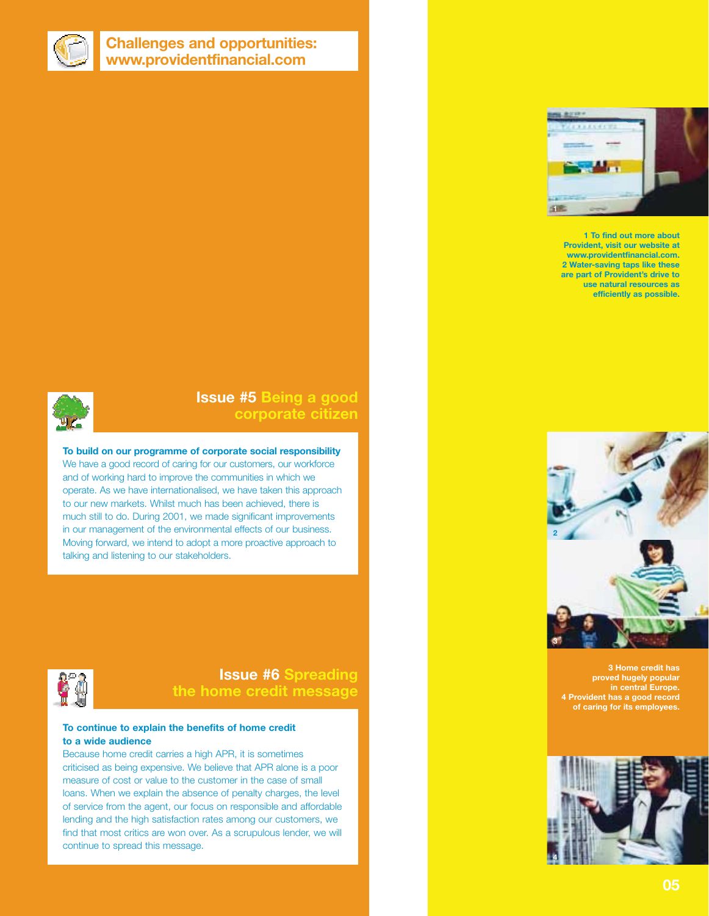## Challenges and opportunities: www.providentfinancial.com

1 To find out more about Provident, visit our website at www.providentfinancial.com.
2 Water-saving taps like these are part of Provident's drive to use natural resources as efficiently as possible.

## Issue #5 Being a good corporate citizen

**To build on our programme of corporate social responsibility**
We have a good record of caring for our customers, our workforce and of working hard to improve the communities in which we operate. As we have internationalised, we have taken this approach to our new markets. Whilst much has been achieved, there is much still to do. During 2001, we made significant improvements in our management of the environmental effects of our business. Moving forward, we intend to adopt a more proactive approach to talking and listening to our stakeholders.

## Issue #6 Spreading the home credit message

**To continue to explain the benefits of home credit to a wide audience**
Because home credit carries a high APR, it is sometimes criticised as being expensive. We believe that APR alone is a poor measure of cost or value to the customer in the case of small loans. When we explain the absence of penalty charges, the level of service from the agent, our focus on responsible and affordable lending and the high satisfaction rates among our customers, we find that most critics are won over. As a scrupulous lender, we will continue to spread this message.

3 Home credit has proved hugely popular in central Europe.
4 Provident has a good record of caring for its employees.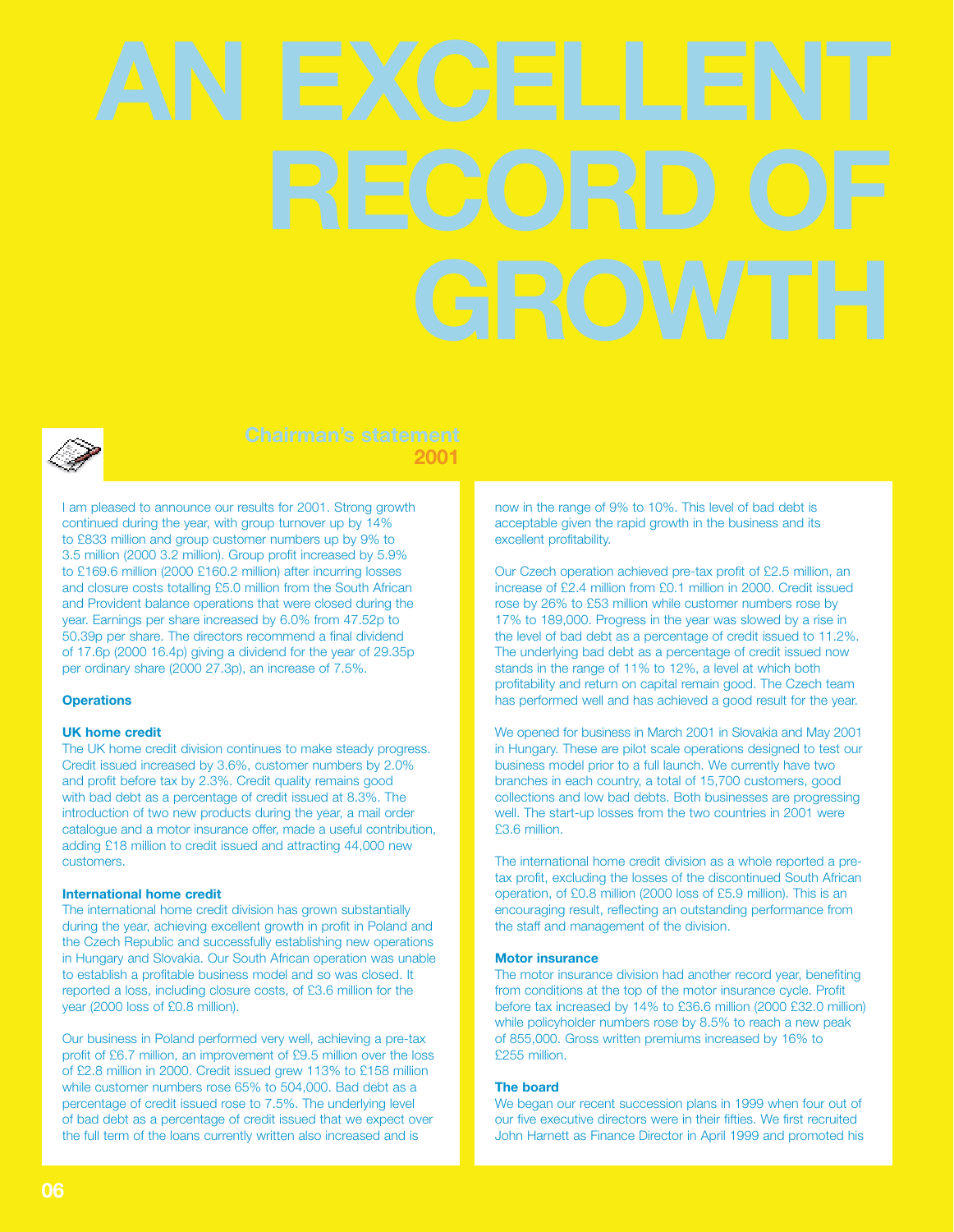# AN EXCELLENT RECORD OF GROWTH

## Chairman's statement 2001

I am pleased to announce our results for 2001. Strong growth continued during the year, with group turnover up by 14% to £833 million and group customer numbers up by 9% to 3.5 million (2000 3.2 million). Group profit increased by 5.9% to £169.6 million (2000 £160.2 million) after incurring losses and closure costs totalling £5.0 million from the South African and Provident balance operations that were closed during the year. Earnings per share increased by 6.0% from 47.52p to 50.39p per share. The directors recommend a final dividend of 17.6p (2000 16.4p) giving a dividend for the year of 29.35p per ordinary share (2000 27.3p), an increase of 7.5%.

**Operations**

**UK home credit**

The UK home credit division continues to make steady progress. Credit issued increased by 3.6%, customer numbers by 2.0% and profit before tax by 2.3%. Credit quality remains good with bad debt as a percentage of credit issued at 8.3%. The introduction of two new products during the year, a mail order catalogue and a motor insurance offer, made a useful contribution, adding £18 million to credit issued and attracting 44,000 new customers.

**International home credit**

The international home credit division has grown substantially during the year, achieving excellent growth in profit in Poland and the Czech Republic and successfully establishing new operations in Hungary and Slovakia. Our South African operation was unable to establish a profitable business model and so was closed. It reported a loss, including closure costs, of £3.6 million for the year (2000 loss of £0.8 million).

Our business in Poland performed very well, achieving a pre-tax profit of £6.7 million, an improvement of £9.5 million over the loss of £2.8 million in 2000. Credit issued grew 113% to £158 million while customer numbers rose 65% to 504,000. Bad debt as a percentage of credit issued rose to 7.5%. The underlying level of bad debt as a percentage of credit issued that we expect over the full term of the loans currently written also increased and is now in the range of 9% to 10%. This level of bad debt is acceptable given the rapid growth in the business and its excellent profitability.

Our Czech operation achieved pre-tax profit of £2.5 million, an increase of £2.4 million from £0.1 million in 2000. Credit issued rose by 26% to £53 million while customer numbers rose by 17% to 189,000. Progress in the year was slowed by a rise in the level of bad debt as a percentage of credit issued to 11.2%. The underlying bad debt as a percentage of credit issued now stands in the range of 11% to 12%, a level at which both profitability and return on capital remain good. The Czech team has performed well and has achieved a good result for the year.

We opened for business in March 2001 in Slovakia and May 2001 in Hungary. These are pilot scale operations designed to test our business model prior to a full launch. We currently have two branches in each country, a total of 15,700 customers, good collections and low bad debts. Both businesses are progressing well. The start-up losses from the two countries in 2001 were £3.6 million.

The international home credit division as a whole reported a pre-tax profit, excluding the losses of the discontinued South African operation, of £0.8 million (2000 loss of £5.9 million). This is an encouraging result, reflecting an outstanding performance from the staff and management of the division.

**Motor insurance**

The motor insurance division had another record year, benefiting from conditions at the top of the motor insurance cycle. Profit before tax increased by 14% to £36.6 million (2000 £32.0 million) while policyholder numbers rose by 8.5% to reach a new peak of 855,000. Gross written premiums increased by 16% to £255 million.

**The board**

We began our recent succession plans in 1999 when four out of our five executive directors were in their fifties. We first recruited John Harnett as Finance Director in April 1999 and promoted his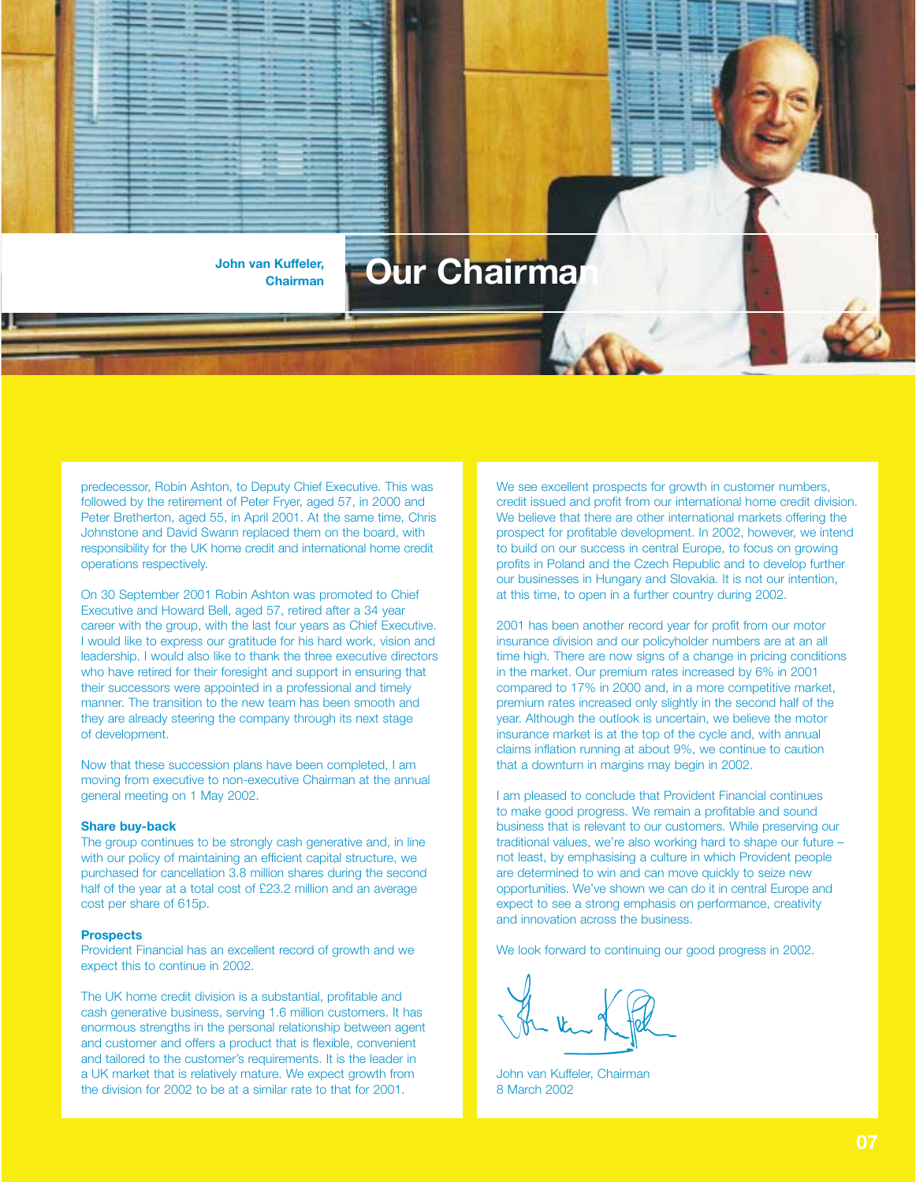John van Kuffeler, Chairman

# Our Chairman

predecessor, Robin Ashton, to Deputy Chief Executive. This was followed by the retirement of Peter Fryer, aged 57, in 2000 and Peter Bretherton, aged 55, in April 2001. At the same time, Chris Johnstone and David Swann replaced them on the board, with responsibility for the UK home credit and international home credit operations respectively.

On 30 September 2001 Robin Ashton was promoted to Chief Executive and Howard Bell, aged 57, retired after a 34 year career with the group, with the last four years as Chief Executive. I would like to express our gratitude for his hard work, vision and leadership. I would also like to thank the three executive directors who have retired for their foresight and support in ensuring that their successors were appointed in a professional and timely manner. The transition to the new team has been smooth and they are already steering the company through its next stage of development.

Now that these succession plans have been completed, I am moving from executive to non-executive Chairman at the annual general meeting on 1 May 2002.

**Share buy-back**

The group continues to be strongly cash generative and, in line with our policy of maintaining an efficient capital structure, we purchased for cancellation 3.8 million shares during the second half of the year at a total cost of £23.2 million and an average cost per share of 615p.

**Prospects**

Provident Financial has an excellent record of growth and we expect this to continue in 2002.

The UK home credit division is a substantial, profitable and cash generative business, serving 1.6 million customers. It has enormous strengths in the personal relationship between agent and customer and offers a product that is flexible, convenient and tailored to the customer's requirements. It is the leader in a UK market that is relatively mature. We expect growth from the division for 2002 to be at a similar rate to that for 2001.

We see excellent prospects for growth in customer numbers, credit issued and profit from our international home credit division. We believe that there are other international markets offering the prospect for profitable development. In 2002, however, we intend to build on our success in central Europe, to focus on growing profits in Poland and the Czech Republic and to develop further our businesses in Hungary and Slovakia. It is not our intention, at this time, to open in a further country during 2002.

2001 has been another record year for profit from our motor insurance division and our policyholder numbers are at an all time high. There are now signs of a change in pricing conditions in the market. Our premium rates increased by 6% in 2001 compared to 17% in 2000 and, in a more competitive market, premium rates increased only slightly in the second half of the year. Although the outlook is uncertain, we believe the motor insurance market is at the top of the cycle and, with annual claims inflation running at about 9%, we continue to caution that a downturn in margins may begin in 2002.

I am pleased to conclude that Provident Financial continues to make good progress. We remain a profitable and sound business that is relevant to our customers. While preserving our traditional values, we're also working hard to shape our future – not least, by emphasising a culture in which Provident people are determined to win and can move quickly to seize new opportunities. We've shown we can do it in central Europe and expect to see a strong emphasis on performance, creativity and innovation across the business.

We look forward to continuing our good progress in 2002.

John van Kuffeler, Chairman
8 March 2002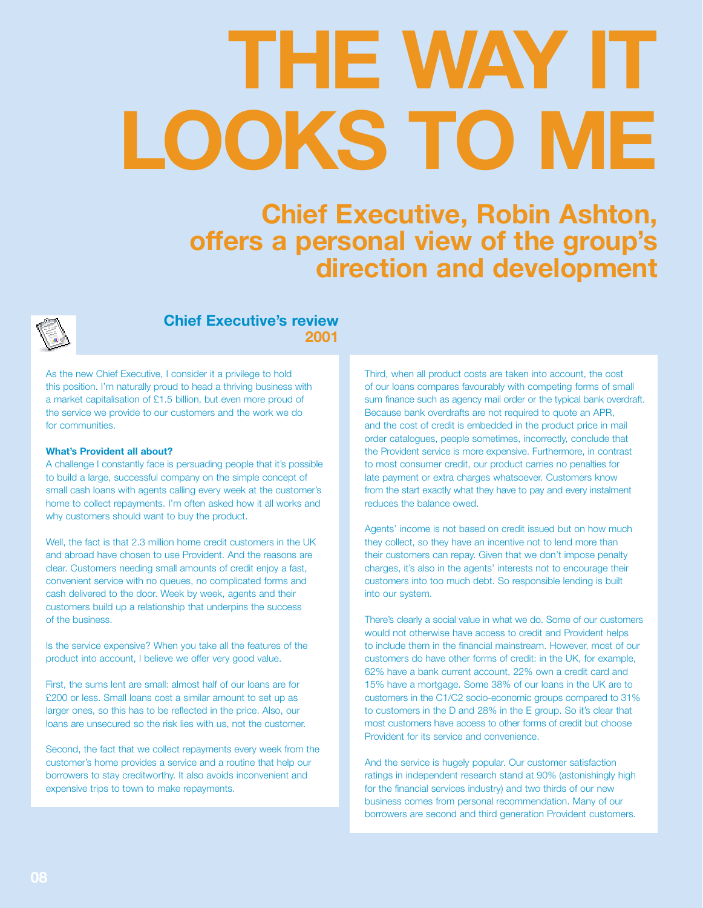# THE WAY IT LOOKS TO ME

## Chief Executive, Robin Ashton, offers a personal view of the group's direction and development

### Chief Executive's review 2001

As the new Chief Executive, I consider it a privilege to hold this position. I'm naturally proud to head a thriving business with a market capitalisation of £1.5 billion, but even more proud of the service we provide to our customers and the work we do for communities.

**What's Provident all about?**

A challenge I constantly face is persuading people that it's possible to build a large, successful company on the simple concept of small cash loans with agents calling every week at the customer's home to collect repayments. I'm often asked how it all works and why customers should want to buy the product.

Well, the fact is that 2.3 million home credit customers in the UK and abroad have chosen to use Provident. And the reasons are clear. Customers needing small amounts of credit enjoy a fast, convenient service with no queues, no complicated forms and cash delivered to the door. Week by week, agents and their customers build up a relationship that underpins the success of the business.

Is the service expensive? When you take all the features of the product into account, I believe we offer very good value.

First, the sums lent are small: almost half of our loans are for £200 or less. Small loans cost a similar amount to set up as larger ones, so this has to be reflected in the price. Also, our loans are unsecured so the risk lies with us, not the customer.

Second, the fact that we collect repayments every week from the customer's home provides a service and a routine that help our borrowers to stay creditworthy. It also avoids inconvenient and expensive trips to town to make repayments.

Third, when all product costs are taken into account, the cost of our loans compares favourably with competing forms of small sum finance such as agency mail order or the typical bank overdraft. Because bank overdrafts are not required to quote an APR, and the cost of credit is embedded in the product price in mail order catalogues, people sometimes, incorrectly, conclude that the Provident service is more expensive. Furthermore, in contrast to most consumer credit, our product carries no penalties for late payment or extra charges whatsoever. Customers know from the start exactly what they have to pay and every instalment reduces the balance owed.

Agents' income is not based on credit issued but on how much they collect, so they have an incentive not to lend more than their customers can repay. Given that we don't impose penalty charges, it's also in the agents' interests not to encourage their customers into too much debt. So responsible lending is built into our system.

There's clearly a social value in what we do. Some of our customers would not otherwise have access to credit and Provident helps to include them in the financial mainstream. However, most of our customers do have other forms of credit: in the UK, for example, 62% have a bank current account, 22% own a credit card and 15% have a mortgage. Some 38% of our loans in the UK are to customers in the C1/C2 socio-economic groups compared to 31% to customers in the D and 28% in the E group. So it's clear that most customers have access to other forms of credit but choose Provident for its service and convenience.

And the service is hugely popular. Our customer satisfaction ratings in independent research stand at 90% (astonishingly high for the financial services industry) and two thirds of our new business comes from personal recommendation. Many of our borrowers are second and third generation Provident customers.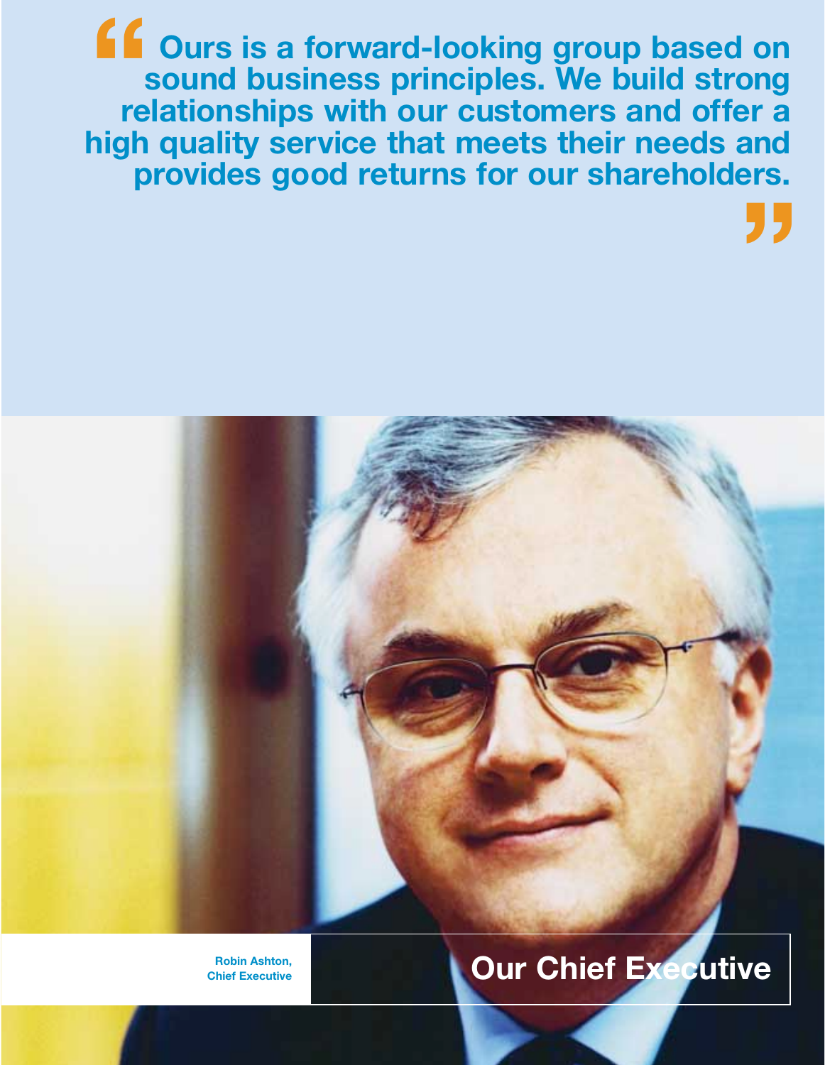> Ours is a forward-looking group based on sound business principles. We build strong relationships with our customers and offer a high quality service that meets their needs and provides good returns for our shareholders.

**Robin Ashton, Chief Executive**

## Our Chief Executive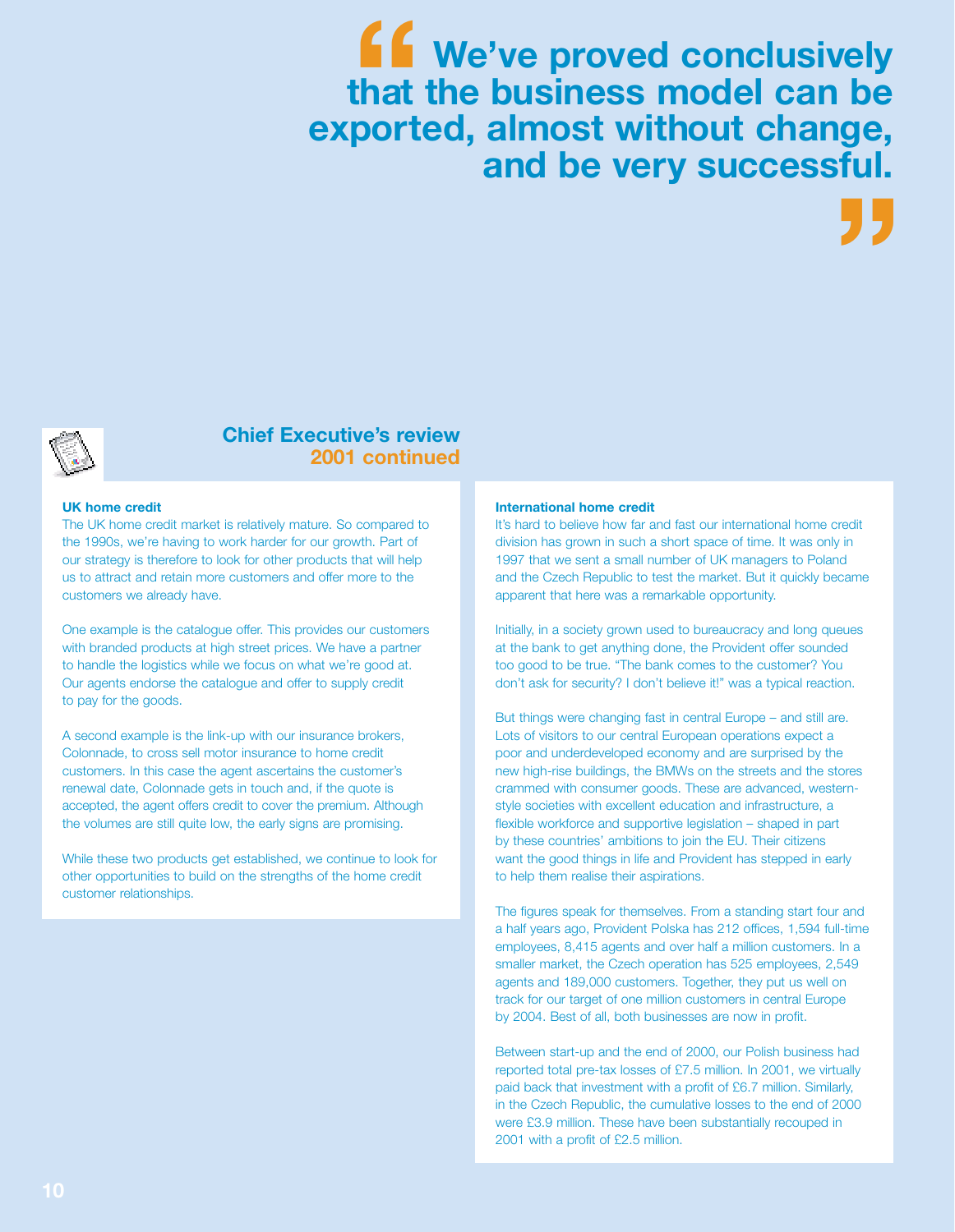> We've proved conclusively that the business model can be exported, almost without change, and be very successful.

## Chief Executive's review 2001 continued

### UK home credit

The UK home credit market is relatively mature. So compared to the 1990s, we're having to work harder for our growth. Part of our strategy is therefore to look for other products that will help us to attract and retain more customers and offer more to the customers we already have.

One example is the catalogue offer. This provides our customers with branded products at high street prices. We have a partner to handle the logistics while we focus on what we're good at. Our agents endorse the catalogue and offer to supply credit to pay for the goods.

A second example is the link-up with our insurance brokers, Colonnade, to cross sell motor insurance to home credit customers. In this case the agent ascertains the customer's renewal date, Colonnade gets in touch and, if the quote is accepted, the agent offers credit to cover the premium. Although the volumes are still quite low, the early signs are promising.

While these two products get established, we continue to look for other opportunities to build on the strengths of the home credit customer relationships.

### International home credit

It's hard to believe how far and fast our international home credit division has grown in such a short space of time. It was only in 1997 that we sent a small number of UK managers to Poland and the Czech Republic to test the market. But it quickly became apparent that here was a remarkable opportunity.

Initially, in a society grown used to bureaucracy and long queues at the bank to get anything done, the Provident offer sounded too good to be true. "The bank comes to the customer? You don't ask for security? I don't believe it!" was a typical reaction.

But things were changing fast in central Europe – and still are. Lots of visitors to our central European operations expect a poor and underdeveloped economy and are surprised by the new high-rise buildings, the BMWs on the streets and the stores crammed with consumer goods. These are advanced, western-style societies with excellent education and infrastructure, a flexible workforce and supportive legislation – shaped in part by these countries' ambitions to join the EU. Their citizens want the good things in life and Provident has stepped in early to help them realise their aspirations.

The figures speak for themselves. From a standing start four and a half years ago, Provident Polska has 212 offices, 1,594 full-time employees, 8,415 agents and over half a million customers. In a smaller market, the Czech operation has 525 employees, 2,549 agents and 189,000 customers. Together, they put us well on track for our target of one million customers in central Europe by 2004. Best of all, both businesses are now in profit.

Between start-up and the end of 2000, our Polish business had reported total pre-tax losses of £7.5 million. In 2001, we virtually paid back that investment with a profit of £6.7 million. Similarly, in the Czech Republic, the cumulative losses to the end of 2000 were £3.9 million. These have been substantially recouped in 2001 with a profit of £2.5 million.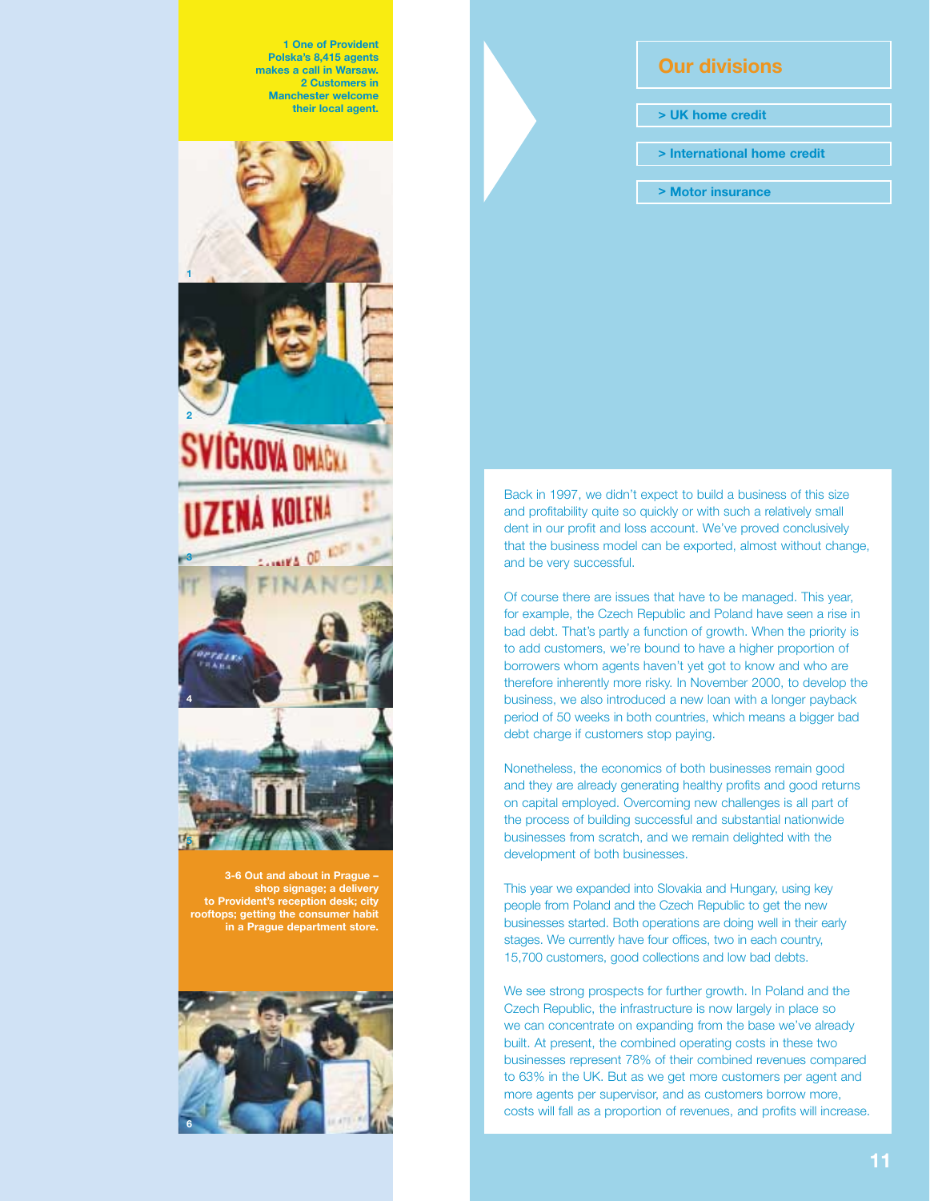1 One of Provident Polska's 8,415 agents makes a call in Warsaw.
2 Customers in Manchester welcome their local agent.

3-6 Out and about in Prague – shop signage; a delivery to Provident's reception desk; city rooftops; getting the consumer habit in a Prague department store.

## Our divisions

> UK home credit

> International home credit

> Motor insurance

Back in 1997, we didn't expect to build a business of this size and profitability quite so quickly or with such a relatively small dent in our profit and loss account. We've proved conclusively that the business model can be exported, almost without change, and be very successful.

Of course there are issues that have to be managed. This year, for example, the Czech Republic and Poland have seen a rise in bad debt. That's partly a function of growth. When the priority is to add customers, we're bound to have a higher proportion of borrowers whom agents haven't yet got to know and who are therefore inherently more risky. In November 2000, to develop the business, we also introduced a new loan with a longer payback period of 50 weeks in both countries, which means a bigger bad debt charge if customers stop paying.

Nonetheless, the economics of both businesses remain good and they are already generating healthy profits and good returns on capital employed. Overcoming new challenges is all part of the process of building successful and substantial nationwide businesses from scratch, and we remain delighted with the development of both businesses.

This year we expanded into Slovakia and Hungary, using key people from Poland and the Czech Republic to get the new businesses started. Both operations are doing well in their early stages. We currently have four offices, two in each country, 15,700 customers, good collections and low bad debts.

We see strong prospects for further growth. In Poland and the Czech Republic, the infrastructure is now largely in place so we can concentrate on expanding from the base we've already built. At present, the combined operating costs in these two businesses represent 78% of their combined revenues compared to 63% in the UK. But as we get more customers per agent and more agents per supervisor, and as customers borrow more, costs will fall as a proportion of revenues, and profits will increase.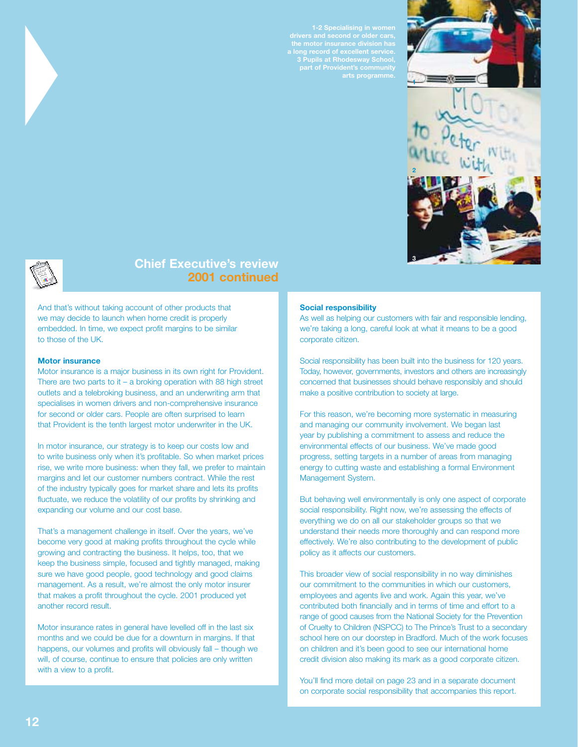1-2 Specialising in women drivers and second or older cars, the motor insurance division has a long record of excellent service.
3 Pupils at Rhodesway School, part of Provident's community arts programme.

## Chief Executive's review 2001 continued

And that's without taking account of other products that we may decide to launch when home credit is properly embedded. In time, we expect profit margins to be similar to those of the UK.

**Motor insurance**

Motor insurance is a major business in its own right for Provident. There are two parts to it – a broking operation with 88 high street outlets and a telebroking business, and an underwriting arm that specialises in women drivers and non-comprehensive insurance for second or older cars. People are often surprised to learn that Provident is the tenth largest motor underwriter in the UK.

In motor insurance, our strategy is to keep our costs low and to write business only when it's profitable. So when market prices rise, we write more business: when they fall, we prefer to maintain margins and let our customer numbers contract. While the rest of the industry typically goes for market share and lets its profits fluctuate, we reduce the volatility of our profits by shrinking and expanding our volume and our cost base.

That's a management challenge in itself. Over the years, we've become very good at making profits throughout the cycle while growing and contracting the business. It helps, too, that we keep the business simple, focused and tightly managed, making sure we have good people, good technology and good claims management. As a result, we're almost the only motor insurer that makes a profit throughout the cycle. 2001 produced yet another record result.

Motor insurance rates in general have levelled off in the last six months and we could be due for a downturn in margins. If that happens, our volumes and profits will obviously fall – though we will, of course, continue to ensure that policies are only written with a view to a profit.

**Social responsibility**

As well as helping our customers with fair and responsible lending, we're taking a long, careful look at what it means to be a good corporate citizen.

Social responsibility has been built into the business for 120 years. Today, however, governments, investors and others are increasingly concerned that businesses should behave responsibly and should make a positive contribution to society at large.

For this reason, we're becoming more systematic in measuring and managing our community involvement. We began last year by publishing a commitment to assess and reduce the environmental effects of our business. We've made good progress, setting targets in a number of areas from managing energy to cutting waste and establishing a formal Environment Management System.

But behaving well environmentally is only one aspect of corporate social responsibility. Right now, we're assessing the effects of everything we do on all our stakeholder groups so that we understand their needs more thoroughly and can respond more effectively. We're also contributing to the development of public policy as it affects our customers.

This broader view of social responsibility in no way diminishes our commitment to the communities in which our customers, employees and agents live and work. Again this year, we've contributed both financially and in terms of time and effort to a range of good causes from the National Society for the Prevention of Cruelty to Children (NSPCC) to The Prince's Trust to a secondary school here on our doorstep in Bradford. Much of the work focuses on children and it's been good to see our international home credit division also making its mark as a good corporate citizen.

You'll find more detail on page 23 and in a separate document on corporate social responsibility that accompanies this report.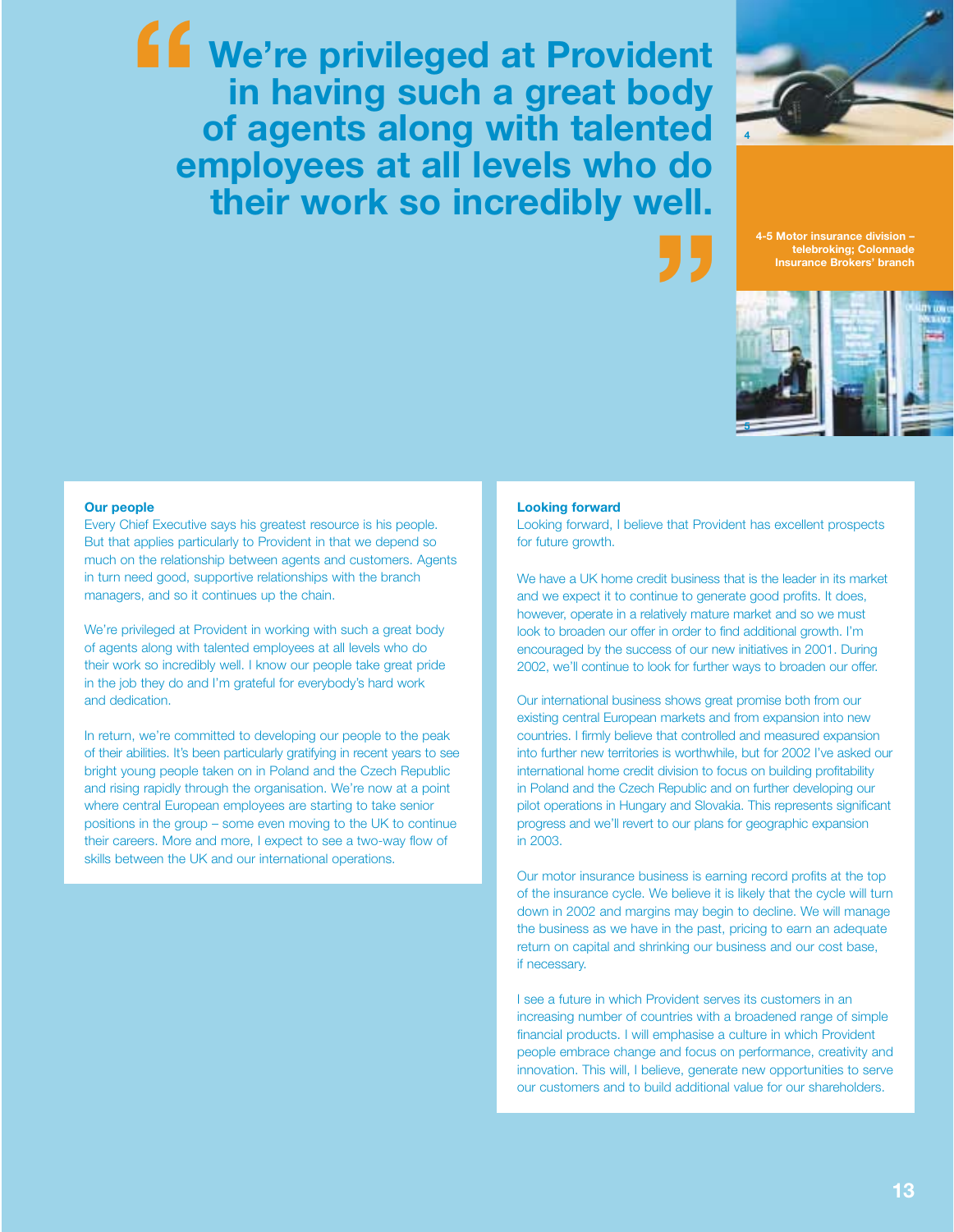> "We're privileged at Provident in having such a great body of agents along with talented employees at all levels who do their work so incredibly well."

4-5 Motor insurance division – telebroking; Colonnade Insurance Brokers' branch

**Our people**

Every Chief Executive says his greatest resource is his people. But that applies particularly to Provident in that we depend so much on the relationship between agents and customers. Agents in turn need good, supportive relationships with the branch managers, and so it continues up the chain.

We're privileged at Provident in working with such a great body of agents along with talented employees at all levels who do their work so incredibly well. I know our people take great pride in the job they do and I'm grateful for everybody's hard work and dedication.

In return, we're committed to developing our people to the peak of their abilities. It's been particularly gratifying in recent years to see bright young people taken on in Poland and the Czech Republic and rising rapidly through the organisation. We're now at a point where central European employees are starting to take senior positions in the group – some even moving to the UK to continue their careers. More and more, I expect to see a two-way flow of skills between the UK and our international operations.

**Looking forward**

Looking forward, I believe that Provident has excellent prospects for future growth.

We have a UK home credit business that is the leader in its market and we expect it to continue to generate good profits. It does, however, operate in a relatively mature market and so we must look to broaden our offer in order to find additional growth. I'm encouraged by the success of our new initiatives in 2001. During 2002, we'll continue to look for further ways to broaden our offer.

Our international business shows great promise both from our existing central European markets and from expansion into new countries. I firmly believe that controlled and measured expansion into further new territories is worthwhile, but for 2002 I've asked our international home credit division to focus on building profitability in Poland and the Czech Republic and on further developing our pilot operations in Hungary and Slovakia. This represents significant progress and we'll revert to our plans for geographic expansion in 2003.

Our motor insurance business is earning record profits at the top of the insurance cycle. We believe it is likely that the cycle will turn down in 2002 and margins may begin to decline. We will manage the business as we have in the past, pricing to earn an adequate return on capital and shrinking our business and our cost base, if necessary.

I see a future in which Provident serves its customers in an increasing number of countries with a broadened range of simple financial products. I will emphasise a culture in which Provident people embrace change and focus on performance, creativity and innovation. This will, I believe, generate new opportunities to serve our customers and to build additional value for our shareholders.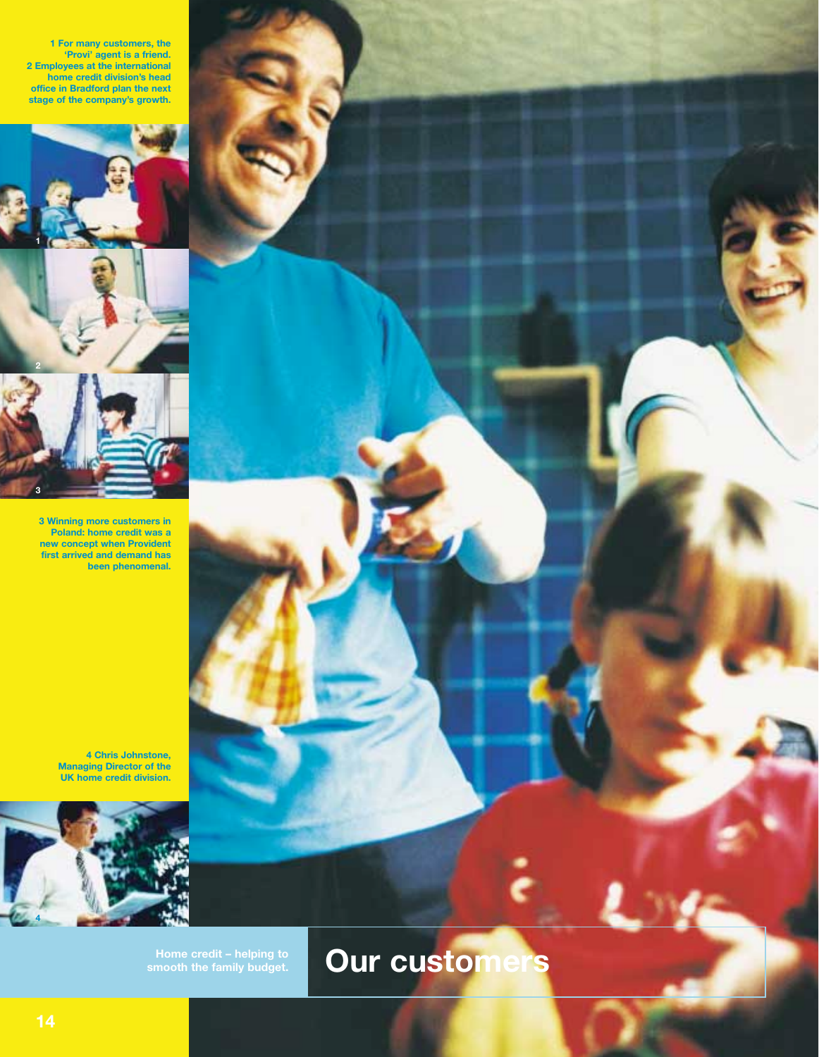1 For many customers, the 'Provi' agent is a friend.
2 Employees at the international home credit division's head office in Bradford plan the next stage of the company's growth.

3 Winning more customers in Poland: home credit was a new concept when Provident first arrived and demand has been phenomenal.

4 Chris Johnstone, Managing Director of the UK home credit division.

Home credit – helping to smooth the family budget.

# Our customers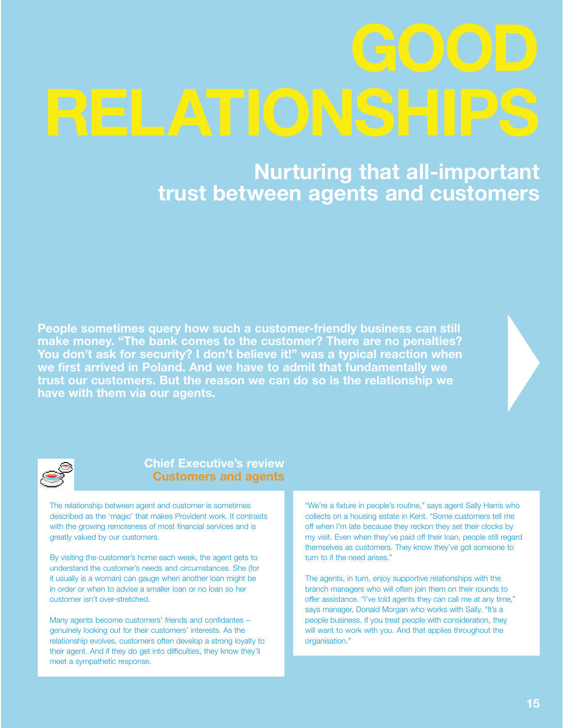# GOOD RELATIONSHIPS

## Nurturing that all-important trust between agents and customers

**People sometimes query how such a customer-friendly business can still make money. "The bank comes to the customer? There are no penalties? You don't ask for security? I don't believe it!" was a typical reaction when we first arrived in Poland. And we have to admit that fundamentally we trust our customers. But the reason we can do so is the relationship we have with them via our agents.**

### Chief Executive's review
### Customers and agents

The relationship between agent and customer is sometimes described as the 'magic' that makes Provident work. It contrasts with the growing remoteness of most financial services and is greatly valued by our customers.

By visiting the customer's home each week, the agent gets to understand the customer's needs and circumstances. She (for it usually is a woman) can gauge when another loan might be in order or when to advise a smaller loan or no loan so her customer isn't over-stretched.

Many agents become customers' friends and confidantes – genuinely looking out for their customers' interests. As the relationship evolves, customers often develop a strong loyalty to their agent. And if they do get into difficulties, they know they'll meet a sympathetic response.

"We're a fixture in people's routine," says agent Sally Harris who collects on a housing estate in Kent. "Some customers tell me off when I'm late because they reckon they set their clocks by my visit. Even when they've paid off their loan, people still regard themselves as customers. They know they've got someone to turn to if the need arises."

The agents, in turn, enjoy supportive relationships with the branch managers who will often join them on their rounds to offer assistance. "I've told agents they can call me at any time," says manager, Donald Morgan who works with Sally. "It's a people business. If you treat people with consideration, they will want to work with you. And that applies throughout the organisation."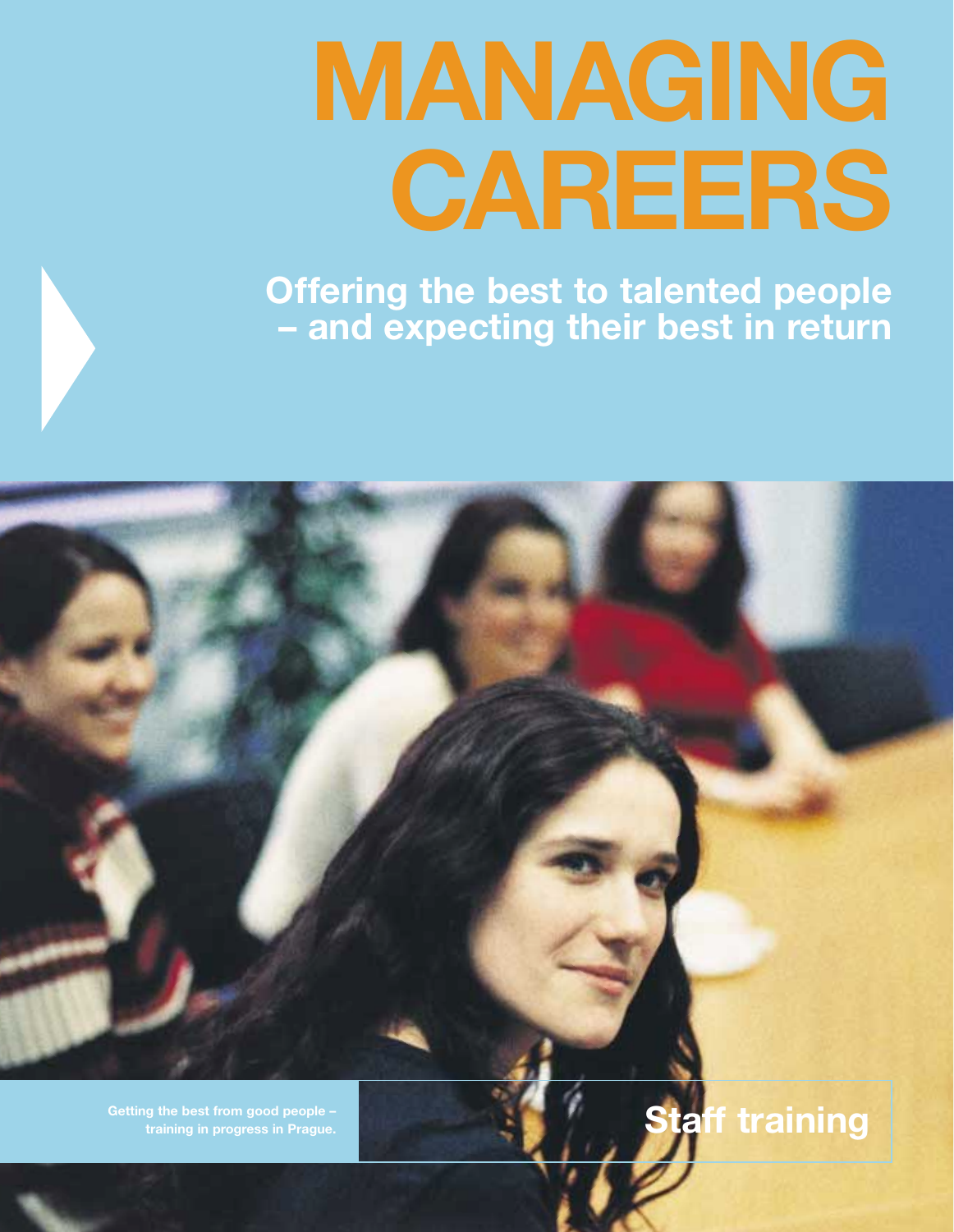# MANAGING CAREERS

## Offering the best to talented people – and expecting their best in return

Getting the best from good people – training in progress in Prague.

**Staff training**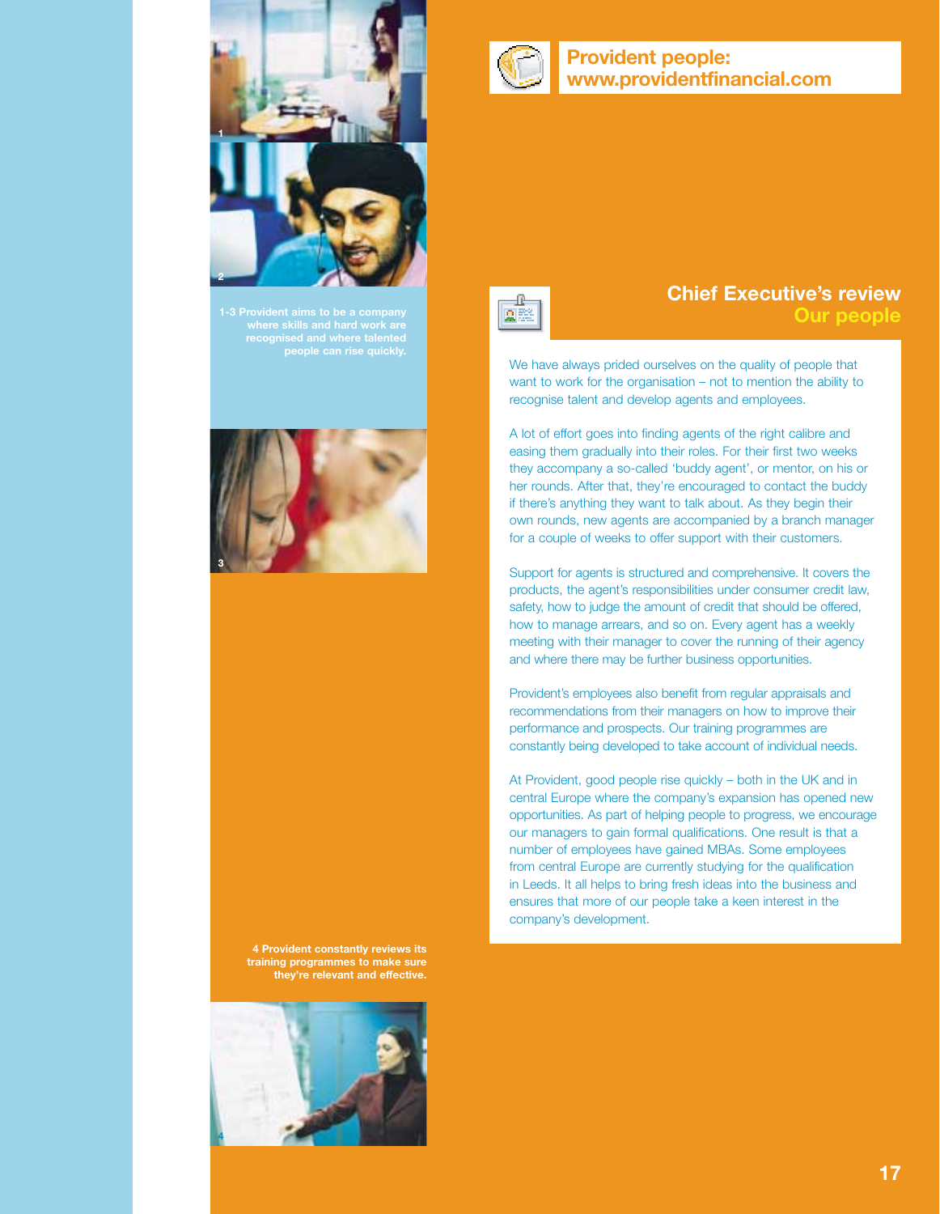## Provident people: www.providentfinancial.com

1-3 Provident aims to be a company where skills and hard work are recognised and where talented people can rise quickly.

# Chief Executive's review
## Our people

We have always prided ourselves on the quality of people that want to work for the organisation – not to mention the ability to recognise talent and develop agents and employees.

A lot of effort goes into finding agents of the right calibre and easing them gradually into their roles. For their first two weeks they accompany a so-called 'buddy agent', or mentor, on his or her rounds. After that, they're encouraged to contact the buddy if there's anything they want to talk about. As they begin their own rounds, new agents are accompanied by a branch manager for a couple of weeks to offer support with their customers.

Support for agents is structured and comprehensive. It covers the products, the agent's responsibilities under consumer credit law, safety, how to judge the amount of credit that should be offered, how to manage arrears, and so on. Every agent has a weekly meeting with their manager to cover the running of their agency and where there may be further business opportunities.

Provident's employees also benefit from regular appraisals and recommendations from their managers on how to improve their performance and prospects. Our training programmes are constantly being developed to take account of individual needs.

At Provident, good people rise quickly – both in the UK and in central Europe where the company's expansion has opened new opportunities. As part of helping people to progress, we encourage our managers to gain formal qualifications. One result is that a number of employees have gained MBAs. Some employees from central Europe are currently studying for the qualification in Leeds. It all helps to bring fresh ideas into the business and ensures that more of our people take a keen interest in the company's development.

4 Provident constantly reviews its training programmes to make sure they're relevant and effective.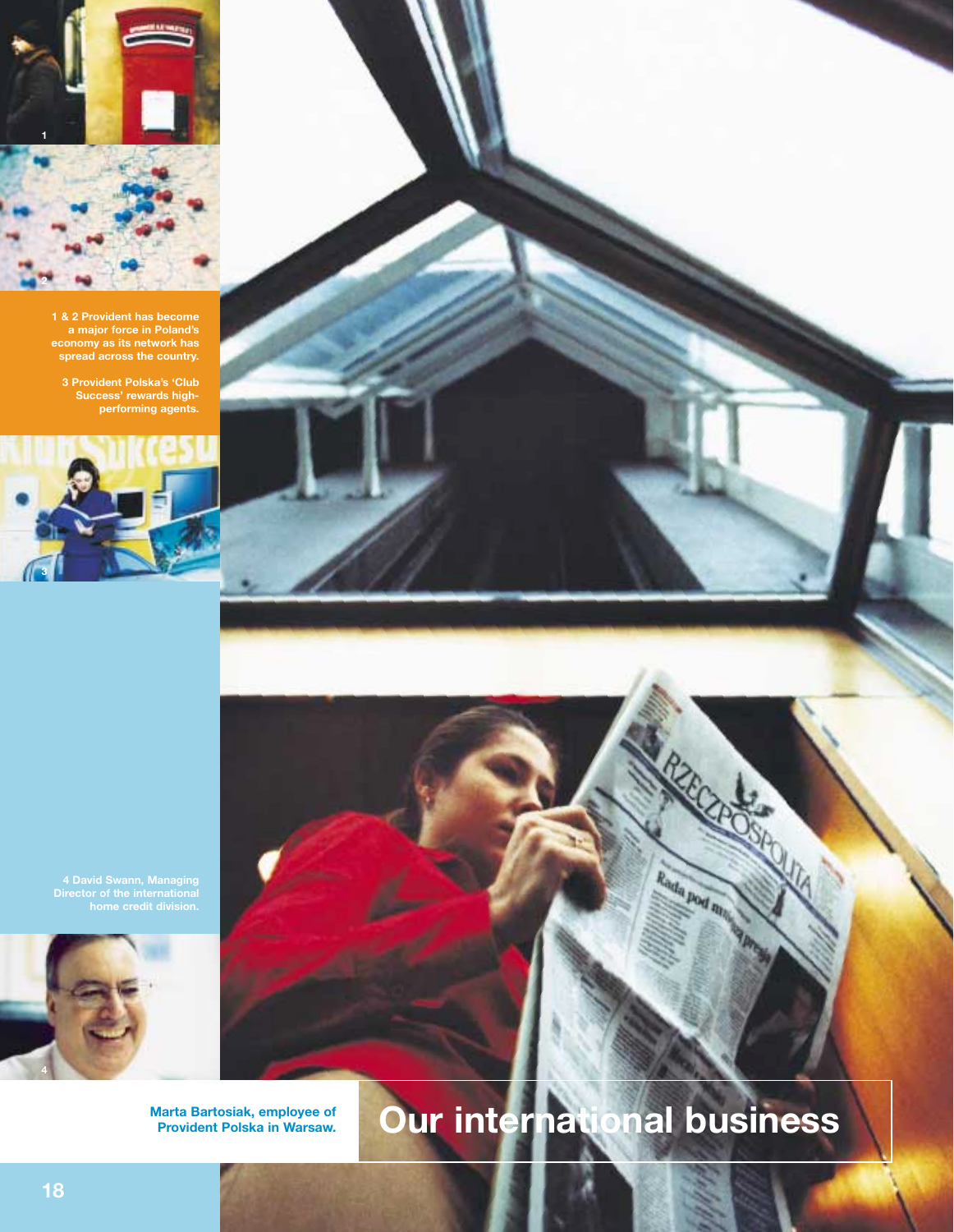1 & 2 Provident has become a major force in Poland's economy as its network has spread across the country.

3 Provident Polska's 'Club Success' rewards high-performing agents.

4 David Swann, Managing Director of the international home credit division.

Marta Bartosiak, employee of Provident Polska in Warsaw.

# Our international business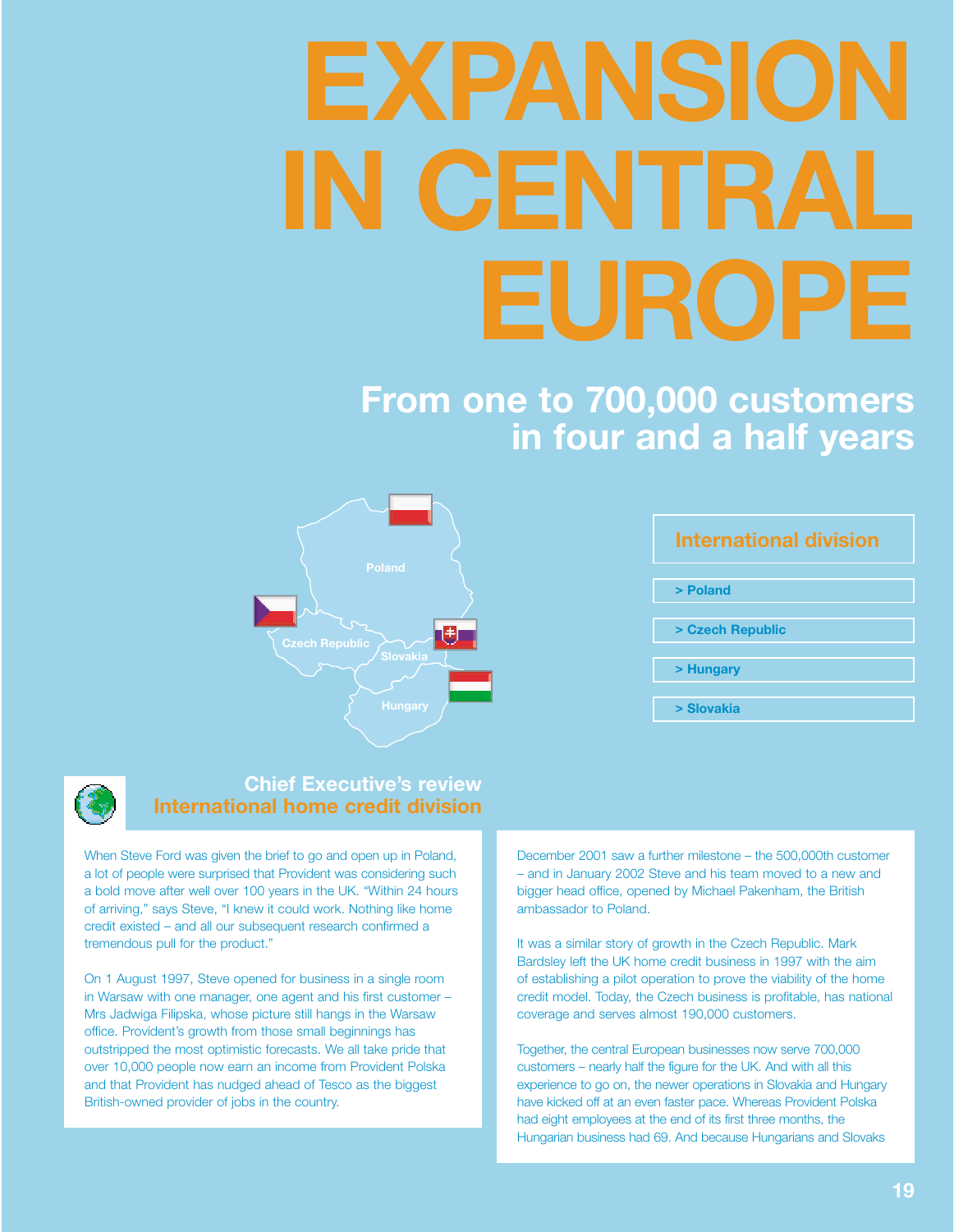# EXPANSION IN CENTRAL EUROPE

## From one to 700,000 customers in four and a half years

Poland

Czech Republic

Slovakia

Hungary

**International division**

- > Poland
- > Czech Republic
- > Hungary
- > Slovakia

### Chief Executive's review
### International home credit division

When Steve Ford was given the brief to go and open up in Poland, a lot of people were surprised that Provident was considering such a bold move after well over 100 years in the UK. "Within 24 hours of arriving," says Steve, "I knew it could work. Nothing like home credit existed – and all our subsequent research confirmed a tremendous pull for the product."

On 1 August 1997, Steve opened for business in a single room in Warsaw with one manager, one agent and his first customer – Mrs Jadwiga Filipska, whose picture still hangs in the Warsaw office. Provident's growth from those small beginnings has outstripped the most optimistic forecasts. We all take pride that over 10,000 people now earn an income from Provident Polska and that Provident has nudged ahead of Tesco as the biggest British-owned provider of jobs in the country.

December 2001 saw a further milestone – the 500,000th customer – and in January 2002 Steve and his team moved to a new and bigger head office, opened by Michael Pakenham, the British ambassador to Poland.

It was a similar story of growth in the Czech Republic. Mark Bardsley left the UK home credit business in 1997 with the aim of establishing a pilot operation to prove the viability of the home credit model. Today, the Czech business is profitable, has national coverage and serves almost 190,000 customers.

Together, the central European businesses now serve 700,000 customers – nearly half the figure for the UK. And with all this experience to go on, the newer operations in Slovakia and Hungary have kicked off at an even faster pace. Whereas Provident Polska had eight employees at the end of its first three months, the Hungarian business had 69. And because Hungarians and Slovaks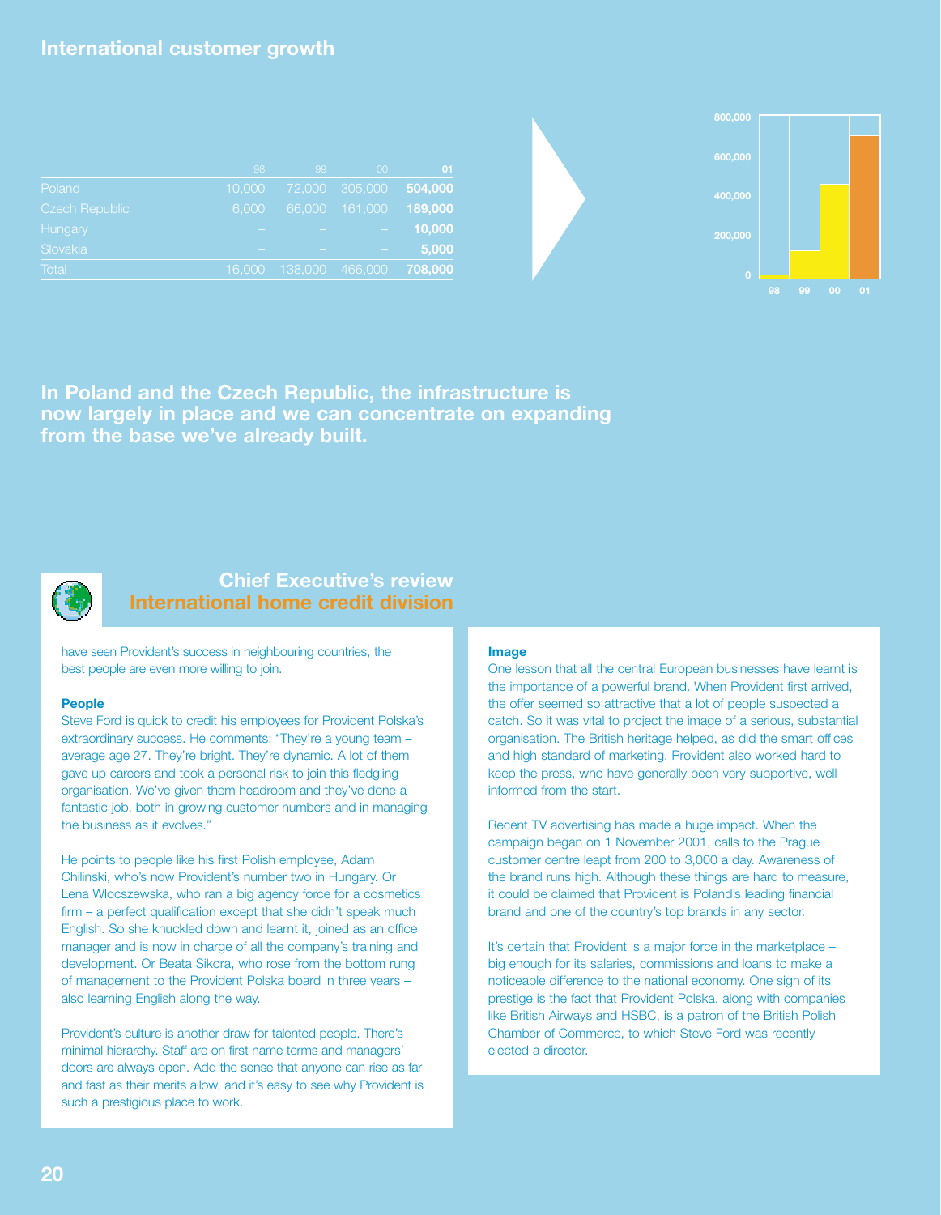## International customer growth

| | 98 | 99 | 00 | 01 |
|---|---|---|---|---|
| Poland | 10,000 | 72,000 | 305,000 | **504,000** |
| Czech Republic | 6,000 | 66,000 | 161,000 | **189,000** |
| Hungary | – | – | – | **10,000** |
| Slovakia | – | – | – | **5,000** |
| Total | 16,000 | 138,000 | 466,000 | **708,000** |

**In Poland and the Czech Republic, the infrastructure is now largely in place and we can concentrate on expanding from the base we've already built.**

## Chief Executive's review
## International home credit division

have seen Provident's success in neighbouring countries, the best people are even more willing to join.

**People**

Steve Ford is quick to credit his employees for Provident Polska's extraordinary success. He comments: "They're a young team – average age 27. They're bright. They're dynamic. A lot of them gave up careers and took a personal risk to join this fledgling organisation. We've given them headroom and they've done a fantastic job, both in growing customer numbers and in managing the business as it evolves."

He points to people like his first Polish employee, Adam Chilinski, who's now Provident's number two in Hungary. Or Lena Wloczszewska, who ran a big agency force for a cosmetics firm – a perfect qualification except that she didn't speak much English. So she knuckled down and learnt it, joined as an office manager and is now in charge of all the company's training and development. Or Beata Sikora, who rose from the bottom rung of management to the Provident Polska board in three years – also learning English along the way.

Provident's culture is another draw for talented people. There's minimal hierarchy. Staff are on first name terms and managers' doors are always open. Add the sense that anyone can rise as far and fast as their merits allow, and it's easy to see why Provident is such a prestigious place to work.

**Image**

One lesson that all the central European businesses have learnt is the importance of a powerful brand. When Provident first arrived, the offer seemed so attractive that a lot of people suspected a catch. So it was vital to project the image of a serious, substantial organisation. The British heritage helped, as did the smart offices and high standard of marketing. Provident also worked hard to keep the press, who have generally been very supportive, well-informed from the start.

Recent TV advertising has made a huge impact. When the campaign began on 1 November 2001, calls to the Prague customer centre leapt from 200 to 3,000 a day. Awareness of the brand runs high. Although these things are hard to measure, it could be claimed that Provident is Poland's leading financial brand and one of the country's top brands in any sector.

It's certain that Provident is a major force in the marketplace – big enough for its salaries, commissions and loans to make a noticeable difference to the national economy. One sign of its prestige is the fact that Provident Polska, along with companies like British Airways and HSBC, is a patron of the British Polish Chamber of Commerce, to which Steve Ford was recently elected a director.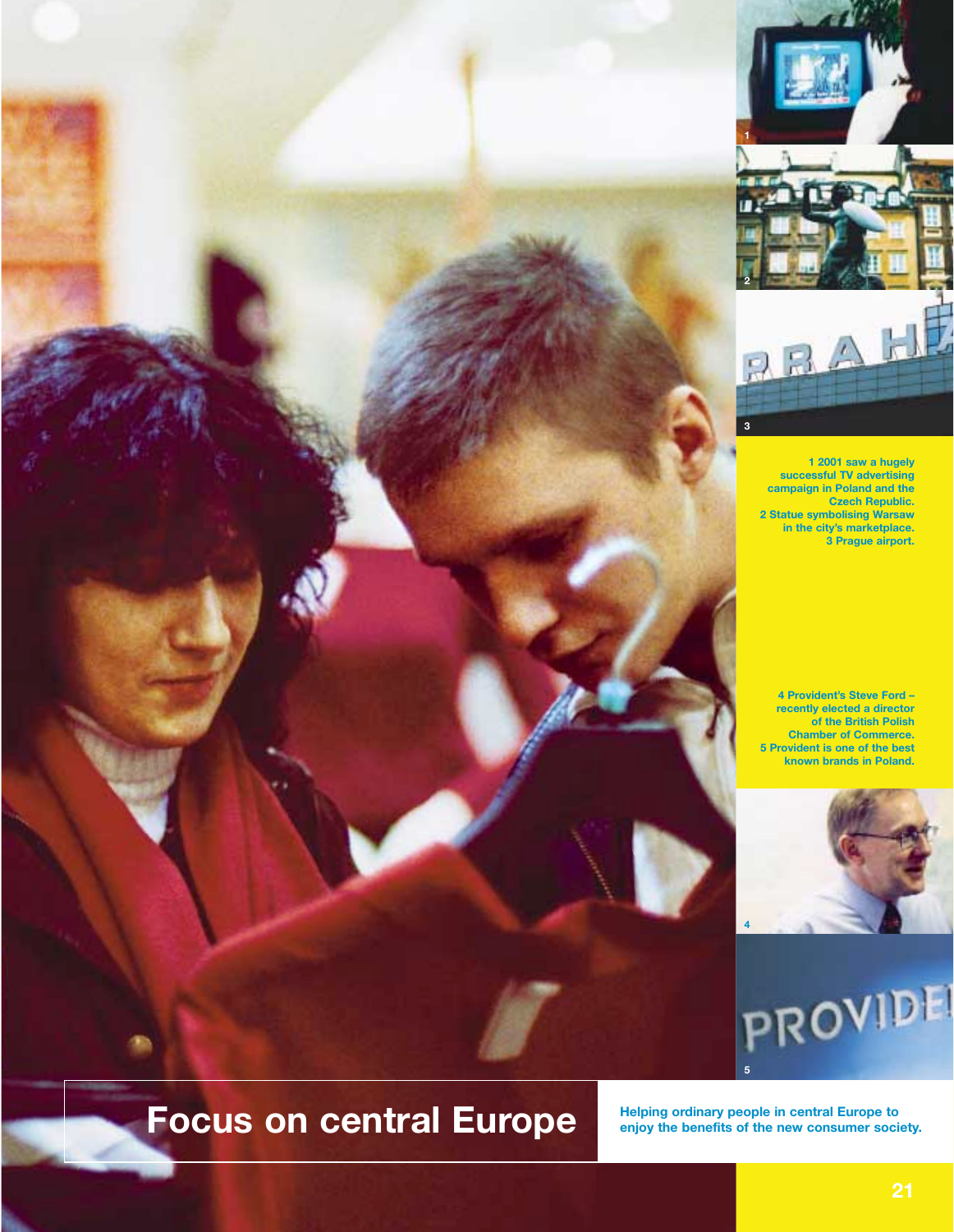# Focus on central Europe

Helping ordinary people in central Europe to enjoy the benefits of the new consumer society.

1 2001 saw a hugely successful TV advertising campaign in Poland and the Czech Republic.
2 Statue symbolising Warsaw in the city's marketplace.
3 Prague airport.

4 Provident's Steve Ford – recently elected a director of the British Polish Chamber of Commerce.
5 Provident is one of the best known brands in Poland.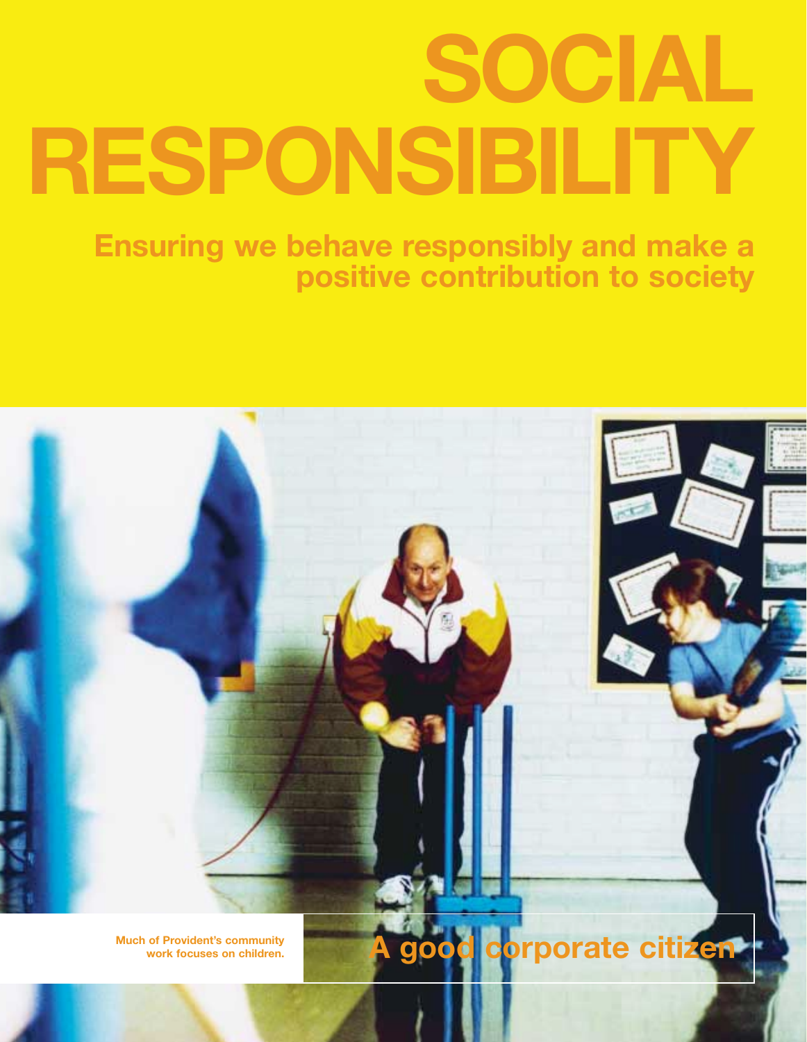# SOCIAL RESPONSIBILITY

## Ensuring we behave responsibly and make a positive contribution to society

Much of Provident's community work focuses on children.

## A good corporate citizen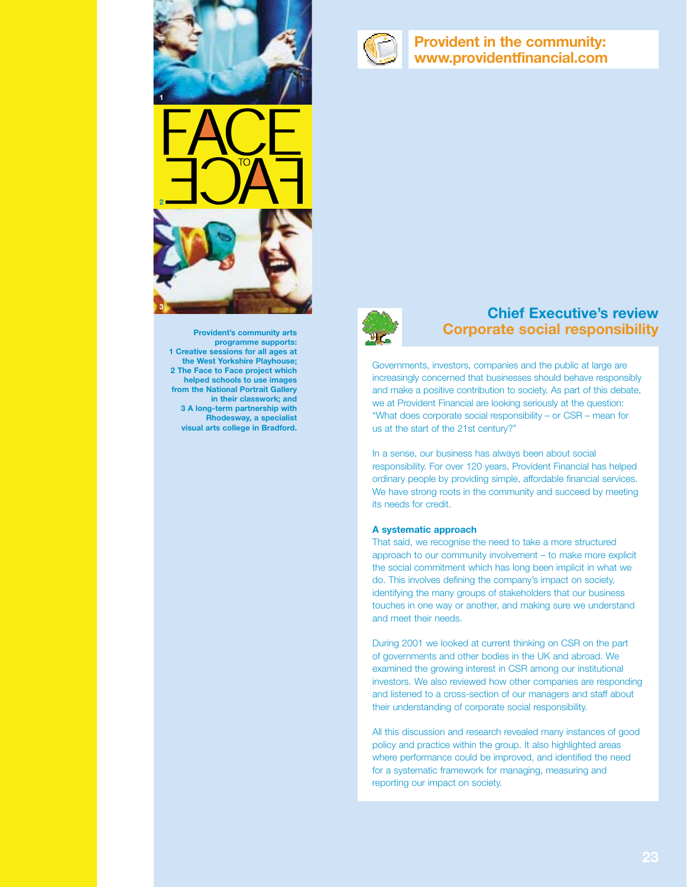**Provident in the community: www.providentfinancial.com**

**Provident's community arts programme supports:**
**1 Creative sessions for all ages at the West Yorkshire Playhouse;**
**2 The Face to Face project which helped schools to use images from the National Portrait Gallery in their classwork; and**
**3 A long-term partnership with Rhodesway, a specialist visual arts college in Bradford.**

## Chief Executive's review
## Corporate social responsibility

Governments, investors, companies and the public at large are increasingly concerned that businesses should behave responsibly and make a positive contribution to society. As part of this debate, we at Provident Financial are looking seriously at the question: "What does corporate social responsibility – or CSR – mean for us at the start of the 21st century?"

In a sense, our business has always been about social responsibility. For over 120 years, Provident Financial has helped ordinary people by providing simple, affordable financial services. We have strong roots in the community and succeed by meeting its needs for credit.

### A systematic approach

That said, we recognise the need to take a more structured approach to our community involvement – to make more explicit the social commitment which has long been implicit in what we do. This involves defining the company's impact on society, identifying the many groups of stakeholders that our business touches in one way or another, and making sure we understand and meet their needs.

During 2001 we looked at current thinking on CSR on the part of governments and other bodies in the UK and abroad. We examined the growing interest in CSR among our institutional investors. We also reviewed how other companies are responding and listened to a cross-section of our managers and staff about their understanding of corporate social responsibility.

All this discussion and research revealed many instances of good policy and practice within the group. It also highlighted areas where performance could be improved, and identified the need for a systematic framework for managing, measuring and reporting our impact on society.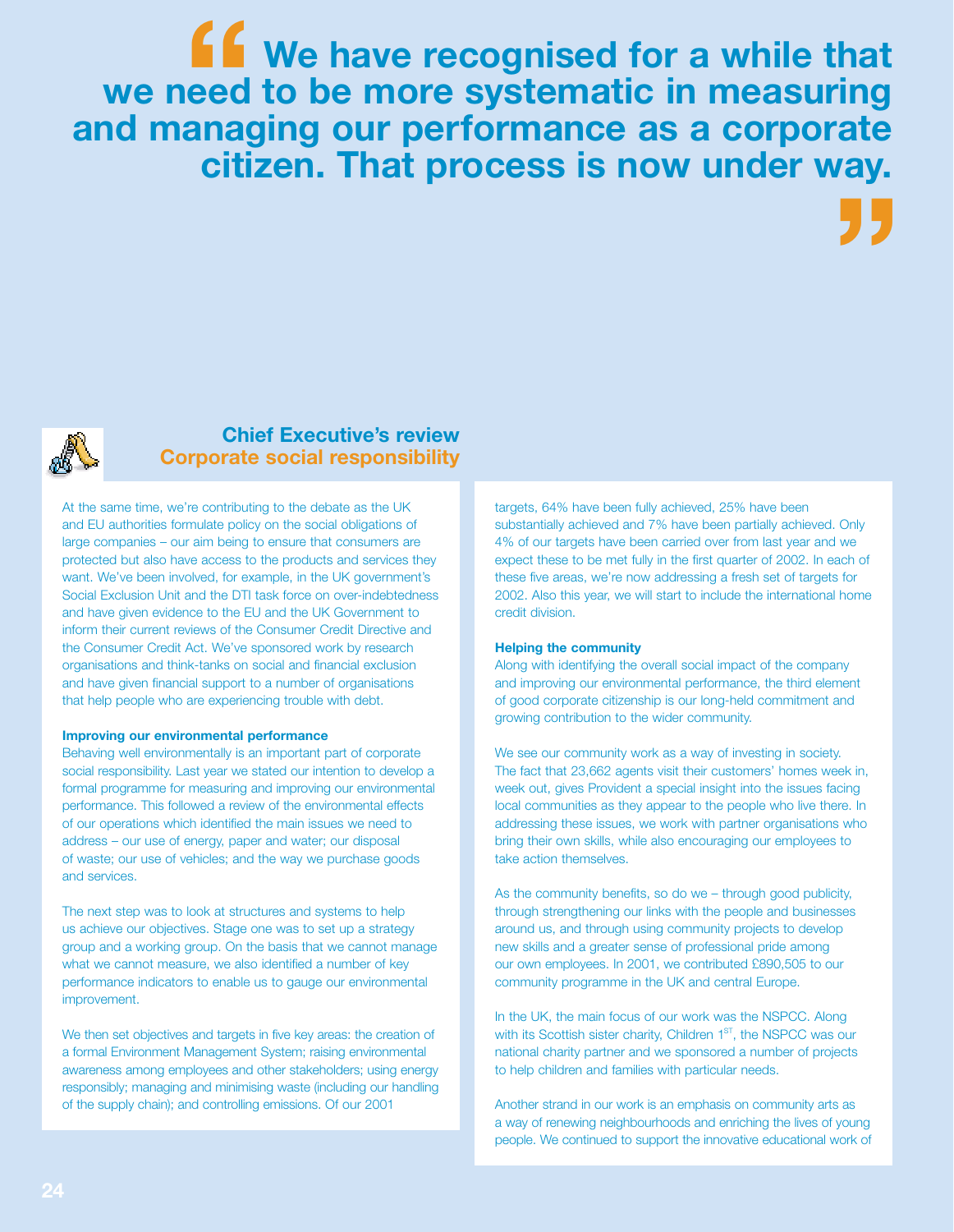> **"We have recognised for a while that we need to be more systematic in measuring and managing our performance as a corporate citizen. That process is now under way."**

## Chief Executive's review
## Corporate social responsibility

At the same time, we're contributing to the debate as the UK and EU authorities formulate policy on the social obligations of large companies – our aim being to ensure that consumers are protected but also have access to the products and services they want. We've been involved, for example, in the UK government's Social Exclusion Unit and the DTI task force on over-indebtedness and have given evidence to the EU and the UK Government to inform their current reviews of the Consumer Credit Directive and the Consumer Credit Act. We've sponsored work by research organisations and think-tanks on social and financial exclusion and have given financial support to a number of organisations that help people who are experiencing trouble with debt.

**Improving our environmental performance**

Behaving well environmentally is an important part of corporate social responsibility. Last year we stated our intention to develop a formal programme for measuring and improving our environmental performance. This followed a review of the environmental effects of our operations which identified the main issues we need to address – our use of energy, paper and water; our disposal of waste; our use of vehicles; and the way we purchase goods and services.

The next step was to look at structures and systems to help us achieve our objectives. Stage one was to set up a strategy group and a working group. On the basis that we cannot manage what we cannot measure, we also identified a number of key performance indicators to enable us to gauge our environmental improvement.

We then set objectives and targets in five key areas: the creation of a formal Environment Management System; raising environmental awareness among employees and other stakeholders; using energy responsibly; managing and minimising waste (including our handling of the supply chain); and controlling emissions. Of our 2001 targets, 64% have been fully achieved, 25% have been substantially achieved and 7% have been partially achieved. Only 4% of our targets have been carried over from last year and we expect these to be met fully in the first quarter of 2002. In each of these five areas, we're now addressing a fresh set of targets for 2002. Also this year, we will start to include the international home credit division.

**Helping the community**

Along with identifying the overall social impact of the company and improving our environmental performance, the third element of good corporate citizenship is our long-held commitment and growing contribution to the wider community.

We see our community work as a way of investing in society. The fact that 23,662 agents visit their customers' homes week in, week out, gives Provident a special insight into the issues facing local communities as they appear to the people who live there. In addressing these issues, we work with partner organisations who bring their own skills, while also encouraging our employees to take action themselves.

As the community benefits, so do we – through good publicity, through strengthening our links with the people and businesses around us, and through using community projects to develop new skills and a greater sense of professional pride among our own employees. In 2001, we contributed £890,505 to our community programme in the UK and central Europe.

In the UK, the main focus of our work was the NSPCC. Along with its Scottish sister charity, Children 1ST, the NSPCC was our national charity partner and we sponsored a number of projects to help children and families with particular needs.

Another strand in our work is an emphasis on community arts as a way of renewing neighbourhoods and enriching the lives of young people. We continued to support the innovative educational work of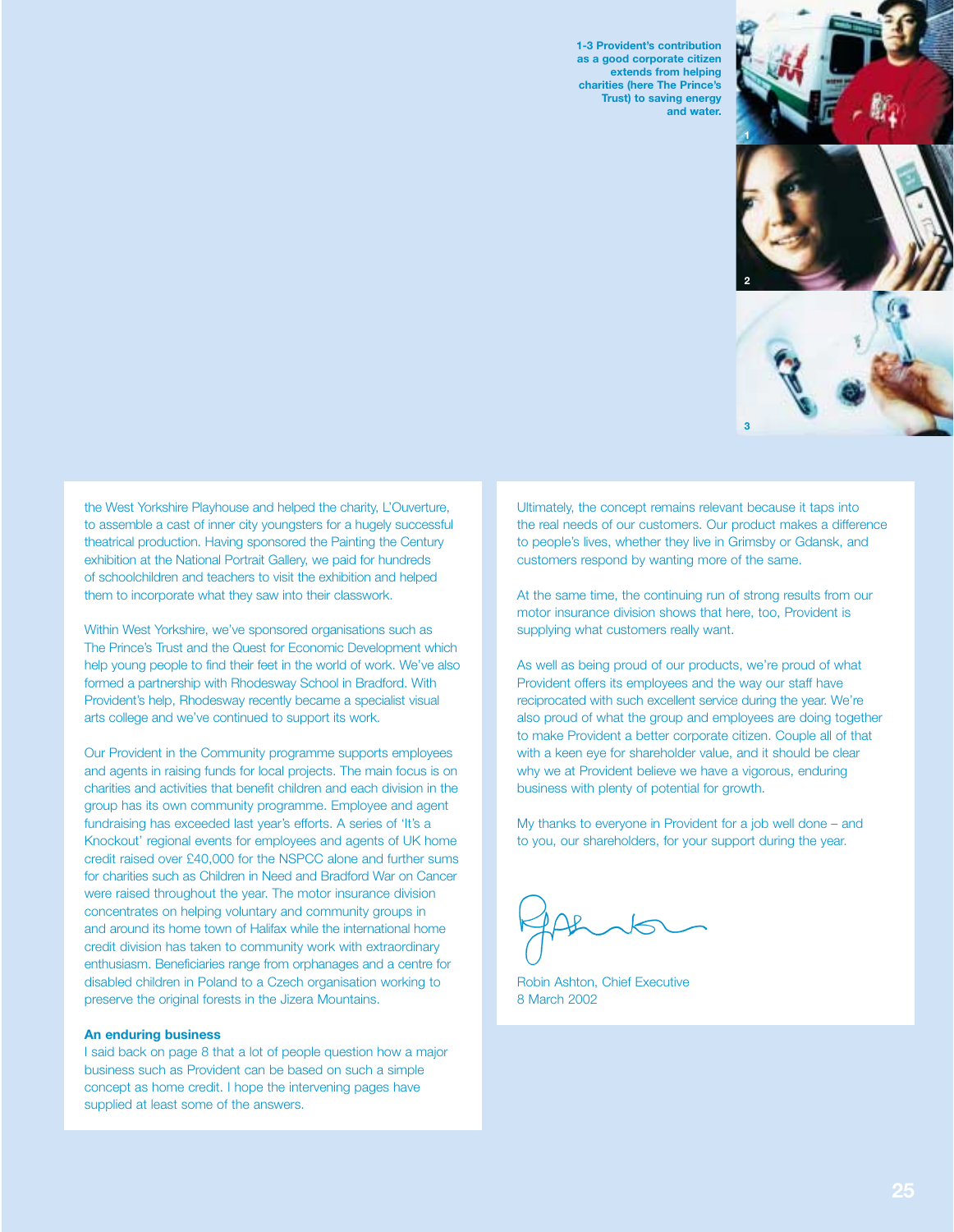**1-3 Provident's contribution as a good corporate citizen extends from helping charities (here The Prince's Trust) to saving energy and water.**

the West Yorkshire Playhouse and helped the charity, L'Ouverture, to assemble a cast of inner city youngsters for a hugely successful theatrical production. Having sponsored the Painting the Century exhibition at the National Portrait Gallery, we paid for hundreds of schoolchildren and teachers to visit the exhibition and helped them to incorporate what they saw into their classwork.

Within West Yorkshire, we've sponsored organisations such as The Prince's Trust and the Quest for Economic Development which help young people to find their feet in the world of work. We've also formed a partnership with Rhodesway School in Bradford. With Provident's help, Rhodesway recently became a specialist visual arts college and we've continued to support its work.

Our Provident in the Community programme supports employees and agents in raising funds for local projects. The main focus is on charities and activities that benefit children and each division in the group has its own community programme. Employee and agent fundraising has exceeded last year's efforts. A series of 'It's a Knockout' regional events for employees and agents of UK home credit raised over £40,000 for the NSPCC alone and further sums for charities such as Children in Need and Bradford War on Cancer were raised throughout the year. The motor insurance division concentrates on helping voluntary and community groups in and around its home town of Halifax while the international home credit division has taken to community work with extraordinary enthusiasm. Beneficiaries range from orphanages and a centre for disabled children in Poland to a Czech organisation working to preserve the original forests in the Jizera Mountains.

**An enduring business**

I said back on page 8 that a lot of people question how a major business such as Provident can be based on such a simple concept as home credit. I hope the intervening pages have supplied at least some of the answers.

Ultimately, the concept remains relevant because it taps into the real needs of our customers. Our product makes a difference to people's lives, whether they live in Grimsby or Gdansk, and customers respond by wanting more of the same.

At the same time, the continuing run of strong results from our motor insurance division shows that here, too, Provident is supplying what customers really want.

As well as being proud of our products, we're proud of what Provident offers its employees and the way our staff have reciprocated with such excellent service during the year. We're also proud of what the group and employees are doing together to make Provident a better corporate citizen. Couple all of that with a keen eye for shareholder value, and it should be clear why we at Provident believe we have a vigorous, enduring business with plenty of potential for growth.

My thanks to everyone in Provident for a job well done – and to you, our shareholders, for your support during the year.

Robin Ashton, Chief Executive
8 March 2002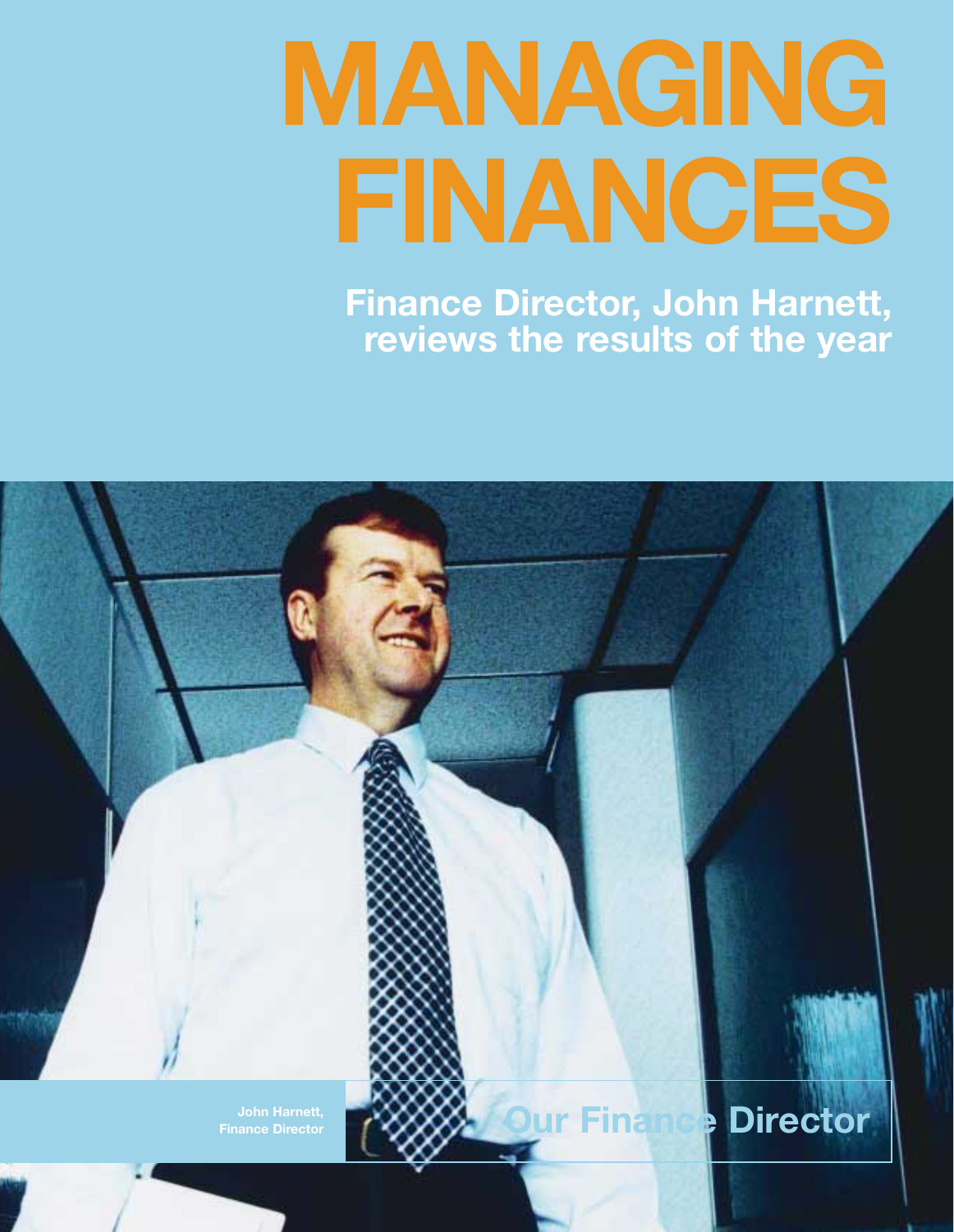# MANAGING FINANCES

**Finance Director, John Harnett, reviews the results of the year**

**John Harnett, Finance Director**

**Our Finance Director**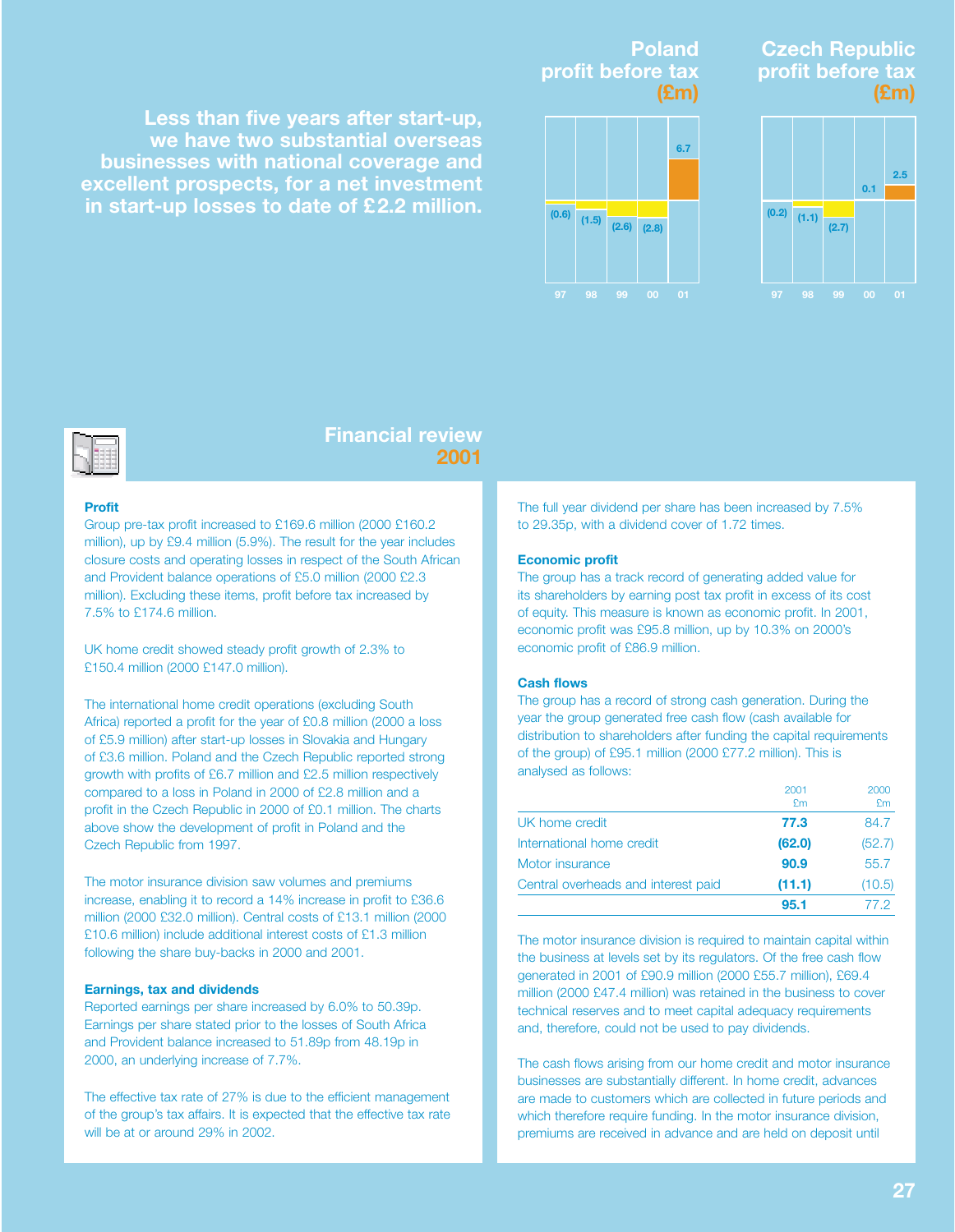Less than five years after start-up, we have two substantial overseas businesses with national coverage and excellent prospects, for a net investment in start-up losses to date of £2.2 million.

**Poland profit before tax (£m)**

| 97 | 98 | 99 | 00 | 01 |
|---|---|---|---|---|
| (0.6) | (1.5) | (2.6) | (2.8) | 6.7 |

**Czech Republic profit before tax (£m)**

| 97 | 98 | 99 | 00 | 01 |
|---|---|---|---|---|
| (0.2) | (1.1) | (2.7) | 0.1 | 2.5 |

# Financial review 2001

### Profit

Group pre-tax profit increased to £169.6 million (2000 £160.2 million), up by £9.4 million (5.9%). The result for the year includes closure costs and operating losses in respect of the South African and Provident balance operations of £5.0 million (2000 £2.3 million). Excluding these items, profit before tax increased by 7.5% to £174.6 million.

UK home credit showed steady profit growth of 2.3% to £150.4 million (2000 £147.0 million).

The international home credit operations (excluding South Africa) reported a profit for the year of £0.8 million (2000 a loss of £5.9 million) after start-up losses in Slovakia and Hungary of £3.6 million. Poland and the Czech Republic reported strong growth with profits of £6.7 million and £2.5 million respectively compared to a loss in Poland in 2000 of £2.8 million and a profit in the Czech Republic in 2000 of £0.1 million. The charts above show the development of profit in Poland and the Czech Republic from 1997.

The motor insurance division saw volumes and premiums increase, enabling it to record a 14% increase in profit to £36.6 million (2000 £32.0 million). Central costs of £13.1 million (2000 £10.6 million) include additional interest costs of £1.3 million following the share buy-backs in 2000 and 2001.

### Earnings, tax and dividends

Reported earnings per share increased by 6.0% to 50.39p. Earnings per share stated prior to the losses of South Africa and Provident balance increased to 51.89p from 48.19p in 2000, an underlying increase of 7.7%.

The effective tax rate of 27% is due to the efficient management of the group's tax affairs. It is expected that the effective tax rate will be at or around 29% in 2002.

The full year dividend per share has been increased by 7.5% to 29.35p, with a dividend cover of 1.72 times.

### Economic profit

The group has a track record of generating added value for its shareholders by earning post tax profit in excess of its cost of equity. This measure is known as economic profit. In 2001, economic profit was £95.8 million, up by 10.3% on 2000's economic profit of £86.9 million.

### Cash flows

The group has a record of strong cash generation. During the year the group generated free cash flow (cash available for distribution to shareholders after funding the capital requirements of the group) of £95.1 million (2000 £77.2 million). This is analysed as follows:

| | 2001 £m | 2000 £m |
|---|---|---|
| UK home credit | **77.3** | 84.7 |
| International home credit | **(62.0)** | (52.7) |
| Motor insurance | **90.9** | 55.7 |
| Central overheads and interest paid | **(11.1)** | (10.5) |
| | **95.1** | 77.2 |

The motor insurance division is required to maintain capital within the business at levels set by its regulators. Of the free cash flow generated in 2001 of £90.9 million (2000 £55.7 million), £69.4 million (2000 £47.4 million) was retained in the business to cover technical reserves and to meet capital adequacy requirements and, therefore, could not be used to pay dividends.

The cash flows arising from our home credit and motor insurance businesses are substantially different. In home credit, advances are made to customers which are collected in future periods and which therefore require funding. In the motor insurance division, premiums are received in advance and are held on deposit until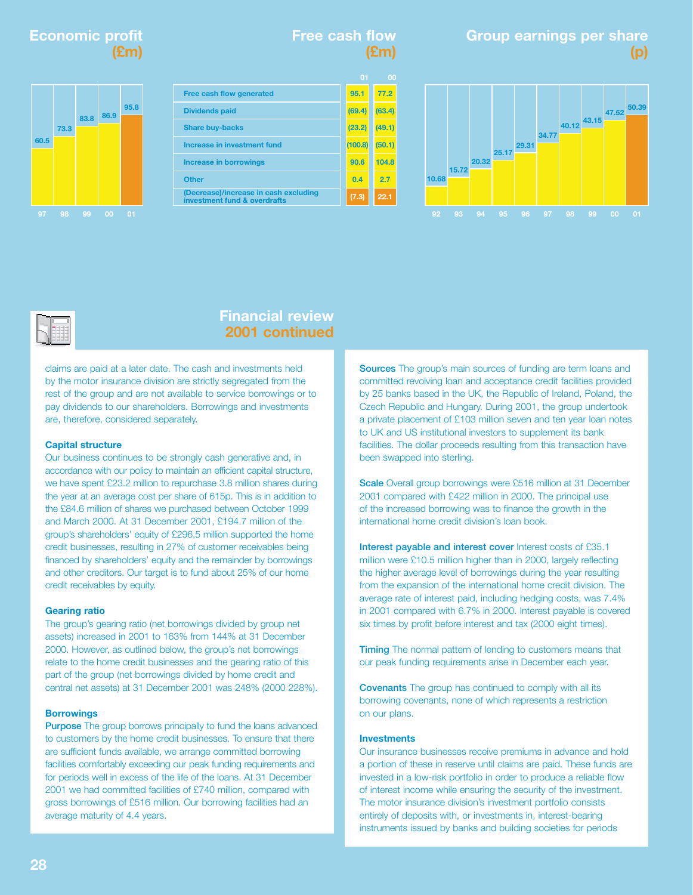## Economic profit (£m)

| Year | 97 | 98 | 99 | 00 | 01 |
|---|---|---|---|---|---|
| Economic profit (£m) | 60.5 | 73.3 | 83.8 | 86.9 | 95.8 |

## Free cash flow (£m)

| | 01 | 00 |
|---|---|---|
| Free cash flow generated | 95.1 | 77.2 |
| Dividends paid | (69.4) | (63.4) |
| Share buy-backs | (23.2) | (49.1) |
| Increase in investment fund | (100.8) | (50.1) |
| Increase in borrowings | 90.6 | 104.8 |
| Other | 0.4 | 2.7 |
| (Decrease)/increase in cash excluding investment fund & overdrafts | (7.3) | 22.1 |

## Group earnings per share (p)

| Year | 92 | 93 | 94 | 95 | 96 | 97 | 98 | 99 | 00 | 01 |
|---|---|---|---|---|---|---|---|---|---|---|
| Earnings per share (p) | 10.68 | 15.72 | 20.32 | 25.17 | 29.31 | 34.77 | 40.12 | 43.15 | 47.52 | 50.39 |

# Financial review 2001 continued

claims are paid at a later date. The cash and investments held by the motor insurance division are strictly segregated from the rest of the group and are not available to service borrowings or to pay dividends to our shareholders. Borrowings and investments are, therefore, considered separately.

### Capital structure

Our business continues to be strongly cash generative and, in accordance with our policy to maintain an efficient capital structure, we have spent £23.2 million to repurchase 3.8 million shares during the year at an average cost per share of 615p. This is in addition to the £84.6 million of shares we purchased between October 1999 and March 2000. At 31 December 2001, £194.7 million of the group's shareholders' equity of £296.5 million supported the home credit businesses, resulting in 27% of customer receivables being financed by shareholders' equity and the remainder by borrowings and other creditors. Our target is to fund about 25% of our home credit receivables by equity.

### Gearing ratio

The group's gearing ratio (net borrowings divided by group net assets) increased in 2001 to 163% from 144% at 31 December 2000. However, as outlined below, the group's net borrowings relate to the home credit businesses and the gearing ratio of this part of the group (net borrowings divided by home credit and central net assets) at 31 December 2001 was 248% (2000 228%).

### Borrowings

**Purpose** The group borrows principally to fund the loans advanced to customers by the home credit businesses. To ensure that there are sufficient funds available, we arrange committed borrowing facilities comfortably exceeding our peak funding requirements and for periods well in excess of the life of the loans. At 31 December 2001 we had committed facilities of £740 million, compared with gross borrowings of £516 million. Our borrowing facilities had an average maturity of 4.4 years.

**Sources** The group's main sources of funding are term loans and committed revolving loan and acceptance credit facilities provided by 25 banks based in the UK, the Republic of Ireland, Poland, the Czech Republic and Hungary. During 2001, the group undertook a private placement of £103 million seven and ten year loan notes to UK and US institutional investors to supplement its bank facilities. The dollar proceeds resulting from this transaction have been swapped into sterling.

**Scale** Overall group borrowings were £516 million at 31 December 2001 compared with £422 million in 2000. The principal use of the increased borrowing was to finance the growth in the international home credit division's loan book.

**Interest payable and interest cover** Interest costs of £35.1 million were £10.5 million higher than in 2000, largely reflecting the higher average level of borrowings during the year resulting from the expansion of the international home credit division. The average rate of interest paid, including hedging costs, was 7.4% in 2001 compared with 6.7% in 2000. Interest payable is covered six times by profit before interest and tax (2000 eight times).

**Timing** The normal pattern of lending to customers means that our peak funding requirements arise in December each year.

**Covenants** The group has continued to comply with all its borrowing covenants, none of which represents a restriction on our plans.

### Investments

Our insurance businesses receive premiums in advance and hold a portion of these in reserve until claims are paid. These funds are invested in a low-risk portfolio in order to produce a reliable flow of interest income while ensuring the security of the investment. The motor insurance division's investment portfolio consists entirely of deposits with, or investments in, interest-bearing instruments issued by banks and building societies for periods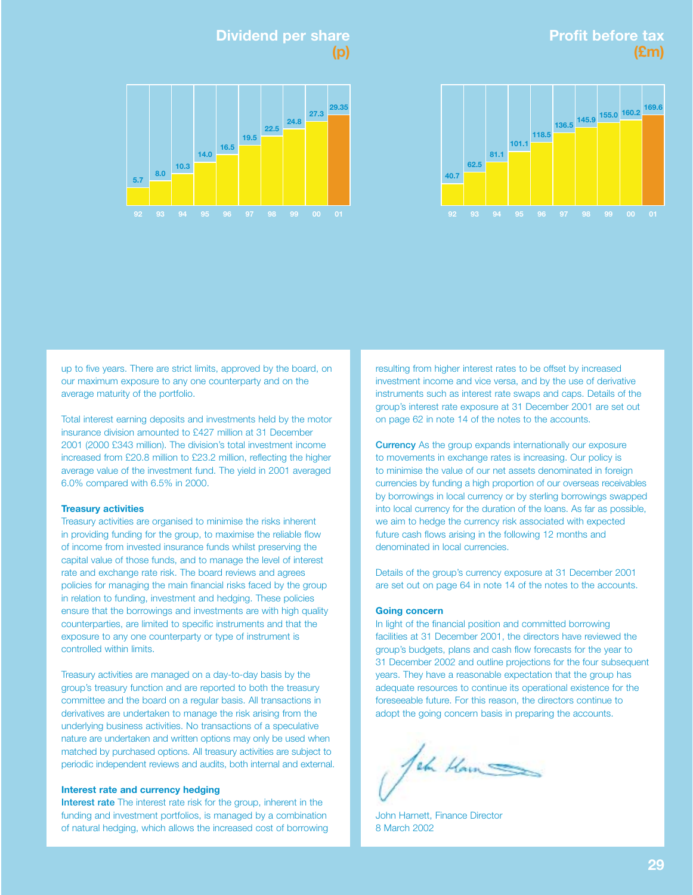## Dividend per share (p)

| 92 | 93 | 94 | 95 | 96 | 97 | 98 | 99 | 00 | 01 |
|---|---|---|---|---|---|---|---|---|---|
| 5.7 | 8.0 | 10.3 | 14.0 | 16.5 | 19.5 | 22.5 | 24.8 | 27.3 | 29.35 |

## Profit before tax (£m)

| 92 | 93 | 94 | 95 | 96 | 97 | 98 | 99 | 00 | 01 |
|---|---|---|---|---|---|---|---|---|---|
| 40.7 | 62.5 | 81.1 | 101.1 | 118.5 | 136.5 | 145.9 | 155.0 | 160.2 | 169.6 |

up to five years. There are strict limits, approved by the board, on our maximum exposure to any one counterparty and on the average maturity of the portfolio.

Total interest earning deposits and investments held by the motor insurance division amounted to £427 million at 31 December 2001 (2000 £343 million). The division's total investment income increased from £20.8 million to £23.2 million, reflecting the higher average value of the investment fund. The yield in 2001 averaged 6.0% compared with 6.5% in 2000.

**Treasury activities**

Treasury activities are organised to minimise the risks inherent in providing funding for the group, to maximise the reliable flow of income from invested insurance funds whilst preserving the capital value of those funds, and to manage the level of interest rate and exchange rate risk. The board reviews and agrees policies for managing the main financial risks faced by the group in relation to funding, investment and hedging. These policies ensure that the borrowings and investments are with high quality counterparties, are limited to specific instruments and that the exposure to any one counterparty or type of instrument is controlled within limits.

Treasury activities are managed on a day-to-day basis by the group's treasury function and are reported to both the treasury committee and the board on a regular basis. All transactions in derivatives are undertaken to manage the risk arising from the underlying business activities. No transactions of a speculative nature are undertaken and written options may only be used when matched by purchased options. All treasury activities are subject to periodic independent reviews and audits, both internal and external.

**Interest rate and currency hedging**

**Interest rate** The interest rate risk for the group, inherent in the funding and investment portfolios, is managed by a combination of natural hedging, which allows the increased cost of borrowing resulting from higher interest rates to be offset by increased investment income and vice versa, and by the use of derivative instruments such as interest rate swaps and caps. Details of the group's interest rate exposure at 31 December 2001 are set out on page 62 in note 14 of the notes to the accounts.

**Currency** As the group expands internationally our exposure to movements in exchange rates is increasing. Our policy is to minimise the value of our net assets denominated in foreign currencies by funding a high proportion of our overseas receivables by borrowings in local currency or by sterling borrowings swapped into local currency for the duration of the loans. As far as possible, we aim to hedge the currency risk associated with expected future cash flows arising in the following 12 months and denominated in local currencies.

Details of the group's currency exposure at 31 December 2001 are set out on page 64 in note 14 of the notes to the accounts.

**Going concern**

In light of the financial position and committed borrowing facilities at 31 December 2001, the directors have reviewed the group's budgets, plans and cash flow forecasts for the year to 31 December 2002 and outline projections for the four subsequent years. They have a reasonable expectation that the group has adequate resources to continue its operational existence for the foreseeable future. For this reason, the directors continue to adopt the going concern basis in preparing the accounts.

John Harnett, Finance Director
8 March 2002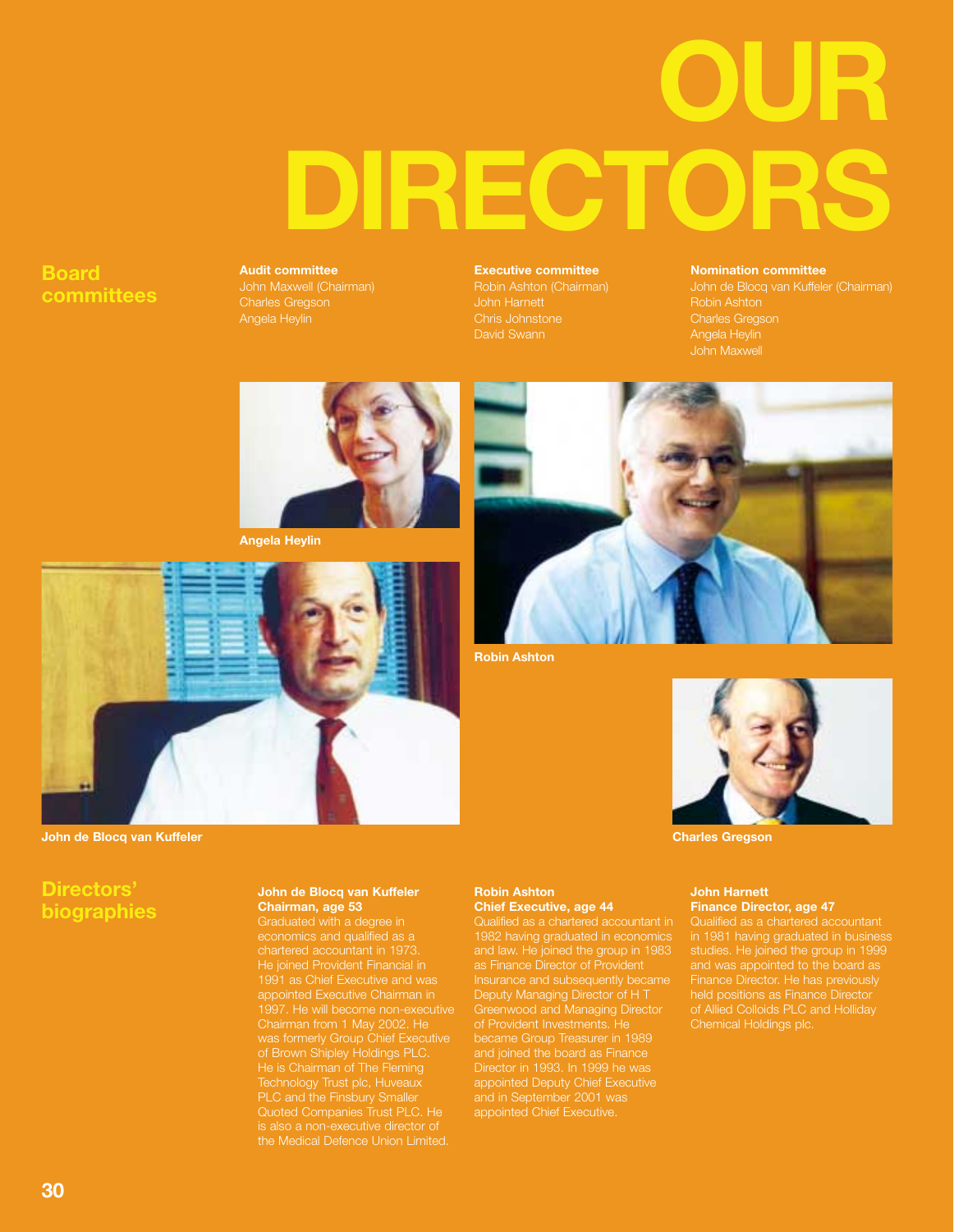# OUR DIRECTORS

## Board committees

**Audit committee**
John Maxwell (Chairman)
Charles Gregson
Angela Heylin

**Executive committee**
Robin Ashton (Chairman)
John Harnett
Chris Johnstone
David Swann

**Nomination committee**
John de Blocq van Kuffeler (Chairman)
Robin Ashton
Charles Gregson
Angela Heylin
John Maxwell

Angela Heylin

Robin Ashton

John de Blocq van Kuffeler

Charles Gregson

## Directors' biographies

**John de Blocq van Kuffeler**
**Chairman, age 53**
Graduated with a degree in economics and qualified as a chartered accountant in 1973. He joined Provident Financial in 1991 as Chief Executive and was appointed Executive Chairman in 1997. He will become non-executive Chairman from 1 May 2002. He was formerly Group Chief Executive of Brown Shipley Holdings PLC. He is Chairman of The Fleming Technology Trust plc, Huveaux PLC and the Finsbury Smaller Quoted Companies Trust PLC. He is also a non-executive director of the Medical Defence Union Limited.

**Robin Ashton**
**Chief Executive, age 44**
Qualified as a chartered accountant in 1982 having graduated in economics and law. He joined the group in 1983 as Finance Director of Provident Insurance and subsequently became Deputy Managing Director of H T Greenwood and Managing Director of Provident Investments. He became Group Treasurer in 1989 and joined the board as Finance Director in 1993. In 1999 he was appointed Deputy Chief Executive and in September 2001 was appointed Chief Executive.

**John Harnett**
**Finance Director, age 47**
Qualified as a chartered accountant in 1981 having graduated in business studies. He joined the group in 1999 and was appointed to the board as Finance Director. He has previously held positions as Finance Director of Allied Colloids PLC and Holliday Chemical Holdings plc.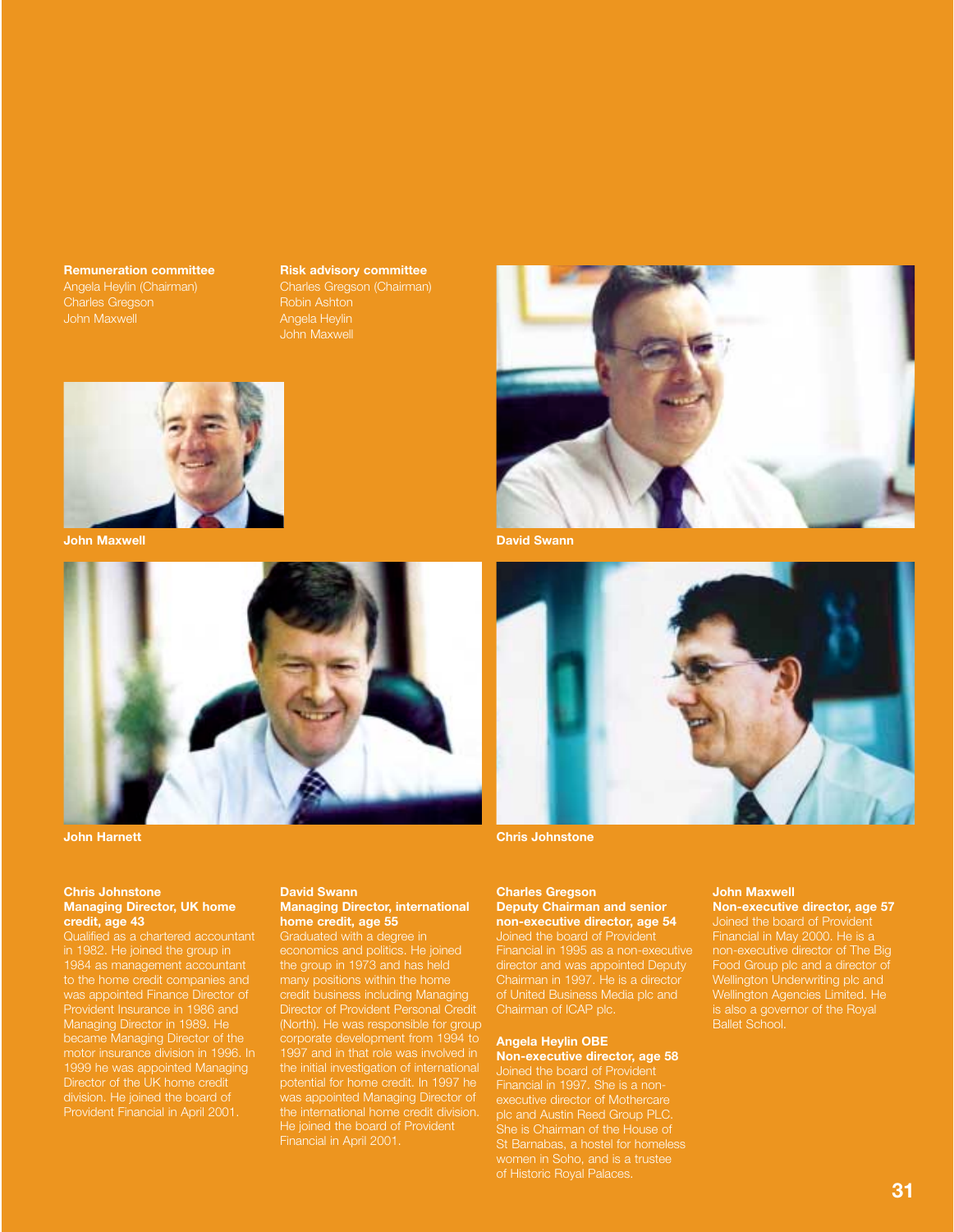**Remuneration committee**
Angela Heylin (Chairman)
Charles Gregson
John Maxwell

**Risk advisory committee**
Charles Gregson (Chairman)
Robin Ashton
Angela Heylin
John Maxwell

John Maxwell

David Swann

John Harnett

Chris Johnstone

**Chris Johnstone**
**Managing Director, UK home credit, age 43**
Qualified as a chartered accountant in 1982. He joined the group in 1984 as management accountant to the home credit companies and was appointed Finance Director of Provident Insurance in 1986 and Managing Director in 1989. He became Managing Director of the motor insurance division in 1996. In 1999 he was appointed Managing Director of the UK home credit division. He joined the board of Provident Financial in April 2001.

**David Swann**
**Managing Director, international home credit, age 55**
Graduated with a degree in economics and politics. He joined the group in 1973 and has held many positions within the home credit business including Managing Director of Provident Personal Credit (North). He was responsible for group corporate development from 1994 to 1997 and in that role was involved in the initial investigation of international potential for home credit. In 1997 he was appointed Managing Director of the international home credit division. He joined the board of Provident Financial in April 2001.

**Charles Gregson**
**Deputy Chairman and senior non-executive director, age 54**
Joined the board of Provident Financial in 1995 as a non-executive director and was appointed Deputy Chairman in 1997. He is a director of United Business Media plc and Chairman of ICAP plc.

**Angela Heylin OBE**
**Non-executive director, age 58**
Joined the board of Provident Financial in 1997. She is a non-executive director of Mothercare plc and Austin Reed Group PLC. She is Chairman of the House of St Barnabas, a hostel for homeless women in Soho, and is a trustee of Historic Royal Palaces.

**John Maxwell**
**Non-executive director, age 57**
Joined the board of Provident Financial in May 2000. He is a non-executive director of The Big Food Group plc and a director of Wellington Underwriting plc and Wellington Agencies Limited. He is also a governor of the Royal Ballet School.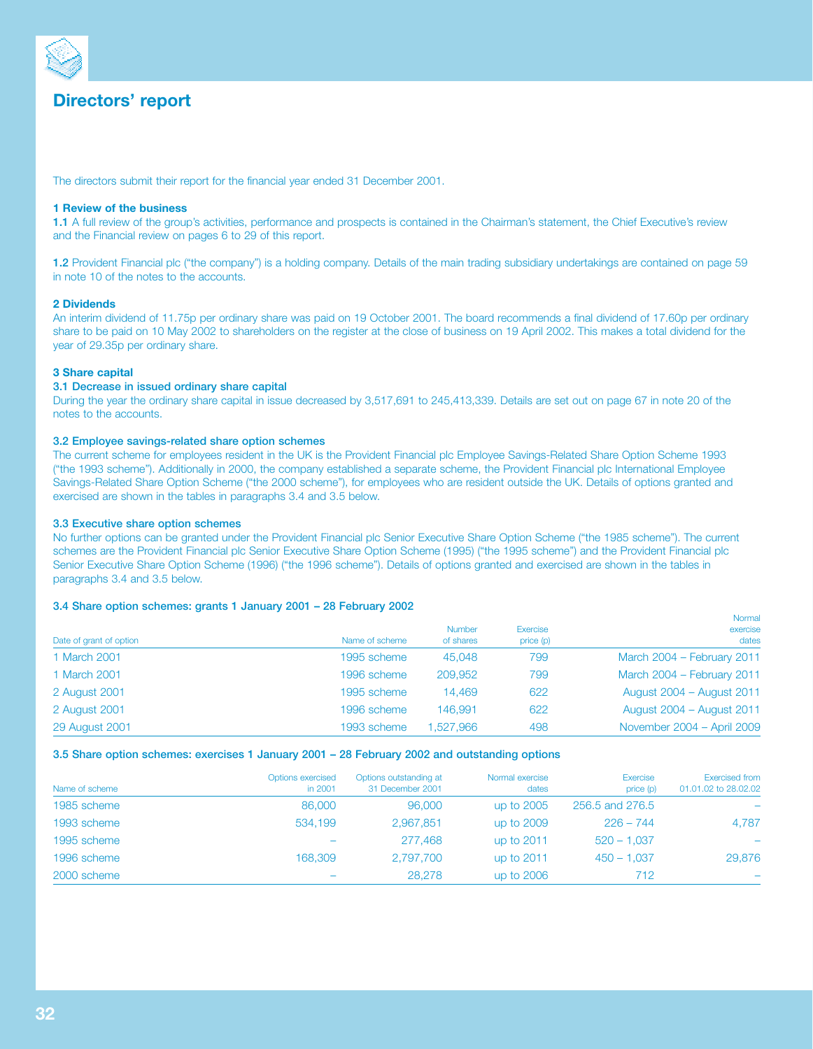# Directors' report

The directors submit their report for the financial year ended 31 December 2001.

### 1 Review of the business

**1.1** A full review of the group's activities, performance and prospects is contained in the Chairman's statement, the Chief Executive's review and the Financial review on pages 6 to 29 of this report.

**1.2** Provident Financial plc ("the company") is a holding company. Details of the main trading subsidiary undertakings are contained on page 59 in note 10 of the notes to the accounts.

### 2 Dividends

An interim dividend of 11.75p per ordinary share was paid on 19 October 2001. The board recommends a final dividend of 17.60p per ordinary share to be paid on 10 May 2002 to shareholders on the register at the close of business on 19 April 2002. This makes a total dividend for the year of 29.35p per ordinary share.

### 3 Share capital

#### 3.1 Decrease in issued ordinary share capital

During the year the ordinary share capital in issue decreased by 3,517,691 to 245,413,339. Details are set out on page 67 in note 20 of the notes to the accounts.

#### 3.2 Employee savings-related share option schemes

The current scheme for employees resident in the UK is the Provident Financial plc Employee Savings-Related Share Option Scheme 1993 ("the 1993 scheme"). Additionally in 2000, the company established a separate scheme, the Provident Financial plc International Employee Savings-Related Share Option Scheme ("the 2000 scheme"), for employees who are resident outside the UK. Details of options granted and exercised are shown in the tables in paragraphs 3.4 and 3.5 below.

#### 3.3 Executive share option schemes

No further options can be granted under the Provident Financial plc Senior Executive Share Option Scheme ("the 1985 scheme"). The current schemes are the Provident Financial plc Senior Executive Share Option Scheme (1995) ("the 1995 scheme") and the Provident Financial plc Senior Executive Share Option Scheme (1996) ("the 1996 scheme"). Details of options granted and exercised are shown in the tables in paragraphs 3.4 and 3.5 below.

#### 3.4 Share option schemes: grants 1 January 2001 – 28 February 2002

| Date of grant of option | Name of scheme | Number of shares | Exercise price (p) | Normal exercise dates |
|---|---|---|---|---|
| 1 March 2001 | 1995 scheme | 45,048 | 799 | March 2004 – February 2011 |
| 1 March 2001 | 1996 scheme | 209,952 | 799 | March 2004 – February 2011 |
| 2 August 2001 | 1995 scheme | 14,469 | 622 | August 2004 – August 2011 |
| 2 August 2001 | 1996 scheme | 146,991 | 622 | August 2004 – August 2011 |
| 29 August 2001 | 1993 scheme | 1,527,966 | 498 | November 2004 – April 2009 |

#### 3.5 Share option schemes: exercises 1 January 2001 – 28 February 2002 and outstanding options

| Name of scheme | Options exercised in 2001 | Options outstanding at 31 December 2001 | Normal exercise dates | Exercise price (p) | Exercised from 01.01.02 to 28.02.02 |
|---|---|---|---|---|---|
| 1985 scheme | 86,000 | 96,000 | up to 2005 | 256.5 and 276.5 | – |
| 1993 scheme | 534,199 | 2,967,851 | up to 2009 | 226 – 744 | 4,787 |
| 1995 scheme | – | 277,468 | up to 2011 | 520 – 1,037 | – |
| 1996 scheme | 168,309 | 2,797,700 | up to 2011 | 450 – 1,037 | 29,876 |
| 2000 scheme | – | 28,278 | up to 2006 | 712 | – |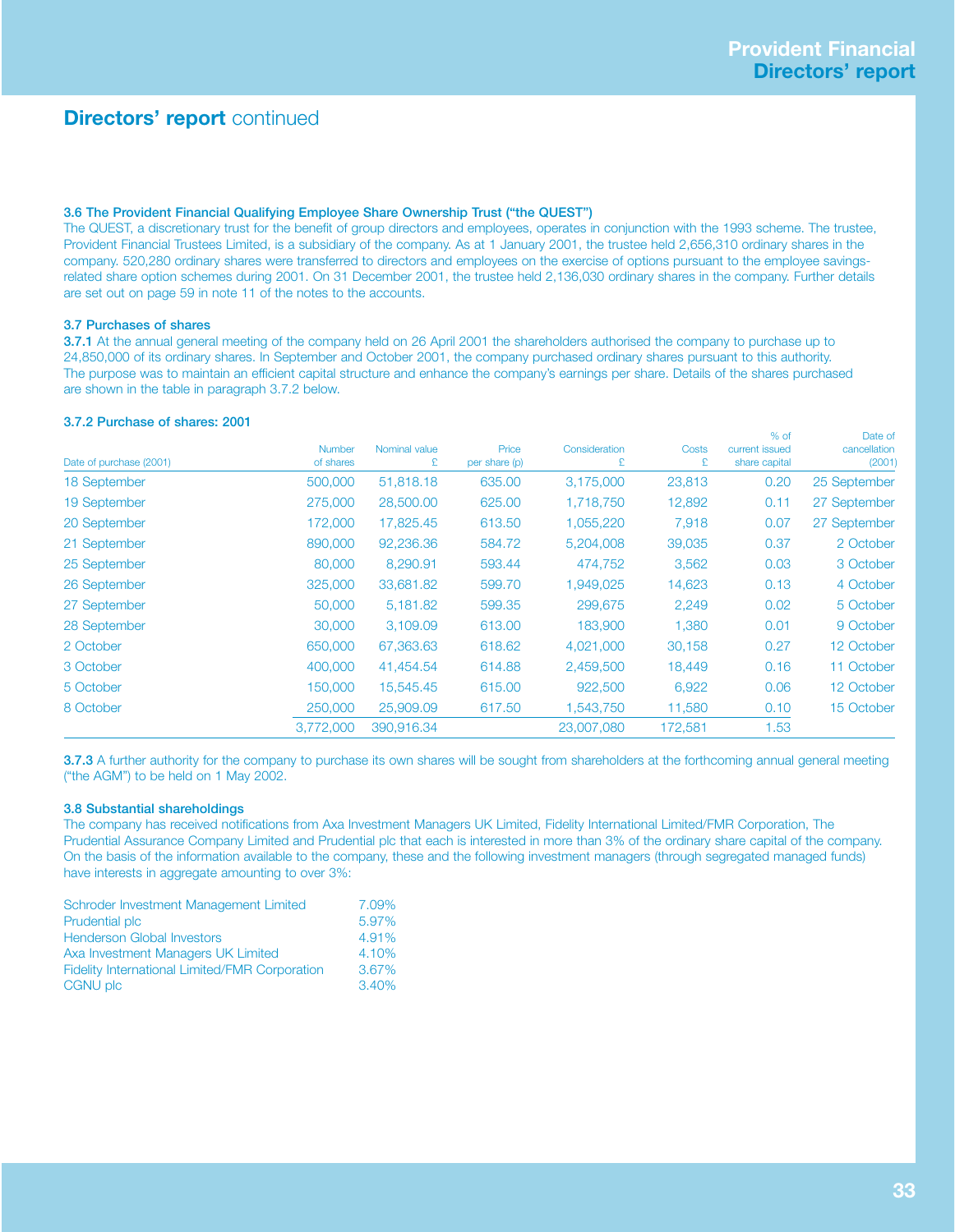## Directors' report continued

### 3.6 The Provident Financial Qualifying Employee Share Ownership Trust ("the QUEST")

The QUEST, a discretionary trust for the benefit of group directors and employees, operates in conjunction with the 1993 scheme. The trustee, Provident Financial Trustees Limited, is a subsidiary of the company. As at 1 January 2001, the trustee held 2,656,310 ordinary shares in the company. 520,280 ordinary shares were transferred to directors and employees on the exercise of options pursuant to the employee savings-related share option schemes during 2001. On 31 December 2001, the trustee held 2,136,030 ordinary shares in the company. Further details are set out on page 59 in note 11 of the notes to the accounts.

### 3.7 Purchases of shares

**3.7.1** At the annual general meeting of the company held on 26 April 2001 the shareholders authorised the company to purchase up to 24,850,000 of its ordinary shares. In September and October 2001, the company purchased ordinary shares pursuant to this authority. The purpose was to maintain an efficient capital structure and enhance the company's earnings per share. Details of the shares purchased are shown in the table in paragraph 3.7.2 below.

#### 3.7.2 Purchase of shares: 2001

| Date of purchase (2001) | Number of shares | Nominal value £ | Price per share (p) | Consideration £ | Costs £ | % of current issued share capital | Date of cancellation (2001) |
|---|---|---|---|---|---|---|---|
| 18 September | 500,000 | 51,818.18 | 635.00 | 3,175,000 | 23,813 | 0.20 | 25 September |
| 19 September | 275,000 | 28,500.00 | 625.00 | 1,718,750 | 12,892 | 0.11 | 27 September |
| 20 September | 172,000 | 17,825.45 | 613.50 | 1,055,220 | 7,918 | 0.07 | 27 September |
| 21 September | 890,000 | 92,236.36 | 584.72 | 5,204,008 | 39,035 | 0.37 | 2 October |
| 25 September | 80,000 | 8,290.91 | 593.44 | 474,752 | 3,562 | 0.03 | 3 October |
| 26 September | 325,000 | 33,681.82 | 599.70 | 1,949,025 | 14,623 | 0.13 | 4 October |
| 27 September | 50,000 | 5,181.82 | 599.35 | 299,675 | 2,249 | 0.02 | 5 October |
| 28 September | 30,000 | 3,109.09 | 613.00 | 183,900 | 1,380 | 0.01 | 9 October |
| 2 October | 650,000 | 67,363.63 | 618.62 | 4,021,000 | 30,158 | 0.27 | 12 October |
| 3 October | 400,000 | 41,454.54 | 614.88 | 2,459,500 | 18,449 | 0.16 | 11 October |
| 5 October | 150,000 | 15,545.45 | 615.00 | 922,500 | 6,922 | 0.06 | 12 October |
| 8 October | 250,000 | 25,909.09 | 617.50 | 1,543,750 | 11,580 | 0.10 | 15 October |
| | 3,772,000 | 390,916.34 | | 23,007,080 | 172,581 | 1.53 | |

**3.7.3** A further authority for the company to purchase its own shares will be sought from shareholders at the forthcoming annual general meeting ("the AGM") to be held on 1 May 2002.

### 3.8 Substantial shareholdings

The company has received notifications from Axa Investment Managers UK Limited, Fidelity International Limited/FMR Corporation, The Prudential Assurance Company Limited and Prudential plc that each is interested in more than 3% of the ordinary share capital of the company. On the basis of the information available to the company, these and the following investment managers (through segregated managed funds) have interests in aggregate amounting to over 3%:

| | |
|---|---|
| Schroder Investment Management Limited | 7.09% |
| Prudential plc | 5.97% |
| Henderson Global Investors | 4.91% |
| Axa Investment Managers UK Limited | 4.10% |
| Fidelity International Limited/FMR Corporation | 3.67% |
| CGNU plc | 3.40% |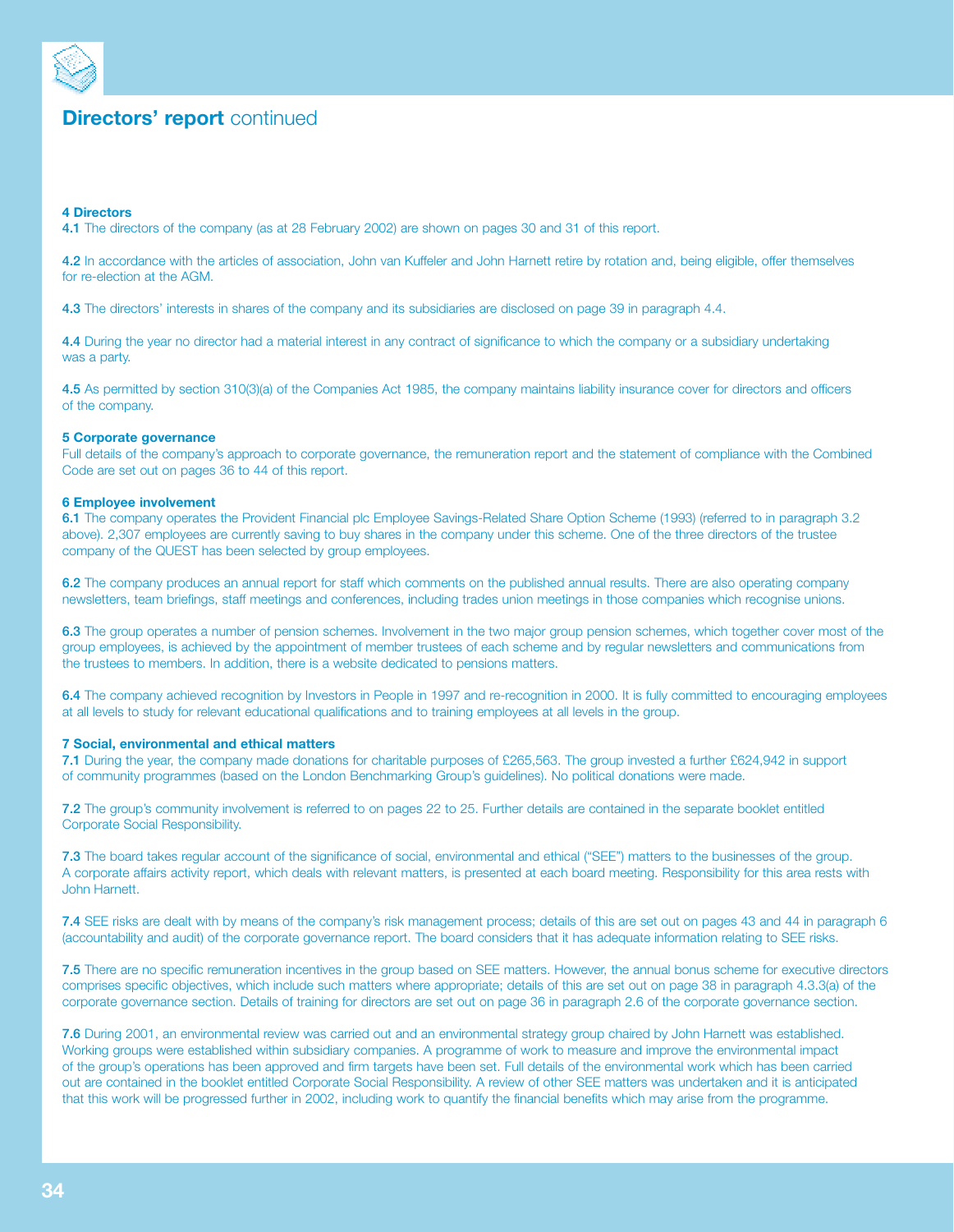# **Directors' report** continued

### 4 Directors

**4.1** The directors of the company (as at 28 February 2002) are shown on pages 30 and 31 of this report.

**4.2** In accordance with the articles of association, John van Kuffeler and John Harnett retire by rotation and, being eligible, offer themselves for re-election at the AGM.

**4.3** The directors' interests in shares of the company and its subsidiaries are disclosed on page 39 in paragraph 4.4.

**4.4** During the year no director had a material interest in any contract of significance to which the company or a subsidiary undertaking was a party.

**4.5** As permitted by section 310(3)(a) of the Companies Act 1985, the company maintains liability insurance cover for directors and officers of the company.

### 5 Corporate governance

Full details of the company's approach to corporate governance, the remuneration report and the statement of compliance with the Combined Code are set out on pages 36 to 44 of this report.

### 6 Employee involvement

**6.1** The company operates the Provident Financial plc Employee Savings-Related Share Option Scheme (1993) (referred to in paragraph 3.2 above). 2,307 employees are currently saving to buy shares in the company under this scheme. One of the three directors of the trustee company of the QUEST has been selected by group employees.

**6.2** The company produces an annual report for staff which comments on the published annual results. There are also operating company newsletters, team briefings, staff meetings and conferences, including trades union meetings in those companies which recognise unions.

**6.3** The group operates a number of pension schemes. Involvement in the two major group pension schemes, which together cover most of the group employees, is achieved by the appointment of member trustees of each scheme and by regular newsletters and communications from the trustees to members. In addition, there is a website dedicated to pensions matters.

**6.4** The company achieved recognition by Investors in People in 1997 and re-recognition in 2000. It is fully committed to encouraging employees at all levels to study for relevant educational qualifications and to training employees at all levels in the group.

### 7 Social, environmental and ethical matters

**7.1** During the year, the company made donations for charitable purposes of £265,563. The group invested a further £624,942 in support of community programmes (based on the London Benchmarking Group's guidelines). No political donations were made.

**7.2** The group's community involvement is referred to on pages 22 to 25. Further details are contained in the separate booklet entitled Corporate Social Responsibility.

**7.3** The board takes regular account of the significance of social, environmental and ethical ("SEE") matters to the businesses of the group. A corporate affairs activity report, which deals with relevant matters, is presented at each board meeting. Responsibility for this area rests with John Harnett.

**7.4** SEE risks are dealt with by means of the company's risk management process; details of this are set out on pages 43 and 44 in paragraph 6 (accountability and audit) of the corporate governance report. The board considers that it has adequate information relating to SEE risks.

**7.5** There are no specific remuneration incentives in the group based on SEE matters. However, the annual bonus scheme for executive directors comprises specific objectives, which include such matters where appropriate; details of this are set out on page 38 in paragraph 4.3.3(a) of the corporate governance section. Details of training for directors are set out on page 36 in paragraph 2.6 of the corporate governance section.

**7.6** During 2001, an environmental review was carried out and an environmental strategy group chaired by John Harnett was established. Working groups were established within subsidiary companies. A programme of work to measure and improve the environmental impact of the group's operations has been approved and firm targets have been set. Full details of the environmental work which has been carried out are contained in the booklet entitled Corporate Social Responsibility. A review of other SEE matters was undertaken and it is anticipated that this work will be progressed further in 2002, including work to quantify the financial benefits which may arise from the programme.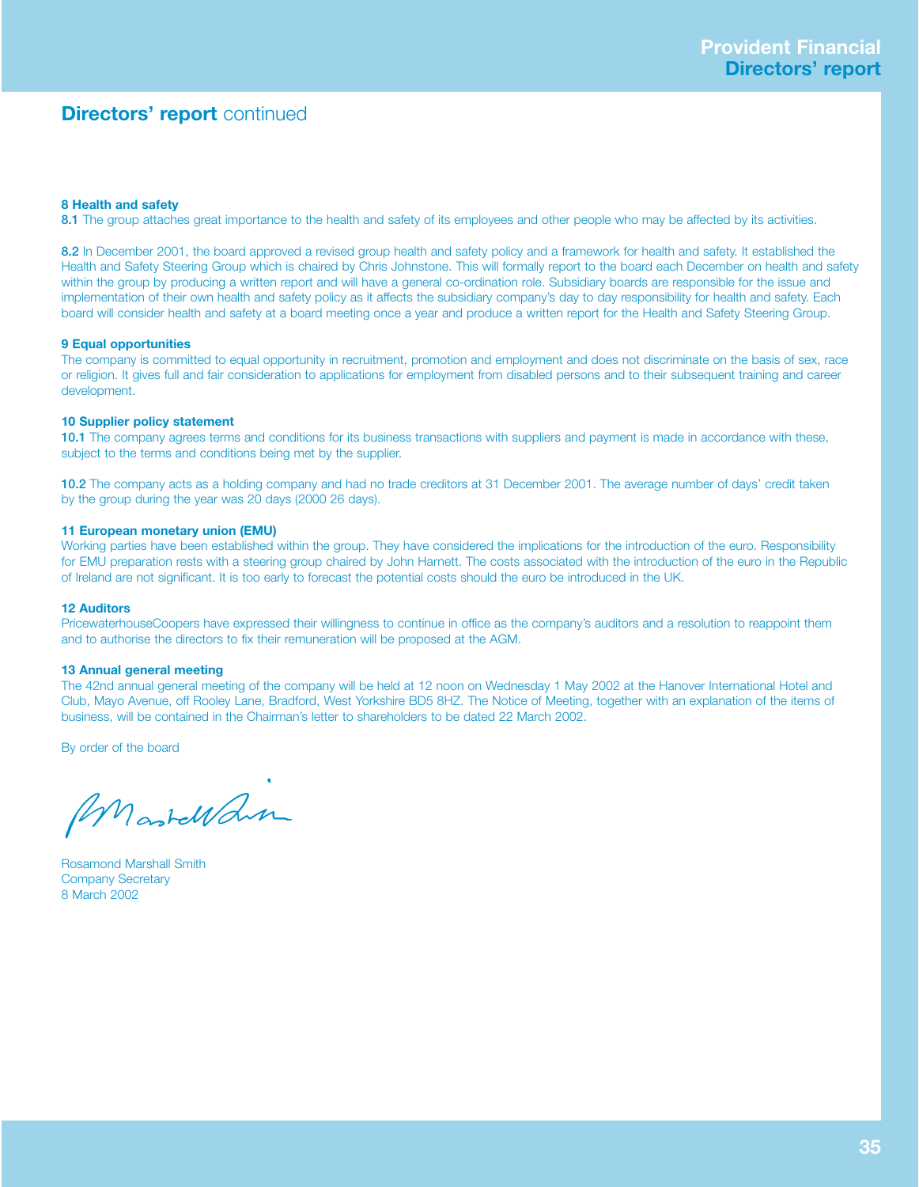## Directors' report continued

**8 Health and safety**

**8.1** The group attaches great importance to the health and safety of its employees and other people who may be affected by its activities.

**8.2** In December 2001, the board approved a revised group health and safety policy and a framework for health and safety. It established the Health and Safety Steering Group which is chaired by Chris Johnstone. This will formally report to the board each December on health and safety within the group by producing a written report and will have a general co-ordination role. Subsidiary boards are responsible for the issue and implementation of their own health and safety policy as it affects the subsidiary company's day to day responsibility for health and safety. Each board will consider health and safety at a board meeting once a year and produce a written report for the Health and Safety Steering Group.

**9 Equal opportunities**

The company is committed to equal opportunity in recruitment, promotion and employment and does not discriminate on the basis of sex, race or religion. It gives full and fair consideration to applications for employment from disabled persons and to their subsequent training and career development.

**10 Supplier policy statement**

**10.1** The company agrees terms and conditions for its business transactions with suppliers and payment is made in accordance with these, subject to the terms and conditions being met by the supplier.

**10.2** The company acts as a holding company and had no trade creditors at 31 December 2001. The average number of days' credit taken by the group during the year was 20 days (2000 26 days).

**11 European monetary union (EMU)**

Working parties have been established within the group. They have considered the implications for the introduction of the euro. Responsibility for EMU preparation rests with a steering group chaired by John Harnett. The costs associated with the introduction of the euro in the Republic of Ireland are not significant. It is too early to forecast the potential costs should the euro be introduced in the UK.

**12 Auditors**

PricewaterhouseCoopers have expressed their willingness to continue in office as the company's auditors and a resolution to reappoint them and to authorise the directors to fix their remuneration will be proposed at the AGM.

**13 Annual general meeting**

The 42nd annual general meeting of the company will be held at 12 noon on Wednesday 1 May 2002 at the Hanover International Hotel and Club, Mayo Avenue, off Rooley Lane, Bradford, West Yorkshire BD5 8HZ. The Notice of Meeting, together with an explanation of the items of business, will be contained in the Chairman's letter to shareholders to be dated 22 March 2002.

By order of the board

Rosamond Marshall Smith
Company Secretary
8 March 2002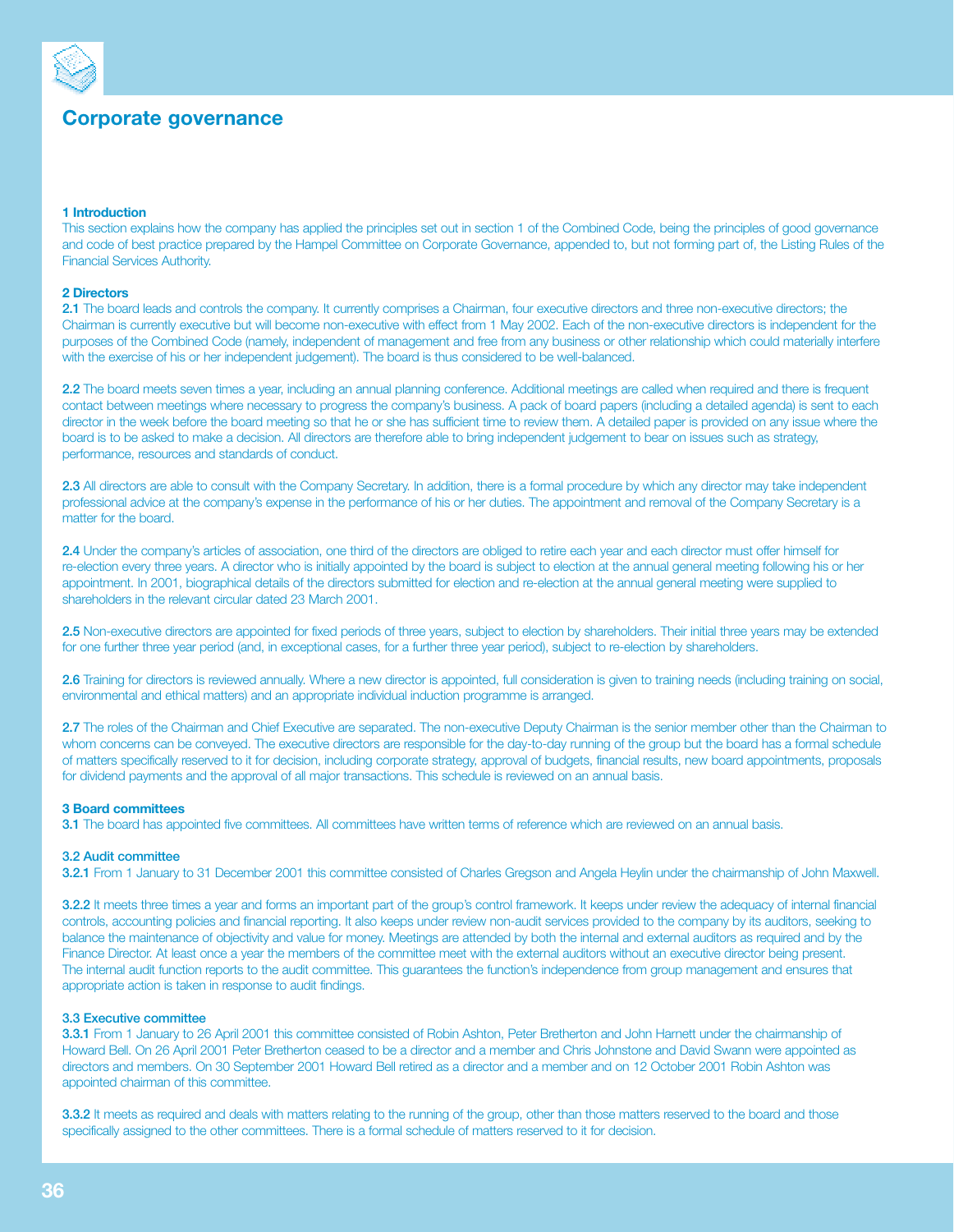# Corporate governance

### 1 Introduction

This section explains how the company has applied the principles set out in section 1 of the Combined Code, being the principles of good governance and code of best practice prepared by the Hampel Committee on Corporate Governance, appended to, but not forming part of, the Listing Rules of the Financial Services Authority.

### 2 Directors

**2.1** The board leads and controls the company. It currently comprises a Chairman, four executive directors and three non-executive directors; the Chairman is currently executive but will become non-executive with effect from 1 May 2002. Each of the non-executive directors is independent for the purposes of the Combined Code (namely, independent of management and free from any business or other relationship which could materially interfere with the exercise of his or her independent judgement). The board is thus considered to be well-balanced.

**2.2** The board meets seven times a year, including an annual planning conference. Additional meetings are called when required and there is frequent contact between meetings where necessary to progress the company's business. A pack of board papers (including a detailed agenda) is sent to each director in the week before the board meeting so that he or she has sufficient time to review them. A detailed paper is provided on any issue where the board is to be asked to make a decision. All directors are therefore able to bring independent judgement to bear on issues such as strategy, performance, resources and standards of conduct.

**2.3** All directors are able to consult with the Company Secretary. In addition, there is a formal procedure by which any director may take independent professional advice at the company's expense in the performance of his or her duties. The appointment and removal of the Company Secretary is a matter for the board.

**2.4** Under the company's articles of association, one third of the directors are obliged to retire each year and each director must offer himself for re-election every three years. A director who is initially appointed by the board is subject to election at the annual general meeting following his or her appointment. In 2001, biographical details of the directors submitted for election and re-election at the annual general meeting were supplied to shareholders in the relevant circular dated 23 March 2001.

**2.5** Non-executive directors are appointed for fixed periods of three years, subject to election by shareholders. Their initial three years may be extended for one further three year period (and, in exceptional cases, for a further three year period), subject to re-election by shareholders.

**2.6** Training for directors is reviewed annually. Where a new director is appointed, full consideration is given to training needs (including training on social, environmental and ethical matters) and an appropriate individual induction programme is arranged.

**2.7** The roles of the Chairman and Chief Executive are separated. The non-executive Deputy Chairman is the senior member other than the Chairman to whom concerns can be conveyed. The executive directors are responsible for the day-to-day running of the group but the board has a formal schedule of matters specifically reserved to it for decision, including corporate strategy, approval of budgets, financial results, new board appointments, proposals for dividend payments and the approval of all major transactions. This schedule is reviewed on an annual basis.

### 3 Board committees

**3.1** The board has appointed five committees. All committees have written terms of reference which are reviewed on an annual basis.

#### 3.2 Audit committee

**3.2.1** From 1 January to 31 December 2001 this committee consisted of Charles Gregson and Angela Heylin under the chairmanship of John Maxwell.

**3.2.2** It meets three times a year and forms an important part of the group's control framework. It keeps under review the adequacy of internal financial controls, accounting policies and financial reporting. It also keeps under review non-audit services provided to the company by its auditors, seeking to balance the maintenance of objectivity and value for money. Meetings are attended by both the internal and external auditors as required and by the Finance Director. At least once a year the members of the committee meet with the external auditors without an executive director being present. The internal audit function reports to the audit committee. This guarantees the function's independence from group management and ensures that appropriate action is taken in response to audit findings.

#### 3.3 Executive committee

**3.3.1** From 1 January to 26 April 2001 this committee consisted of Robin Ashton, Peter Bretherton and John Harnett under the chairmanship of Howard Bell. On 26 April 2001 Peter Bretherton ceased to be a director and a member and Chris Johnstone and David Swann were appointed as directors and members. On 30 September 2001 Howard Bell retired as a director and a member and on 12 October 2001 Robin Ashton was appointed chairman of this committee.

**3.3.2** It meets as required and deals with matters relating to the running of the group, other than those matters reserved to the board and those specifically assigned to the other committees. There is a formal schedule of matters reserved to it for decision.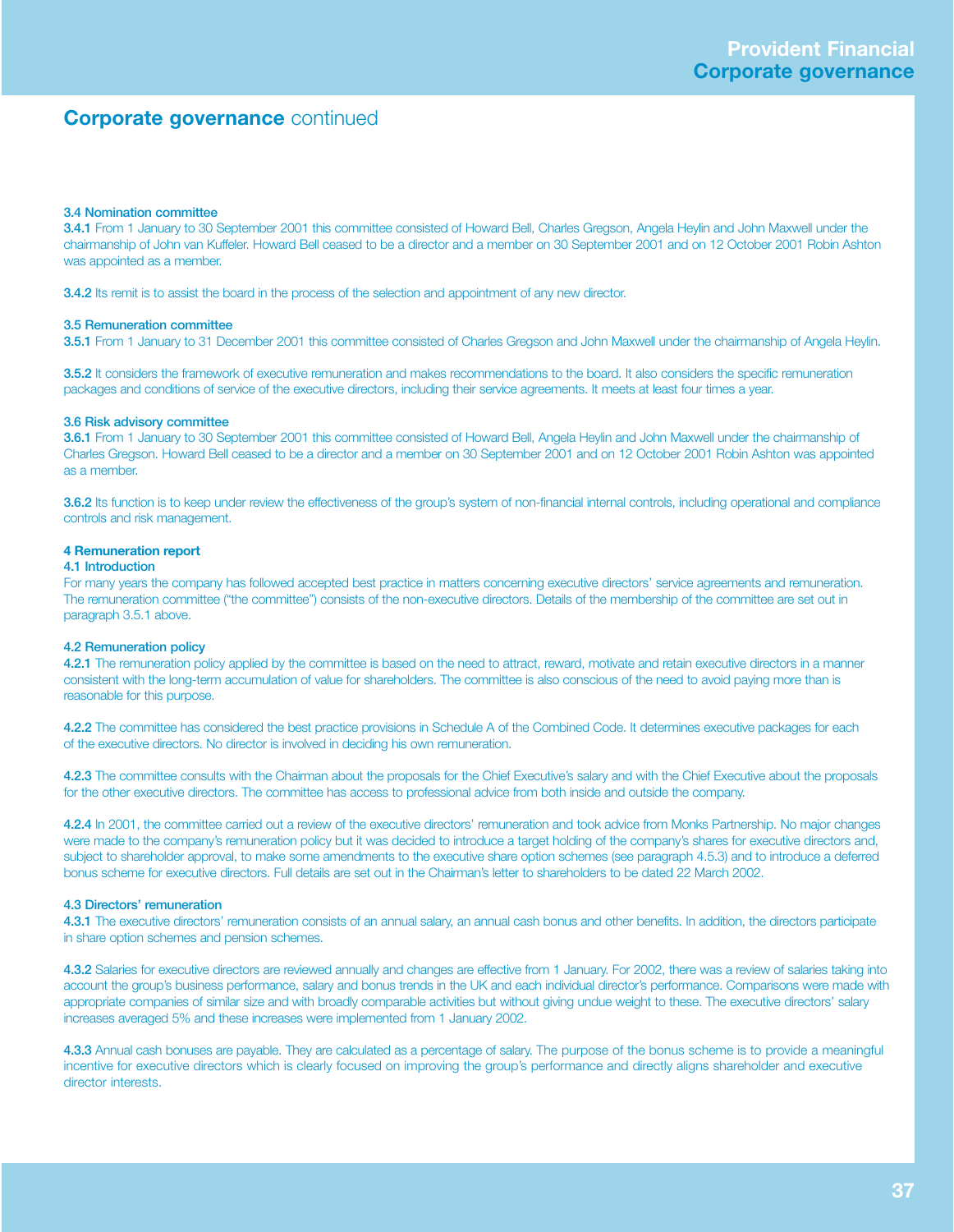## Corporate governance continued

**3.4 Nomination committee**

**3.4.1** From 1 January to 30 September 2001 this committee consisted of Howard Bell, Charles Gregson, Angela Heylin and John Maxwell under the chairmanship of John van Kuffeler. Howard Bell ceased to be a director and a member on 30 September 2001 and on 12 October 2001 Robin Ashton was appointed as a member.

**3.4.2** Its remit is to assist the board in the process of the selection and appointment of any new director.

**3.5 Remuneration committee**

**3.5.1** From 1 January to 31 December 2001 this committee consisted of Charles Gregson and John Maxwell under the chairmanship of Angela Heylin.

**3.5.2** It considers the framework of executive remuneration and makes recommendations to the board. It also considers the specific remuneration packages and conditions of service of the executive directors, including their service agreements. It meets at least four times a year.

**3.6 Risk advisory committee**

**3.6.1** From 1 January to 30 September 2001 this committee consisted of Howard Bell, Angela Heylin and John Maxwell under the chairmanship of Charles Gregson. Howard Bell ceased to be a director and a member on 30 September 2001 and on 12 October 2001 Robin Ashton was appointed as a member.

**3.6.2** Its function is to keep under review the effectiveness of the group's system of non-financial internal controls, including operational and compliance controls and risk management.

**4 Remuneration report**

**4.1 Introduction**

For many years the company has followed accepted best practice in matters concerning executive directors' service agreements and remuneration. The remuneration committee ("the committee") consists of the non-executive directors. Details of the membership of the committee are set out in paragraph 3.5.1 above.

**4.2 Remuneration policy**

**4.2.1** The remuneration policy applied by the committee is based on the need to attract, reward, motivate and retain executive directors in a manner consistent with the long-term accumulation of value for shareholders. The committee is also conscious of the need to avoid paying more than is reasonable for this purpose.

**4.2.2** The committee has considered the best practice provisions in Schedule A of the Combined Code. It determines executive packages for each of the executive directors. No director is involved in deciding his own remuneration.

**4.2.3** The committee consults with the Chairman about the proposals for the Chief Executive's salary and with the Chief Executive about the proposals for the other executive directors. The committee has access to professional advice from both inside and outside the company.

**4.2.4** In 2001, the committee carried out a review of the executive directors' remuneration and took advice from Monks Partnership. No major changes were made to the company's remuneration policy but it was decided to introduce a target holding of the company's shares for executive directors and, subject to shareholder approval, to make some amendments to the executive share option schemes (see paragraph 4.5.3) and to introduce a deferred bonus scheme for executive directors. Full details are set out in the Chairman's letter to shareholders to be dated 22 March 2002.

**4.3 Directors' remuneration**

**4.3.1** The executive directors' remuneration consists of an annual salary, an annual cash bonus and other benefits. In addition, the directors participate in share option schemes and pension schemes.

**4.3.2** Salaries for executive directors are reviewed annually and changes are effective from 1 January. For 2002, there was a review of salaries taking into account the group's business performance, salary and bonus trends in the UK and each individual director's performance. Comparisons were made with appropriate companies of similar size and with broadly comparable activities but without giving undue weight to these. The executive directors' salary increases averaged 5% and these increases were implemented from 1 January 2002.

**4.3.3** Annual cash bonuses are payable. They are calculated as a percentage of salary. The purpose of the bonus scheme is to provide a meaningful incentive for executive directors which is clearly focused on improving the group's performance and directly aligns shareholder and executive director interests.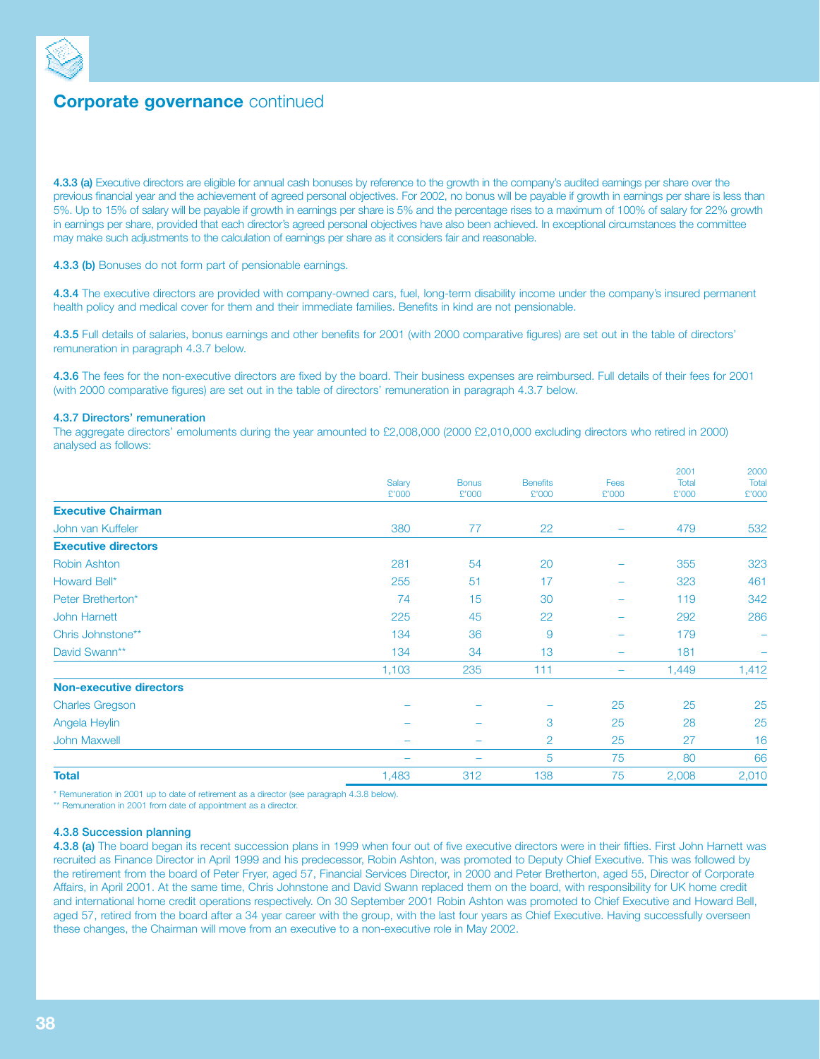## Corporate governance continued

**4.3.3 (a)** Executive directors are eligible for annual cash bonuses by reference to the growth in the company's audited earnings per share over the previous financial year and the achievement of agreed personal objectives. For 2002, no bonus will be payable if growth in earnings per share is less than 5%. Up to 15% of salary will be payable if growth in earnings per share is 5% and the percentage rises to a maximum of 100% of salary for 22% growth in earnings per share, provided that each director's agreed personal objectives have also been achieved. In exceptional circumstances the committee may make such adjustments to the calculation of earnings per share as it considers fair and reasonable.

**4.3.3 (b)** Bonuses do not form part of pensionable earnings.

**4.3.4** The executive directors are provided with company-owned cars, fuel, long-term disability income under the company's insured permanent health policy and medical cover for them and their immediate families. Benefits in kind are not pensionable.

**4.3.5** Full details of salaries, bonus earnings and other benefits for 2001 (with 2000 comparative figures) are set out in the table of directors' remuneration in paragraph 4.3.7 below.

**4.3.6** The fees for the non-executive directors are fixed by the board. Their business expenses are reimbursed. Full details of their fees for 2001 (with 2000 comparative figures) are set out in the table of directors' remuneration in paragraph 4.3.7 below.

#### 4.3.7 Directors' remuneration

The aggregate directors' emoluments during the year amounted to £2,008,000 (2000 £2,010,000 excluding directors who retired in 2000) analysed as follows:

| | Salary £'000 | Bonus £'000 | Benefits £'000 | Fees £'000 | 2001 Total £'000 | 2000 Total £'000 |
|---|---|---|---|---|---|---|
| **Executive Chairman** | | | | | | |
| John van Kuffeler | 380 | 77 | 22 | – | 479 | 532 |
| **Executive directors** | | | | | | |
| Robin Ashton | 281 | 54 | 20 | – | 355 | 323 |
| Howard Bell* | 255 | 51 | 17 | – | 323 | 461 |
| Peter Bretherton* | 74 | 15 | 30 | – | 119 | 342 |
| John Harnett | 225 | 45 | 22 | – | 292 | 286 |
| Chris Johnstone** | 134 | 36 | 9 | – | 179 | – |
| David Swann** | 134 | 34 | 13 | – | 181 | – |
| | 1,103 | 235 | 111 | – | 1,449 | 1,412 |
| **Non-executive directors** | | | | | | |
| Charles Gregson | – | – | – | 25 | 25 | 25 |
| Angela Heylin | – | – | 3 | 25 | 28 | 25 |
| John Maxwell | – | – | 2 | 25 | 27 | 16 |
| | – | – | 5 | 75 | 80 | 66 |
| **Total** | 1,483 | 312 | 138 | 75 | 2,008 | 2,010 |

\* Remuneration in 2001 up to date of retirement as a director (see paragraph 4.3.8 below).
\** Remuneration in 2001 from date of appointment as a director.

#### 4.3.8 Succession planning

**4.3.8 (a)** The board began its recent succession plans in 1999 when four out of five executive directors were in their fifties. First John Harnett was recruited as Finance Director in April 1999 and his predecessor, Robin Ashton, was promoted to Deputy Chief Executive. This was followed by the retirement from the board of Peter Fryer, aged 57, Financial Services Director, in 2000 and Peter Bretherton, aged 55, Director of Corporate Affairs, in April 2001. At the same time, Chris Johnstone and David Swann replaced them on the board, with responsibility for UK home credit and international home credit operations respectively. On 30 September 2001 Robin Ashton was promoted to Chief Executive and Howard Bell, aged 57, retired from the board after a 34 year career with the group, with the last four years as Chief Executive. Having successfully overseen these changes, the Chairman will move from an executive to a non-executive role in May 2002.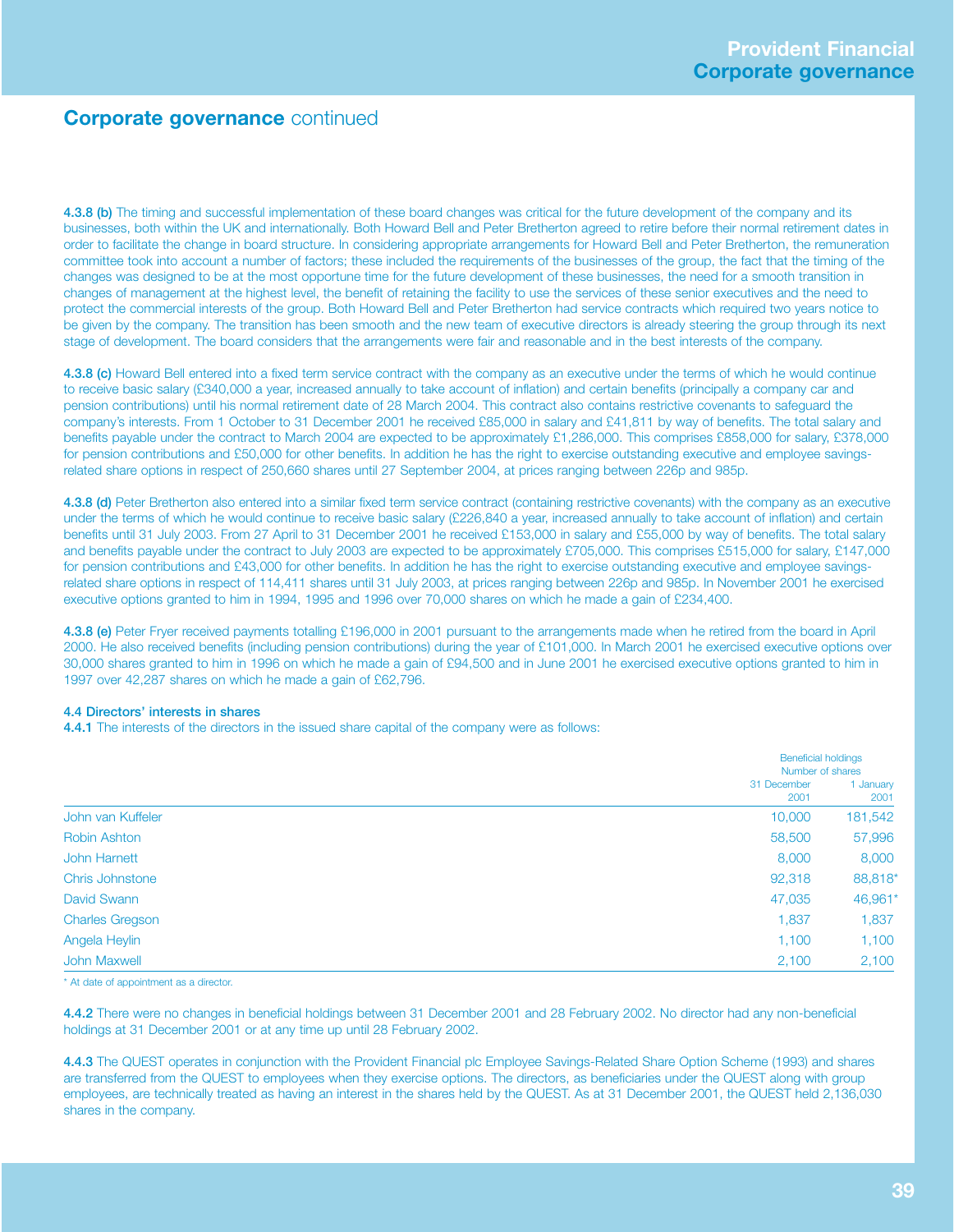## Corporate governance continued

**4.3.8 (b)** The timing and successful implementation of these board changes was critical for the future development of the company and its businesses, both within the UK and internationally. Both Howard Bell and Peter Bretherton agreed to retire before their normal retirement dates in order to facilitate the change in board structure. In considering appropriate arrangements for Howard Bell and Peter Bretherton, the remuneration committee took into account a number of factors; these included the requirements of the businesses of the group, the fact that the timing of the changes was designed to be at the most opportune time for the future development of these businesses, the need for a smooth transition in changes of management at the highest level, the benefit of retaining the facility to use the services of these senior executives and the need to protect the commercial interests of the group. Both Howard Bell and Peter Bretherton had service contracts which required two years notice to be given by the company. The transition has been smooth and the new team of executive directors is already steering the group through its next stage of development. The board considers that the arrangements were fair and reasonable and in the best interests of the company.

**4.3.8 (c)** Howard Bell entered into a fixed term service contract with the company as an executive under the terms of which he would continue to receive basic salary (£340,000 a year, increased annually to take account of inflation) and certain benefits (principally a company car and pension contributions) until his normal retirement date of 28 March 2004. This contract also contains restrictive covenants to safeguard the company's interests. From 1 October to 31 December 2001 he received £85,000 in salary and £41,811 by way of benefits. The total salary and benefits payable under the contract to March 2004 are expected to be approximately £1,286,000. This comprises £858,000 for salary, £378,000 for pension contributions and £50,000 for other benefits. In addition he has the right to exercise outstanding executive and employee savings-related share options in respect of 250,660 shares until 27 September 2004, at prices ranging between 226p and 985p.

**4.3.8 (d)** Peter Bretherton also entered into a similar fixed term service contract (containing restrictive covenants) with the company as an executive under the terms of which he would continue to receive basic salary (£226,840 a year, increased annually to take account of inflation) and certain benefits until 31 July 2003. From 27 April to 31 December 2001 he received £153,000 in salary and £55,000 by way of benefits. The total salary and benefits payable under the contract to July 2003 are expected to be approximately £705,000. This comprises £515,000 for salary, £147,000 for pension contributions and £43,000 for other benefits. In addition he has the right to exercise outstanding executive and employee savings-related share options in respect of 114,411 shares until 31 July 2003, at prices ranging between 226p and 985p. In November 2001 he exercised executive options granted to him in 1994, 1995 and 1996 over 70,000 shares on which he made a gain of £234,400.

**4.3.8 (e)** Peter Fryer received payments totalling £196,000 in 2001 pursuant to the arrangements made when he retired from the board in April 2000. He also received benefits (including pension contributions) during the year of £101,000. In March 2001 he exercised executive options over 30,000 shares granted to him in 1996 on which he made a gain of £94,500 and in June 2001 he exercised executive options granted to him in 1997 over 42,287 shares on which he made a gain of £62,796.

### 4.4 Directors' interests in shares

**4.4.1** The interests of the directors in the issued share capital of the company were as follows:

| | Beneficial holdings Number of shares 31 December 2001 | 1 January 2001 |
|---|---|---|
| John van Kuffeler | 10,000 | 181,542 |
| Robin Ashton | 58,500 | 57,996 |
| John Harnett | 8,000 | 8,000 |
| Chris Johnstone | 92,318 | 88,818* |
| David Swann | 47,035 | 46,961* |
| Charles Gregson | 1,837 | 1,837 |
| Angela Heylin | 1,100 | 1,100 |
| John Maxwell | 2,100 | 2,100 |

\* At date of appointment as a director.

**4.4.2** There were no changes in beneficial holdings between 31 December 2001 and 28 February 2002. No director had any non-beneficial holdings at 31 December 2001 or at any time up until 28 February 2002.

**4.4.3** The QUEST operates in conjunction with the Provident Financial plc Employee Savings-Related Share Option Scheme (1993) and shares are transferred from the QUEST to employees when they exercise options. The directors, as beneficiaries under the QUEST along with group employees, are technically treated as having an interest in the shares held by the QUEST. As at 31 December 2001, the QUEST held 2,136,030 shares in the company.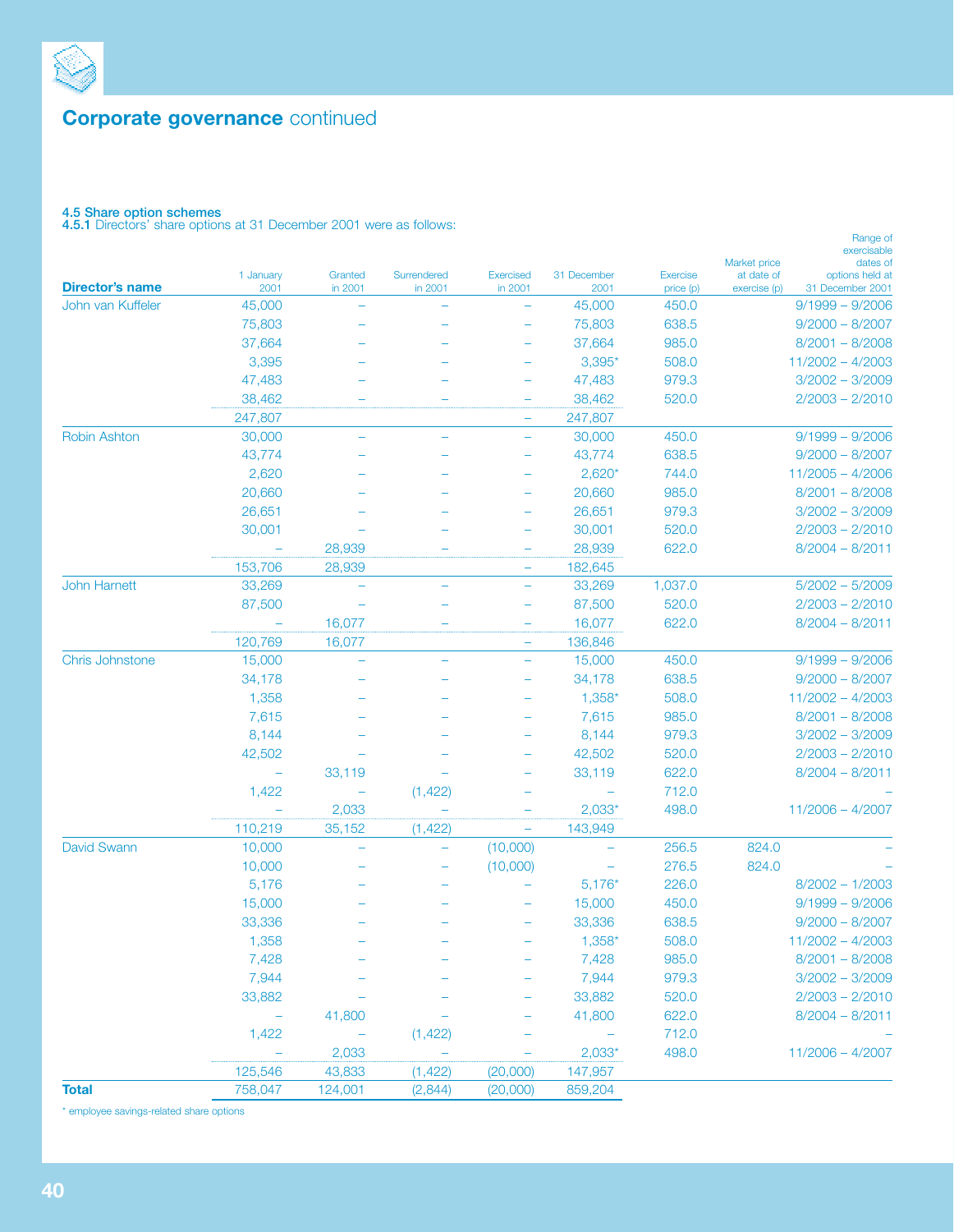# Corporate governance continued

**4.5 Share option schemes**
**4.5.1** Directors' share options at 31 December 2001 were as follows:

| Director's name | 1 January 2001 | Granted in 2001 | Surrendered in 2001 | Exercised in 2001 | 31 December 2001 | Exercise price (p) | Market price at date of exercise (p) | Range of exercisable dates of options held at 31 December 2001 |
|---|---|---|---|---|---|---|---|---|
| John van Kuffeler | 45,000 | – | – | – | 45,000 | 450.0 | | 9/1999 – 9/2006 |
| | 75,803 | – | – | – | 75,803 | 638.5 | | 9/2000 – 8/2007 |
| | 37,664 | – | – | – | 37,664 | 985.0 | | 8/2001 – 8/2008 |
| | 3,395 | – | – | – | 3,395* | 508.0 | | 11/2002 – 4/2003 |
| | 47,483 | – | – | – | 47,483 | 979.3 | | 3/2002 – 3/2009 |
| | 38,462 | – | – | – | 38,462 | 520.0 | | 2/2003 – 2/2010 |
| | 247,807 | | | – | 247,807 | | | |
| Robin Ashton | 30,000 | – | – | – | 30,000 | 450.0 | | 9/1999 – 9/2006 |
| | 43,774 | – | – | – | 43,774 | 638.5 | | 9/2000 – 8/2007 |
| | 2,620 | – | – | – | 2,620* | 744.0 | | 11/2005 – 4/2006 |
| | 20,660 | – | – | – | 20,660 | 985.0 | | 8/2001 – 8/2008 |
| | 26,651 | – | – | – | 26,651 | 979.3 | | 3/2002 – 3/2009 |
| | 30,001 | – | – | – | 30,001 | 520.0 | | 2/2003 – 2/2010 |
| | – | 28,939 | – | – | 28,939 | 622.0 | | 8/2004 – 8/2011 |
| | 153,706 | 28,939 | | – | 182,645 | | | |
| John Harnett | 33,269 | – | – | – | 33,269 | 1,037.0 | | 5/2002 – 5/2009 |
| | 87,500 | – | – | – | 87,500 | 520.0 | | 2/2003 – 2/2010 |
| | – | 16,077 | – | – | 16,077 | 622.0 | | 8/2004 – 8/2011 |
| | 120,769 | 16,077 | | – | 136,846 | | | |
| Chris Johnstone | 15,000 | – | – | – | 15,000 | 450.0 | | 9/1999 – 9/2006 |
| | 34,178 | – | – | – | 34,178 | 638.5 | | 9/2000 – 8/2007 |
| | 1,358 | – | – | – | 1,358* | 508.0 | | 11/2002 – 4/2003 |
| | 7,615 | – | – | – | 7,615 | 985.0 | | 8/2001 – 8/2008 |
| | 8,144 | – | – | – | 8,144 | 979.3 | | 3/2002 – 3/2009 |
| | 42,502 | – | – | – | 42,502 | 520.0 | | 2/2003 – 2/2010 |
| | – | 33,119 | – | – | 33,119 | 622.0 | | 8/2004 – 8/2011 |
| | 1,422 | – | (1,422) | – | – | 712.0 | | – |
| | – | 2,033 | – | – | 2,033* | 498.0 | | 11/2006 – 4/2007 |
| | 110,219 | 35,152 | (1,422) | – | 143,949 | | | |
| David Swann | 10,000 | – | – | (10,000) | – | 256.5 | 824.0 | – |
| | 10,000 | – | – | (10,000) | – | 276.5 | 824.0 | – |
| | 5,176 | – | – | – | 5,176* | 226.0 | | 8/2002 – 1/2003 |
| | 15,000 | – | – | – | 15,000 | 450.0 | | 9/1999 – 9/2006 |
| | 33,336 | – | – | – | 33,336 | 638.5 | | 9/2000 – 8/2007 |
| | 1,358 | – | – | – | 1,358* | 508.0 | | 11/2002 – 4/2003 |
| | 7,428 | – | – | – | 7,428 | 985.0 | | 8/2001 – 8/2008 |
| | 7,944 | – | – | – | 7,944 | 979.3 | | 3/2002 – 3/2009 |
| | 33,882 | – | – | – | 33,882 | 520.0 | | 2/2003 – 2/2010 |
| | – | 41,800 | – | – | 41,800 | 622.0 | | 8/2004 – 8/2011 |
| | 1,422 | – | (1,422) | – | – | 712.0 | | – |
| | – | 2,033 | – | – | 2,033* | 498.0 | | 11/2006 – 4/2007 |
| | 125,546 | 43,833 | (1,422) | (20,000) | 147,957 | | | |
| **Total** | 758,047 | 124,001 | (2,844) | (20,000) | 859,204 | | | |

* employee savings-related share options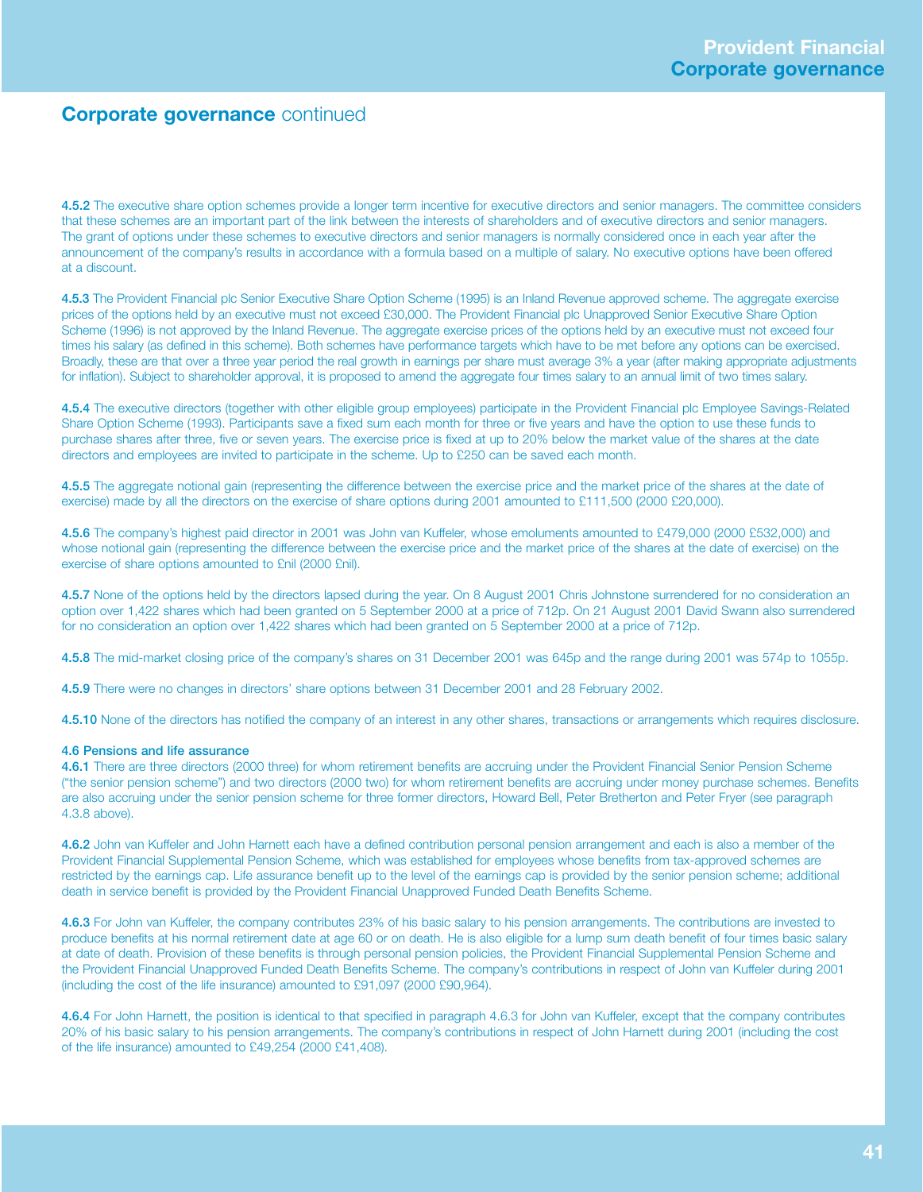## **Corporate governance** continued

**4.5.2** The executive share option schemes provide a longer term incentive for executive directors and senior managers. The committee considers that these schemes are an important part of the link between the interests of shareholders and of executive directors and senior managers. The grant of options under these schemes to executive directors and senior managers is normally considered once in each year after the announcement of the company's results in accordance with a formula based on a multiple of salary. No executive options have been offered at a discount.

**4.5.3** The Provident Financial plc Senior Executive Share Option Scheme (1995) is an Inland Revenue approved scheme. The aggregate exercise prices of the options held by an executive must not exceed £30,000. The Provident Financial plc Unapproved Senior Executive Share Option Scheme (1996) is not approved by the Inland Revenue. The aggregate exercise prices of the options held by an executive must not exceed four times his salary (as defined in this scheme). Both schemes have performance targets which have to be met before any options can be exercised. Broadly, these are that over a three year period the real growth in earnings per share must average 3% a year (after making appropriate adjustments for inflation). Subject to shareholder approval, it is proposed to amend the aggregate four times salary to an annual limit of two times salary.

**4.5.4** The executive directors (together with other eligible group employees) participate in the Provident Financial plc Employee Savings-Related Share Option Scheme (1993). Participants save a fixed sum each month for three or five years and have the option to use these funds to purchase shares after three, five or seven years. The exercise price is fixed at up to 20% below the market value of the shares at the date directors and employees are invited to participate in the scheme. Up to £250 can be saved each month.

**4.5.5** The aggregate notional gain (representing the difference between the exercise price and the market price of the shares at the date of exercise) made by all the directors on the exercise of share options during 2001 amounted to £111,500 (2000 £20,000).

**4.5.6** The company's highest paid director in 2001 was John van Kuffeler, whose emoluments amounted to £479,000 (2000 £532,000) and whose notional gain (representing the difference between the exercise price and the market price of the shares at the date of exercise) on the exercise of share options amounted to £nil (2000 £nil).

**4.5.7** None of the options held by the directors lapsed during the year. On 8 August 2001 Chris Johnstone surrendered for no consideration an option over 1,422 shares which had been granted on 5 September 2000 at a price of 712p. On 21 August 2001 David Swann also surrendered for no consideration an option over 1,422 shares which had been granted on 5 September 2000 at a price of 712p.

**4.5.8** The mid-market closing price of the company's shares on 31 December 2001 was 645p and the range during 2001 was 574p to 1055p.

**4.5.9** There were no changes in directors' share options between 31 December 2001 and 28 February 2002.

**4.5.10** None of the directors has notified the company of an interest in any other shares, transactions or arrangements which requires disclosure.

### 4.6 Pensions and life assurance

**4.6.1** There are three directors (2000 three) for whom retirement benefits are accruing under the Provident Financial Senior Pension Scheme ("the senior pension scheme") and two directors (2000 two) for whom retirement benefits are accruing under money purchase schemes. Benefits are also accruing under the senior pension scheme for three former directors, Howard Bell, Peter Bretherton and Peter Fryer (see paragraph 4.3.8 above).

**4.6.2** John van Kuffeler and John Harnett each have a defined contribution personal pension arrangement and each is also a member of the Provident Financial Supplemental Pension Scheme, which was established for employees whose benefits from tax-approved schemes are restricted by the earnings cap. Life assurance benefit up to the level of the earnings cap is provided by the senior pension scheme; additional death in service benefit is provided by the Provident Financial Unapproved Funded Death Benefits Scheme.

**4.6.3** For John van Kuffeler, the company contributes 23% of his basic salary to his pension arrangements. The contributions are invested to produce benefits at his normal retirement date at age 60 or on death. He is also eligible for a lump sum death benefit of four times basic salary at date of death. Provision of these benefits is through personal pension policies, the Provident Financial Supplemental Pension Scheme and the Provident Financial Unapproved Funded Death Benefits Scheme. The company's contributions in respect of John van Kuffeler during 2001 (including the cost of the life insurance) amounted to £91,097 (2000 £90,964).

**4.6.4** For John Harnett, the position is identical to that specified in paragraph 4.6.3 for John van Kuffeler, except that the company contributes 20% of his basic salary to his pension arrangements. The company's contributions in respect of John Harnett during 2001 (including the cost of the life insurance) amounted to £49,254 (2000 £41,408).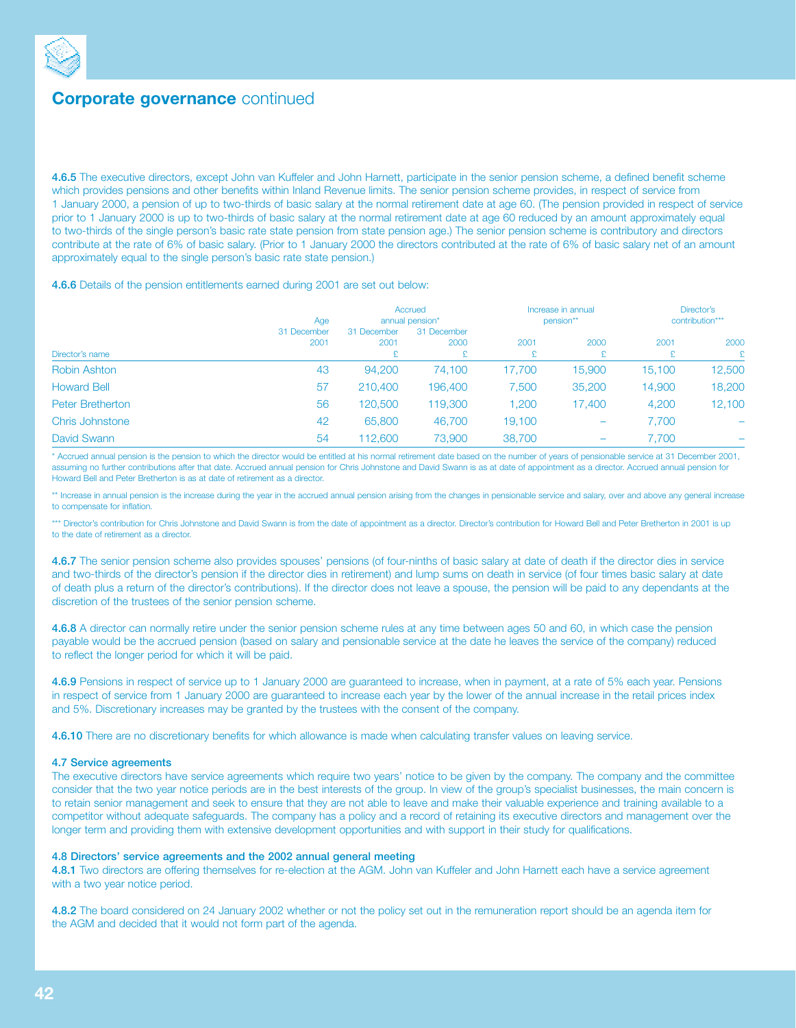## Corporate governance continued

**4.6.5** The executive directors, except John van Kuffeler and John Harnett, participate in the senior pension scheme, a defined benefit scheme which provides pensions and other benefits within Inland Revenue limits. The senior pension scheme provides, in respect of service from 1 January 2000, a pension of up to two-thirds of basic salary at the normal retirement date at age 60. (The pension provided in respect of service prior to 1 January 2000 is up to two-thirds of basic salary at the normal retirement date at age 60 reduced by an amount approximately equal to two-thirds of the single person's basic rate state pension from state pension age.) The senior pension scheme is contributory and directors contribute at the rate of 6% of basic salary. (Prior to 1 January 2000 the directors contributed at the rate of 6% of basic salary net of an amount approximately equal to the single person's basic rate state pension.)

**4.6.6** Details of the pension entitlements earned during 2001 are set out below:

| Director's name | Age 31 December 2001 | Accrued annual pension* 31 December 2001 £ | Accrued annual pension* 31 December 2000 £ | Increase in annual pension** 2001 £ | Increase in annual pension** 2000 £ | Director's contribution*** 2001 £ | Director's contribution*** 2000 £ |
|---|---|---|---|---|---|---|---|
| Robin Ashton | 43 | 94,200 | 74,100 | 17,700 | 15,900 | 15,100 | 12,500 |
| Howard Bell | 57 | 210,400 | 196,400 | 7,500 | 35,200 | 14,900 | 18,200 |
| Peter Bretherton | 56 | 120,500 | 119,300 | 1,200 | 17,400 | 4,200 | 12,100 |
| Chris Johnstone | 42 | 65,800 | 46,700 | 19,100 | – | 7,700 | – |
| David Swann | 54 | 112,600 | 73,900 | 38,700 | – | 7,700 | – |

\* Accrued annual pension is the pension to which the director would be entitled at his normal retirement date based on the number of years of pensionable service at 31 December 2001, assuming no further contributions after that date. Accrued annual pension for Chris Johnstone and David Swann is as at date of appointment as a director. Accrued annual pension for Howard Bell and Peter Bretherton is as at date of retirement as a director.

\*\* Increase in annual pension is the increase during the year in the accrued annual pension arising from the changes in pensionable service and salary, over and above any general increase to compensate for inflation.

\*\*\* Director's contribution for Chris Johnstone and David Swann is from the date of appointment as a director. Director's contribution for Howard Bell and Peter Bretherton in 2001 is up to the date of retirement as a director.

**4.6.7** The senior pension scheme also provides spouses' pensions (of four-ninths of basic salary at date of death if the director dies in service and two-thirds of the director's pension if the director dies in retirement) and lump sums on death in service (of four times basic salary at date of death plus a return of the director's contributions). If the director does not leave a spouse, the pension will be paid to any dependants at the discretion of the trustees of the senior pension scheme.

**4.6.8** A director can normally retire under the senior pension scheme rules at any time between ages 50 and 60, in which case the pension payable would be the accrued pension (based on salary and pensionable service at the date he leaves the service of the company) reduced to reflect the longer period for which it will be paid.

**4.6.9** Pensions in respect of service up to 1 January 2000 are guaranteed to increase, when in payment, at a rate of 5% each year. Pensions in respect of service from 1 January 2000 are guaranteed to increase each year by the lower of the annual increase in the retail prices index and 5%. Discretionary increases may be granted by the trustees with the consent of the company.

**4.6.10** There are no discretionary benefits for which allowance is made when calculating transfer values on leaving service.

### 4.7 Service agreements

The executive directors have service agreements which require two years' notice to be given by the company. The company and the committee consider that the two year notice periods are in the best interests of the group. In view of the group's specialist businesses, the main concern is to retain senior management and seek to ensure that they are not able to leave and make their valuable experience and training available to a competitor without adequate safeguards. The company has a policy and a record of retaining its executive directors and management over the longer term and providing them with extensive development opportunities and with support in their study for qualifications.

### 4.8 Directors' service agreements and the 2002 annual general meeting

**4.8.1** Two directors are offering themselves for re-election at the AGM. John van Kuffeler and John Harnett each have a service agreement with a two year notice period.

**4.8.2** The board considered on 24 January 2002 whether or not the policy set out in the remuneration report should be an agenda item for the AGM and decided that it would not form part of the agenda.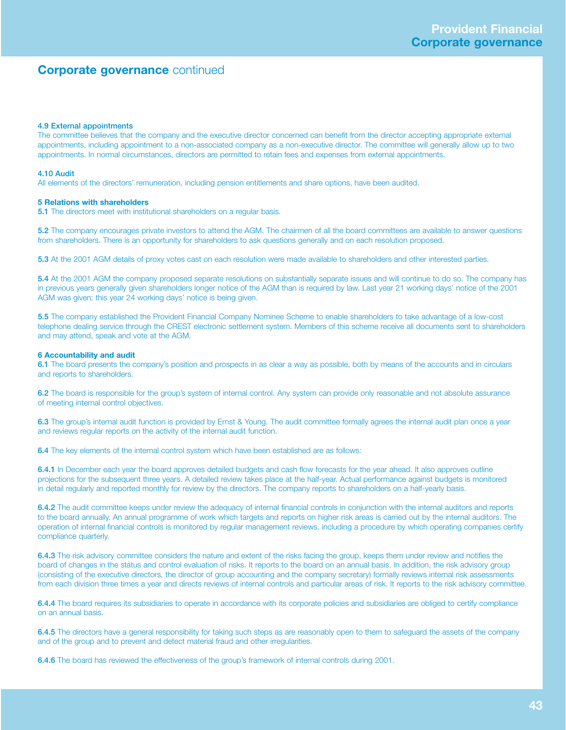## Corporate governance continued

**4.9 External appointments**

The committee believes that the company and the executive director concerned can benefit from the director accepting appropriate external appointments, including appointment to a non-associated company as a non-executive director. The committee will generally allow up to two appointments. In normal circumstances, directors are permitted to retain fees and expenses from external appointments.

**4.10 Audit**

All elements of the directors' remuneration, including pension entitlements and share options, have been audited.

**5 Relations with shareholders**

**5.1** The directors meet with institutional shareholders on a regular basis.

**5.2** The company encourages private investors to attend the AGM. The chairmen of all the board committees are available to answer questions from shareholders. There is an opportunity for shareholders to ask questions generally and on each resolution proposed.

**5.3** At the 2001 AGM details of proxy votes cast on each resolution were made available to shareholders and other interested parties.

**5.4** At the 2001 AGM the company proposed separate resolutions on substantially separate issues and will continue to do so. The company has in previous years generally given shareholders longer notice of the AGM than is required by law. Last year 21 working days' notice of the 2001 AGM was given; this year 24 working days' notice is being given.

**5.5** The company established the Provident Financial Company Nominee Scheme to enable shareholders to take advantage of a low-cost telephone dealing service through the CREST electronic settlement system. Members of this scheme receive all documents sent to shareholders and may attend, speak and vote at the AGM.

**6 Accountability and audit**

**6.1** The board presents the company's position and prospects in as clear a way as possible, both by means of the accounts and in circulars and reports to shareholders.

**6.2** The board is responsible for the group's system of internal control. Any system can provide only reasonable and not absolute assurance of meeting internal control objectives.

**6.3** The group's internal audit function is provided by Ernst & Young. The audit committee formally agrees the internal audit plan once a year and reviews regular reports on the activity of the internal audit function.

**6.4** The key elements of the internal control system which have been established are as follows:

**6.4.1** In December each year the board approves detailed budgets and cash flow forecasts for the year ahead. It also approves outline projections for the subsequent three years. A detailed review takes place at the half-year. Actual performance against budgets is monitored in detail regularly and reported monthly for review by the directors. The company reports to shareholders on a half-yearly basis.

**6.4.2** The audit committee keeps under review the adequacy of internal financial controls in conjunction with the internal auditors and reports to the board annually. An annual programme of work which targets and reports on higher risk areas is carried out by the internal auditors. The operation of internal financial controls is monitored by regular management reviews, including a procedure by which operating companies certify compliance quarterly.

**6.4.3** The risk advisory committee considers the nature and extent of the risks facing the group, keeps them under review and notifies the board of changes in the status and control evaluation of risks. It reports to the board on an annual basis. In addition, the risk advisory group (consisting of the executive directors, the director of group accounting and the company secretary) formally reviews internal risk assessments from each division three times a year and directs reviews of internal controls and particular areas of risk. It reports to the risk advisory committee.

**6.4.4** The board requires its subsidiaries to operate in accordance with its corporate policies and subsidiaries are obliged to certify compliance on an annual basis.

**6.4.5** The directors have a general responsibility for taking such steps as are reasonably open to them to safeguard the assets of the company and of the group and to prevent and detect material fraud and other irregularities.

**6.4.6** The board has reviewed the effectiveness of the group's framework of internal controls during 2001.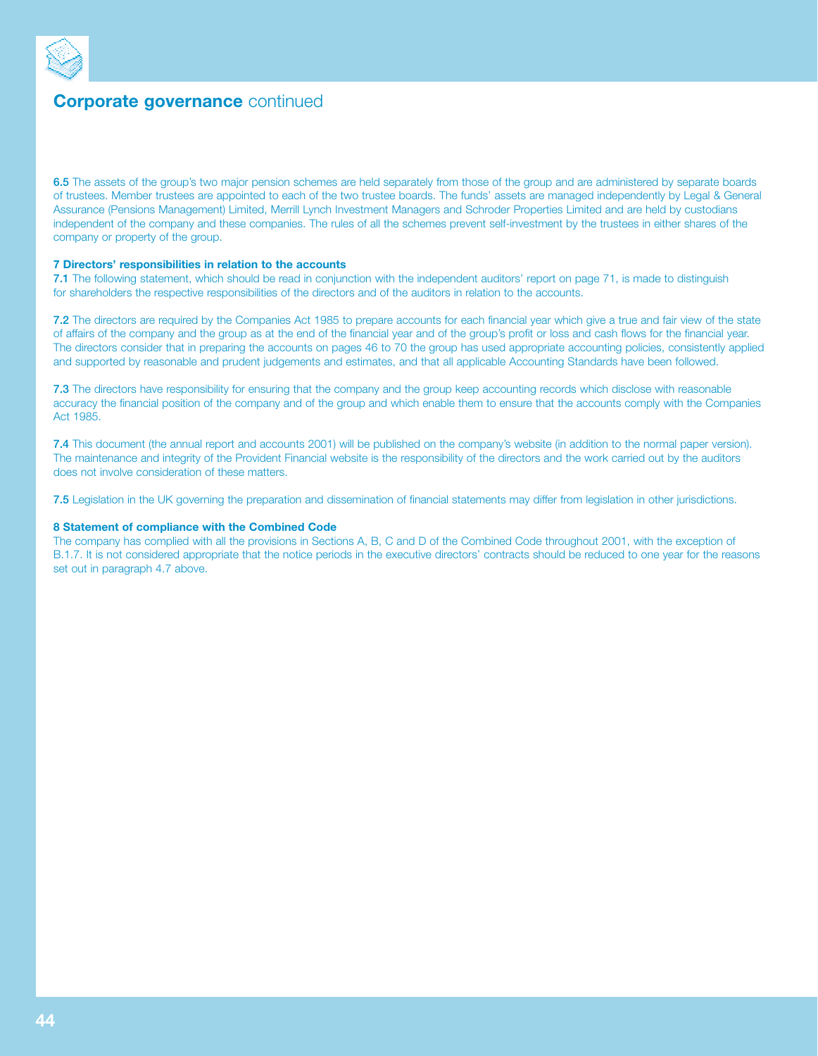## **Corporate governance** continued

**6.5** The assets of the group's two major pension schemes are held separately from those of the group and are administered by separate boards of trustees. Member trustees are appointed to each of the two trustee boards. The funds' assets are managed independently by Legal & General Assurance (Pensions Management) Limited, Merrill Lynch Investment Managers and Schroder Properties Limited and are held by custodians independent of the company and these companies. The rules of all the schemes prevent self-investment by the trustees in either shares of the company or property of the group.

### 7 Directors' responsibilities in relation to the accounts

**7.1** The following statement, which should be read in conjunction with the independent auditors' report on page 71, is made to distinguish for shareholders the respective responsibilities of the directors and of the auditors in relation to the accounts.

**7.2** The directors are required by the Companies Act 1985 to prepare accounts for each financial year which give a true and fair view of the state of affairs of the company and the group as at the end of the financial year and of the group's profit or loss and cash flows for the financial year. The directors consider that in preparing the accounts on pages 46 to 70 the group has used appropriate accounting policies, consistently applied and supported by reasonable and prudent judgements and estimates, and that all applicable Accounting Standards have been followed.

**7.3** The directors have responsibility for ensuring that the company and the group keep accounting records which disclose with reasonable accuracy the financial position of the company and of the group and which enable them to ensure that the accounts comply with the Companies Act 1985.

**7.4** This document (the annual report and accounts 2001) will be published on the company's website (in addition to the normal paper version). The maintenance and integrity of the Provident Financial website is the responsibility of the directors and the work carried out by the auditors does not involve consideration of these matters.

**7.5** Legislation in the UK governing the preparation and dissemination of financial statements may differ from legislation in other jurisdictions.

### 8 Statement of compliance with the Combined Code

The company has complied with all the provisions in Sections A, B, C and D of the Combined Code throughout 2001, with the exception of B.1.7. It is not considered appropriate that the notice periods in the executive directors' contracts should be reduced to one year for the reasons set out in paragraph 4.7 above.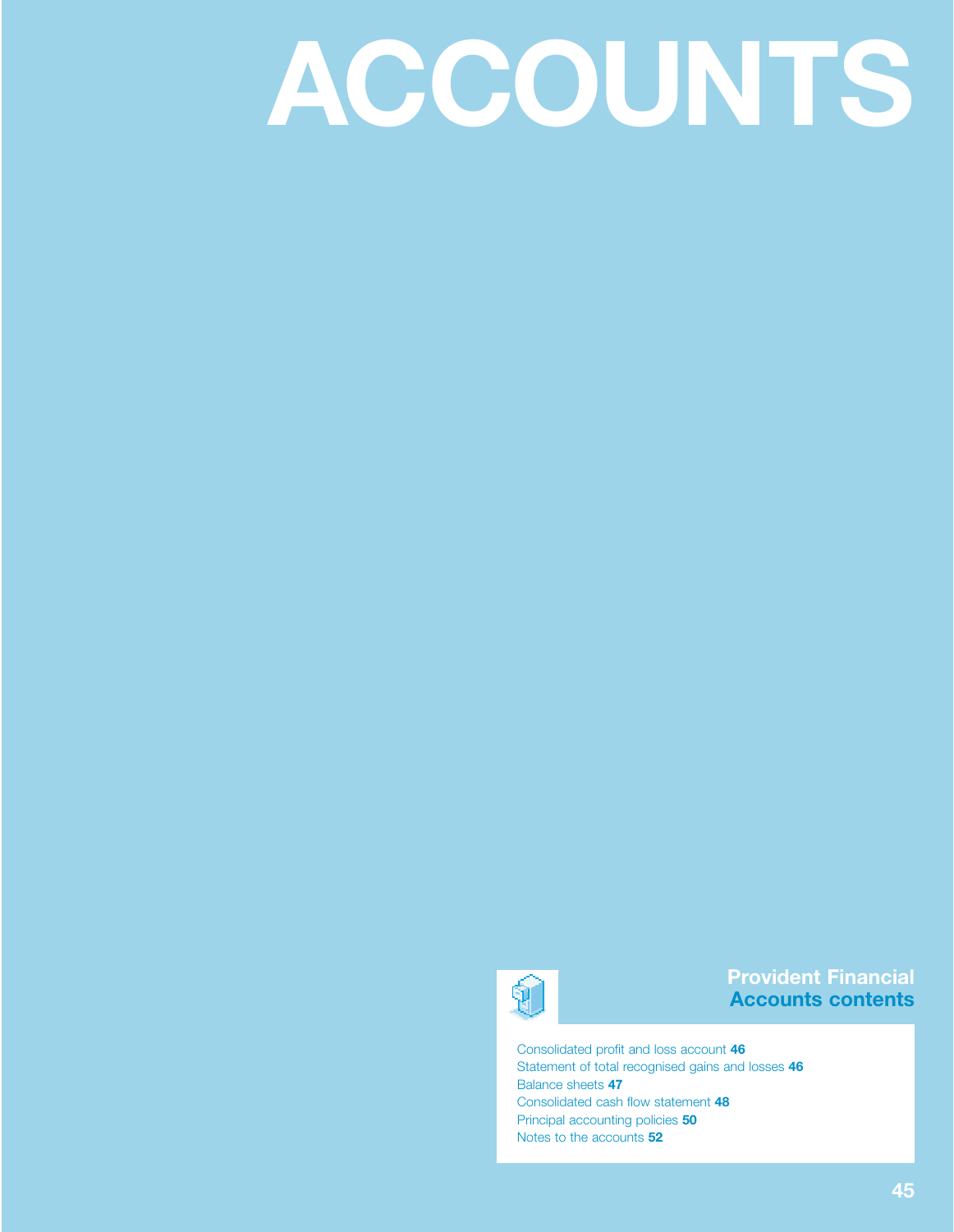# ACCOUNTS

## Provident Financial
## Accounts contents

Consolidated profit and loss account **46**
Statement of total recognised gains and losses **46**
Balance sheets **47**
Consolidated cash flow statement **48**
Principal accounting policies **50**
Notes to the accounts **52**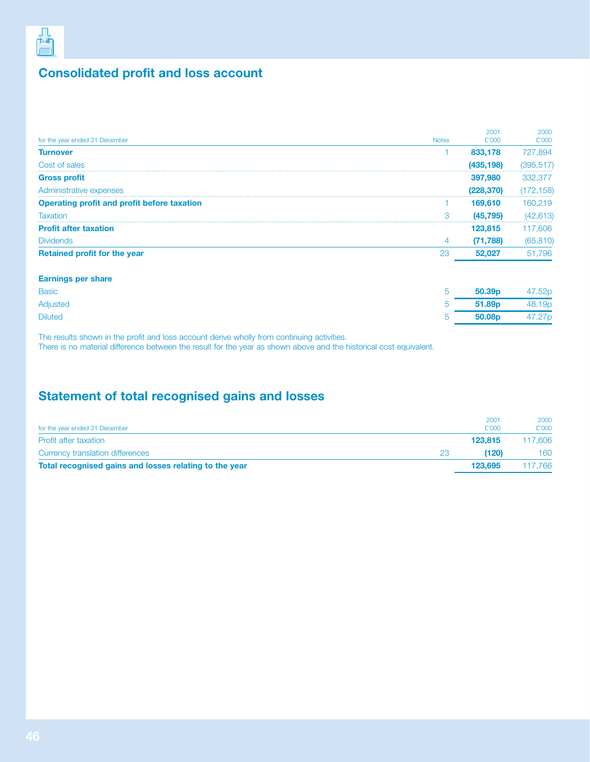## Consolidated profit and loss account

| for the year ended 31 December | Notes | 2001 £'000 | 2000 £'000 |
|---|---|---|---|
| **Turnover** | 1 | **833,178** | 727,894 |
| Cost of sales | | **(435,198)** | (395,517) |
| **Gross profit** | | **397,980** | 332,377 |
| Administrative expenses | | **(228,370)** | (172,158) |
| **Operating profit and profit before taxation** | 1 | **169,610** | 160,219 |
| Taxation | 3 | **(45,795)** | (42,613) |
| **Profit after taxation** | | **123,815** | 117,606 |
| Dividends | 4 | **(71,788)** | (65,810) |
| **Retained profit for the year** | 23 | **52,027** | 51,796 |
| **Earnings per share** | | | |
| Basic | 5 | **50.39p** | 47.52p |
| Adjusted | 5 | **51.89p** | 48.19p |
| Diluted | 5 | **50.08p** | 47.27p |

The results shown in the profit and loss account derive wholly from continuing activities.
There is no material difference between the result for the year as shown above and the historical cost equivalent.

## Statement of total recognised gains and losses

| for the year ended 31 December | | 2001 £'000 | 2000 £'000 |
|---|---|---|---|
| Profit after taxation | | **123,815** | 117,606 |
| Currency translation differences | 23 | **(120)** | 160 |
| **Total recognised gains and losses relating to the year** | | **123,695** | 117,766 |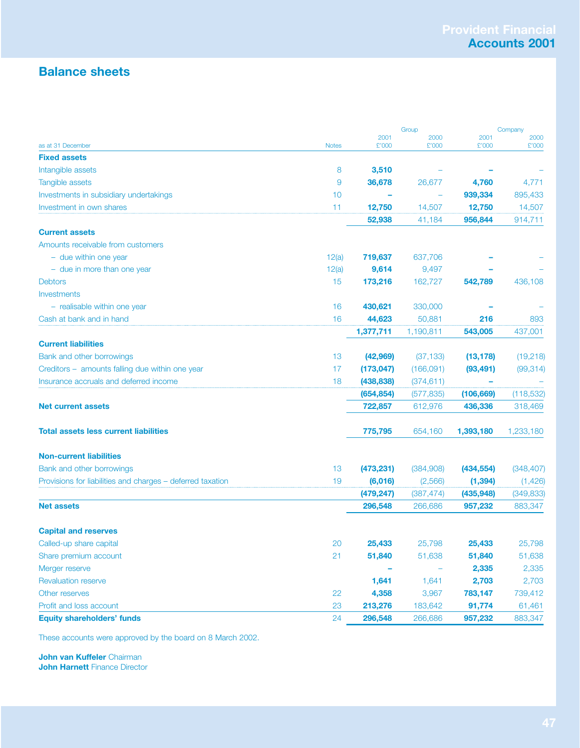## Balance sheets

| as at 31 December | Notes | Group 2001 £'000 | Group 2000 £'000 | Company 2001 £'000 | Company 2000 £'000 |
|---|---|---|---|---|---|
| **Fixed assets** | | | | | |
| Intangible assets | 8 | **3,510** | – | **–** | – |
| Tangible assets | 9 | **36,678** | 26,677 | **4,760** | 4,771 |
| Investments in subsidiary undertakings | 10 | **–** | – | **939,334** | 895,433 |
| Investment in own shares | 11 | **12,750** | 14,507 | **12,750** | 14,507 |
| | | **52,938** | 41,184 | **956,844** | 914,711 |
| **Current assets** | | | | | |
| Amounts receivable from customers | | | | | |
| – due within one year | 12(a) | **719,637** | 637,706 | **–** | – |
| – due in more than one year | 12(a) | **9,614** | 9,497 | **–** | – |
| Debtors | 15 | **173,216** | 162,727 | **542,789** | 436,108 |
| Investments | | | | | |
| – realisable within one year | 16 | **430,621** | 330,000 | **–** | – |
| Cash at bank and in hand | 16 | **44,623** | 50,881 | **216** | 893 |
| | | **1,377,711** | 1,190,811 | **543,005** | 437,001 |
| **Current liabilities** | | | | | |
| Bank and other borrowings | 13 | **(42,969)** | (37,133) | **(13,178)** | (19,218) |
| Creditors – amounts falling due within one year | 17 | **(173,047)** | (166,091) | **(93,491)** | (99,314) |
| Insurance accruals and deferred income | 18 | **(438,838)** | (374,611) | **–** | – |
| | | **(654,854)** | (577,835) | **(106,669)** | (118,532) |
| **Net current assets** | | **722,857** | 612,976 | **436,336** | 318,469 |
| **Total assets less current liabilities** | | **775,795** | 654,160 | **1,393,180** | 1,233,180 |
| **Non-current liabilities** | | | | | |
| Bank and other borrowings | 13 | **(473,231)** | (384,908) | **(434,554)** | (348,407) |
| Provisions for liabilities and charges – deferred taxation | 19 | **(6,016)** | (2,566) | **(1,394)** | (1,426) |
| | | **(479,247)** | (387,474) | **(435,948)** | (349,833) |
| **Net assets** | | **296,548** | 266,686 | **957,232** | 883,347 |
| **Capital and reserves** | | | | | |
| Called-up share capital | 20 | **25,433** | 25,798 | **25,433** | 25,798 |
| Share premium account | 21 | **51,840** | 51,638 | **51,840** | 51,638 |
| Merger reserve | | **–** | – | **2,335** | 2,335 |
| Revaluation reserve | | **1,641** | 1,641 | **2,703** | 2,703 |
| Other reserves | 22 | **4,358** | 3,967 | **783,147** | 739,412 |
| Profit and loss account | 23 | **213,276** | 183,642 | **91,774** | 61,461 |
| **Equity shareholders' funds** | 24 | **296,548** | 266,686 | **957,232** | 883,347 |

These accounts were approved by the board on 8 March 2002.

**John van Kuffeler** Chairman
**John Harnett** Finance Director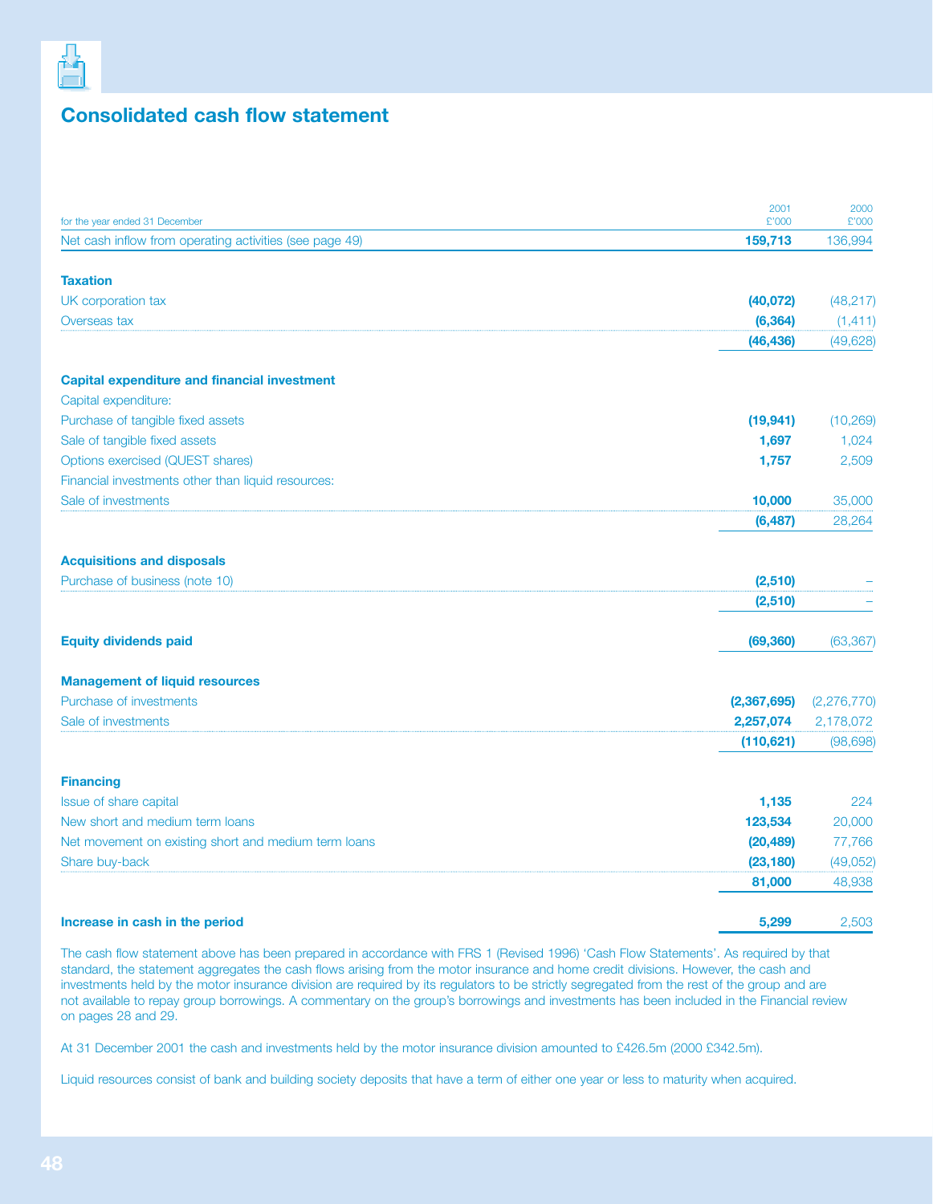# Consolidated cash flow statement

| for the year ended 31 December | 2001 £'000 | 2000 £'000 |
|---|---|---|
| Net cash inflow from operating activities (see page 49) | **159,713** | 136,994 |
| **Taxation** | | |
| UK corporation tax | **(40,072)** | (48,217) |
| Overseas tax | **(6,364)** | (1,411) |
| | **(46,436)** | (49,628) |
| **Capital expenditure and financial investment** | | |
| Capital expenditure: | | |
| Purchase of tangible fixed assets | **(19,941)** | (10,269) |
| Sale of tangible fixed assets | **1,697** | 1,024 |
| Options exercised (QUEST shares) | **1,757** | 2,509 |
| Financial investments other than liquid resources: | | |
| Sale of investments | **10,000** | 35,000 |
| | **(6,487)** | 28,264 |
| **Acquisitions and disposals** | | |
| Purchase of business (note 10) | **(2,510)** | – |
| | **(2,510)** | – |
| **Equity dividends paid** | **(69,360)** | (63,367) |
| **Management of liquid resources** | | |
| Purchase of investments | **(2,367,695)** | (2,276,770) |
| Sale of investments | **2,257,074** | 2,178,072 |
| | **(110,621)** | (98,698) |
| **Financing** | | |
| Issue of share capital | **1,135** | 224 |
| New short and medium term loans | **123,534** | 20,000 |
| Net movement on existing short and medium term loans | **(20,489)** | 77,766 |
| Share buy-back | **(23,180)** | (49,052) |
| | **81,000** | 48,938 |
| **Increase in cash in the period** | **5,299** | 2,503 |

The cash flow statement above has been prepared in accordance with FRS 1 (Revised 1996) 'Cash Flow Statements'. As required by that standard, the statement aggregates the cash flows arising from the motor insurance and home credit divisions. However, the cash and investments held by the motor insurance division are required by its regulators to be strictly segregated from the rest of the group and are not available to repay group borrowings. A commentary on the group's borrowings and investments has been included in the Financial review on pages 28 and 29.

At 31 December 2001 the cash and investments held by the motor insurance division amounted to £426.5m (2000 £342.5m).

Liquid resources consist of bank and building society deposits that have a term of either one year or less to maturity when acquired.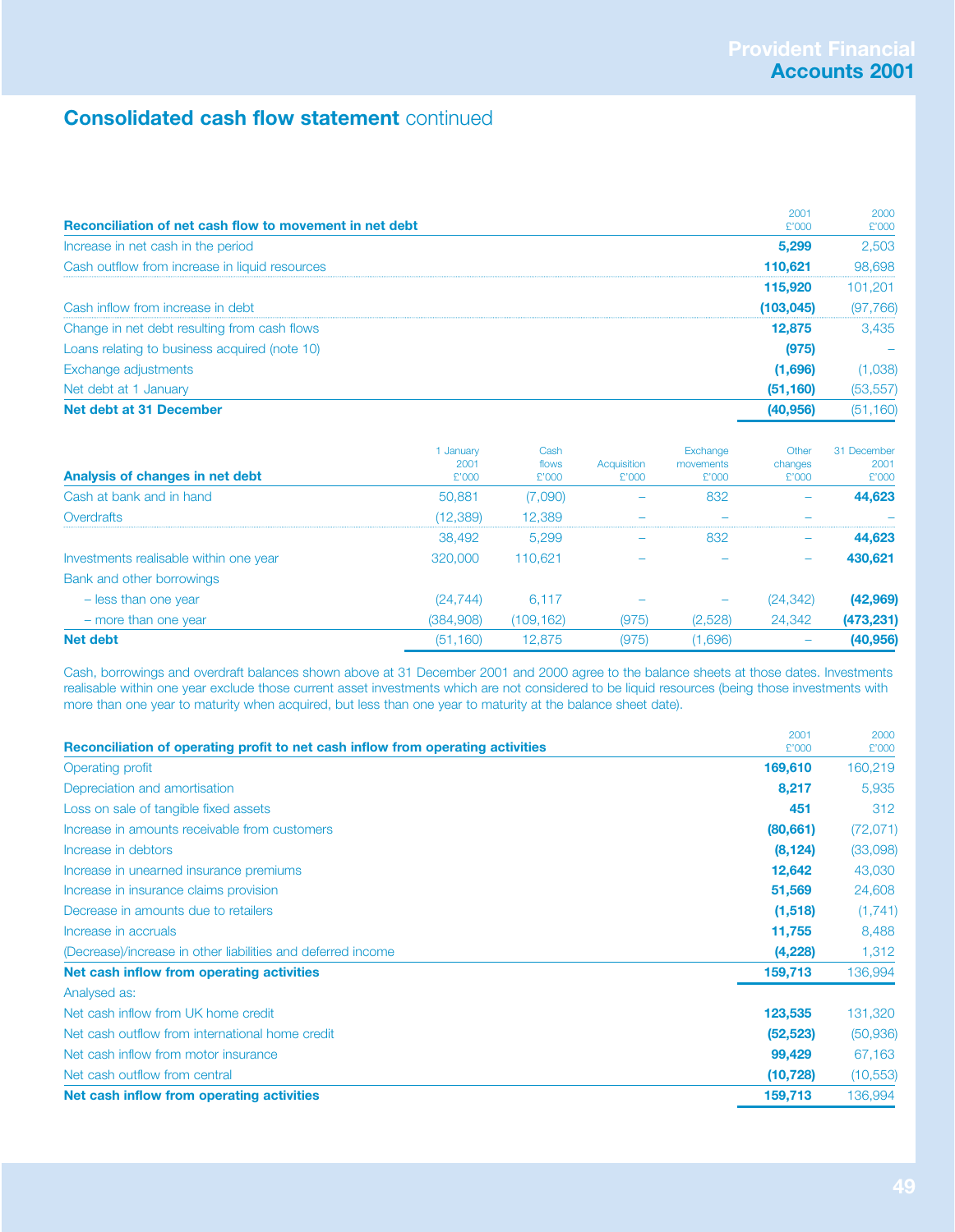## Consolidated cash flow statement continued

| Reconciliation of net cash flow to movement in net debt | 2001 £'000 | 2000 £'000 |
|---|---|---|
| Increase in net cash in the period | **5,299** | 2,503 |
| Cash outflow from increase in liquid resources | **110,621** | 98,698 |
| | **115,920** | 101,201 |
| Cash inflow from increase in debt | **(103,045)** | (97,766) |
| Change in net debt resulting from cash flows | **12,875** | 3,435 |
| Loans relating to business acquired (note 10) | **(975)** | – |
| Exchange adjustments | **(1,696)** | (1,038) |
| Net debt at 1 January | **(51,160)** | (53,557) |
| **Net debt at 31 December** | **(40,956)** | (51,160) |

| Analysis of changes in net debt | 1 January 2001 £'000 | Cash flows £'000 | Acquisition £'000 | Exchange movements £'000 | Other changes £'000 | 31 December 2001 £'000 |
|---|---|---|---|---|---|---|
| Cash at bank and in hand | 50,881 | (7,090) | – | 832 | – | **44,623** |
| Overdrafts | (12,389) | 12,389 | – | – | – | – |
| | 38,492 | 5,299 | – | 832 | – | **44,623** |
| Investments realisable within one year | 320,000 | 110,621 | – | – | – | **430,621** |
| Bank and other borrowings | | | | | | |
| – less than one year | (24,744) | 6,117 | – | – | (24,342) | **(42,969)** |
| – more than one year | (384,908) | (109,162) | (975) | (2,528) | 24,342 | **(473,231)** |
| **Net debt** | (51,160) | 12,875 | (975) | (1,696) | – | **(40,956)** |

Cash, borrowings and overdraft balances shown above at 31 December 2001 and 2000 agree to the balance sheets at those dates. Investments realisable within one year exclude those current asset investments which are not considered to be liquid resources (being those investments with more than one year to maturity when acquired, but less than one year to maturity at the balance sheet date).

| Reconciliation of operating profit to net cash inflow from operating activities | 2001 £'000 | 2000 £'000 |
|---|---|---|
| Operating profit | **169,610** | 160,219 |
| Depreciation and amortisation | **8,217** | 5,935 |
| Loss on sale of tangible fixed assets | **451** | 312 |
| Increase in amounts receivable from customers | **(80,661)** | (72,071) |
| Increase in debtors | **(8,124)** | (33,098) |
| Increase in unearned insurance premiums | **12,642** | 43,030 |
| Increase in insurance claims provision | **51,569** | 24,608 |
| Decrease in amounts due to retailers | **(1,518)** | (1,741) |
| Increase in accruals | **11,755** | 8,488 |
| (Decrease)/increase in other liabilities and deferred income | **(4,228)** | 1,312 |
| **Net cash inflow from operating activities** | **159,713** | 136,994 |
| Analysed as: | | |
| Net cash inflow from UK home credit | **123,535** | 131,320 |
| Net cash outflow from international home credit | **(52,523)** | (50,936) |
| Net cash inflow from motor insurance | **99,429** | 67,163 |
| Net cash outflow from central | **(10,728)** | (10,553) |
| **Net cash inflow from operating activities** | **159,713** | 136,994 |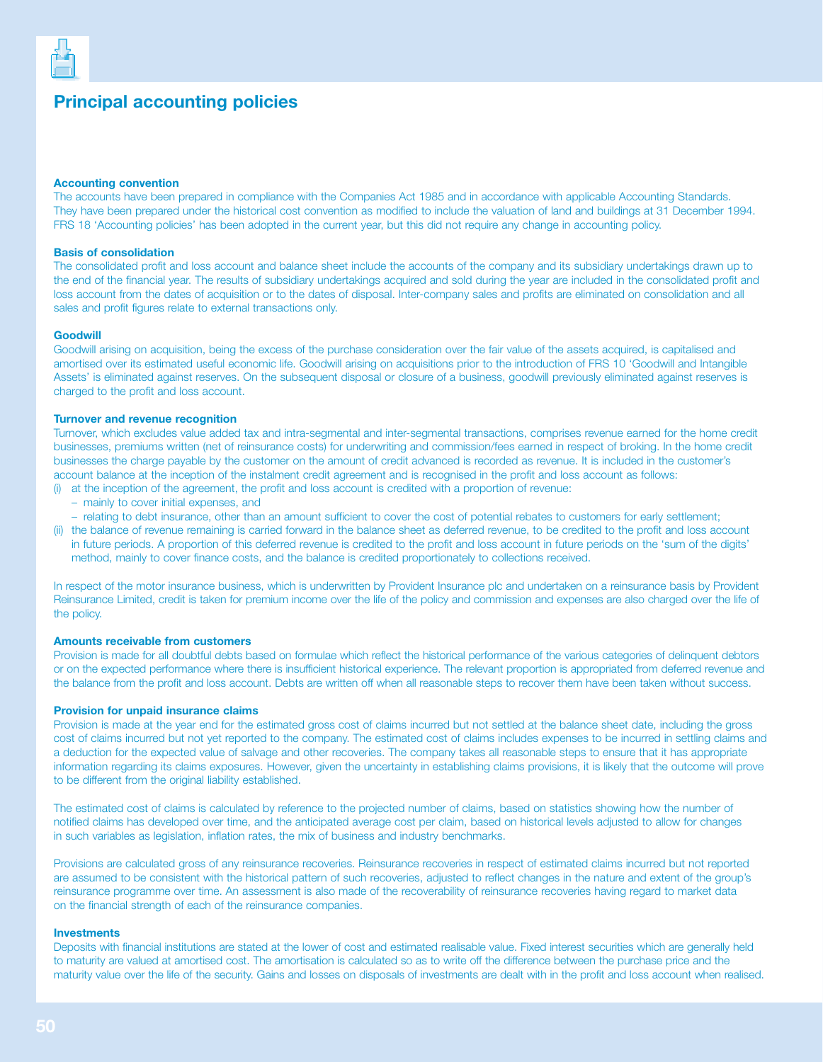# Principal accounting policies

### Accounting convention

The accounts have been prepared in compliance with the Companies Act 1985 and in accordance with applicable Accounting Standards. They have been prepared under the historical cost convention as modified to include the valuation of land and buildings at 31 December 1994. FRS 18 'Accounting policies' has been adopted in the current year, but this did not require any change in accounting policy.

### Basis of consolidation

The consolidated profit and loss account and balance sheet include the accounts of the company and its subsidiary undertakings drawn up to the end of the financial year. The results of subsidiary undertakings acquired and sold during the year are included in the consolidated profit and loss account from the dates of acquisition or to the dates of disposal. Inter-company sales and profits are eliminated on consolidation and all sales and profit figures relate to external transactions only.

### Goodwill

Goodwill arising on acquisition, being the excess of the purchase consideration over the fair value of the assets acquired, is capitalised and amortised over its estimated useful economic life. Goodwill arising on acquisitions prior to the introduction of FRS 10 'Goodwill and Intangible Assets' is eliminated against reserves. On the subsequent disposal or closure of a business, goodwill previously eliminated against reserves is charged to the profit and loss account.

### Turnover and revenue recognition

Turnover, which excludes value added tax and intra-segmental and inter-segmental transactions, comprises revenue earned for the home credit businesses, premiums written (net of reinsurance costs) for underwriting and commission/fees earned in respect of broking. In the home credit businesses the charge payable by the customer on the amount of credit advanced is recorded as revenue. It is included in the customer's account balance at the inception of the instalment credit agreement and is recognised in the profit and loss account as follows:

(i) at the inception of the agreement, the profit and loss account is credited with a proportion of revenue:
   - mainly to cover initial expenses, and
   - relating to debt insurance, other than an amount sufficient to cover the cost of potential rebates to customers for early settlement;

(ii) the balance of revenue remaining is carried forward in the balance sheet as deferred revenue, to be credited to the profit and loss account in future periods. A proportion of this deferred revenue is credited to the profit and loss account in future periods on the 'sum of the digits' method, mainly to cover finance costs, and the balance is credited proportionately to collections received.

In respect of the motor insurance business, which is underwritten by Provident Insurance plc and undertaken on a reinsurance basis by Provident Reinsurance Limited, credit is taken for premium income over the life of the policy and commission and expenses are also charged over the life of the policy.

### Amounts receivable from customers

Provision is made for all doubtful debts based on formulae which reflect the historical performance of the various categories of delinquent debtors or on the expected performance where there is insufficient historical experience. The relevant proportion is appropriated from deferred revenue and the balance from the profit and loss account. Debts are written off when all reasonable steps to recover them have been taken without success.

### Provision for unpaid insurance claims

Provision is made at the year end for the estimated gross cost of claims incurred but not settled at the balance sheet date, including the gross cost of claims incurred but not yet reported to the company. The estimated cost of claims includes expenses to be incurred in settling claims and a deduction for the expected value of salvage and other recoveries. The company takes all reasonable steps to ensure that it has appropriate information regarding its claims exposures. However, given the uncertainty in establishing claims provisions, it is likely that the outcome will prove to be different from the original liability established.

The estimated cost of claims is calculated by reference to the projected number of claims, based on statistics showing how the number of notified claims has developed over time, and the anticipated average cost per claim, based on historical levels adjusted to allow for changes in such variables as legislation, inflation rates, the mix of business and industry benchmarks.

Provisions are calculated gross of any reinsurance recoveries. Reinsurance recoveries in respect of estimated claims incurred but not reported are assumed to be consistent with the historical pattern of such recoveries, adjusted to reflect changes in the nature and extent of the group's reinsurance programme over time. An assessment is also made of the recoverability of reinsurance recoveries having regard to market data on the financial strength of each of the reinsurance companies.

### Investments

Deposits with financial institutions are stated at the lower of cost and estimated realisable value. Fixed interest securities which are generally held to maturity are valued at amortised cost. The amortisation is calculated so as to write off the difference between the purchase price and the maturity value over the life of the security. Gains and losses on disposals of investments are dealt with in the profit and loss account when realised.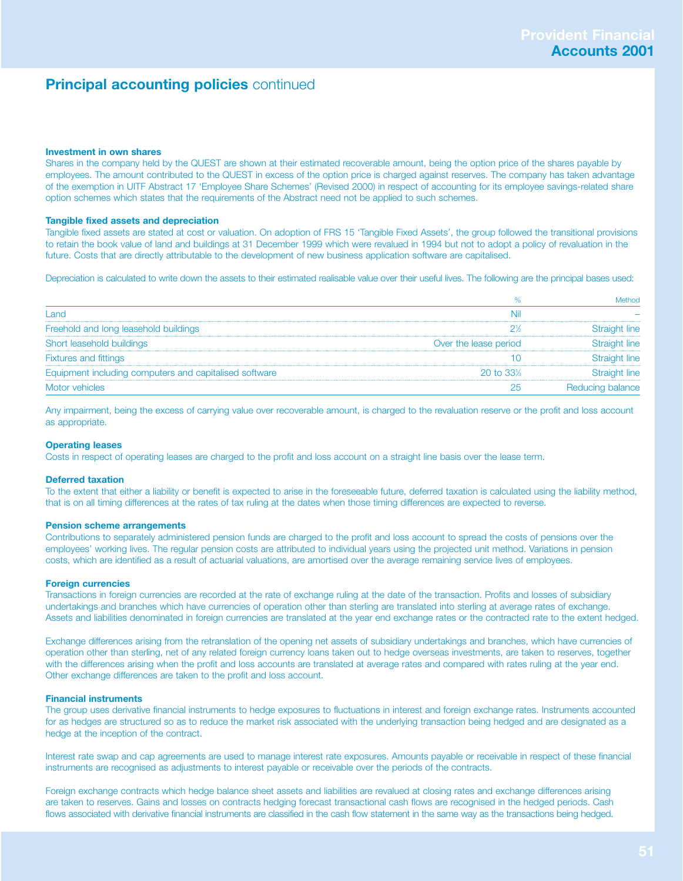## Principal accounting policies continued

**Investment in own shares**
Shares in the company held by the QUEST are shown at their estimated recoverable amount, being the option price of the shares payable by employees. The amount contributed to the QUEST in excess of the option price is charged against reserves. The company has taken advantage of the exemption in UITF Abstract 17 'Employee Share Schemes' (Revised 2000) in respect of accounting for its employee savings-related share option schemes which states that the requirements of the Abstract need not be applied to such schemes.

**Tangible fixed assets and depreciation**
Tangible fixed assets are stated at cost or valuation. On adoption of FRS 15 'Tangible Fixed Assets', the group followed the transitional provisions to retain the book value of land and buildings at 31 December 1999 which were revalued in 1994 but not to adopt a policy of revaluation in the future. Costs that are directly attributable to the development of new business application software are capitalised.

Depreciation is calculated to write down the assets to their estimated realisable value over their useful lives. The following are the principal bases used:

| | % | Method |
|---|---|---|
| Land | Nil | – |
| Freehold and long leasehold buildings | 2½ | Straight line |
| Short leasehold buildings | Over the lease period | Straight line |
| Fixtures and fittings | 10 | Straight line |
| Equipment including computers and capitalised software | 20 to 33⅓ | Straight line |
| Motor vehicles | 25 | Reducing balance |

Any impairment, being the excess of carrying value over recoverable amount, is charged to the revaluation reserve or the profit and loss account as appropriate.

**Operating leases**
Costs in respect of operating leases are charged to the profit and loss account on a straight line basis over the lease term.

**Deferred taxation**
To the extent that either a liability or benefit is expected to arise in the foreseeable future, deferred taxation is calculated using the liability method, that is on all timing differences at the rates of tax ruling at the dates when those timing differences are expected to reverse.

**Pension scheme arrangements**
Contributions to separately administered pension funds are charged to the profit and loss account to spread the costs of pensions over the employees' working lives. The regular pension costs are attributed to individual years using the projected unit method. Variations in pension costs, which are identified as a result of actuarial valuations, are amortised over the average remaining service lives of employees.

**Foreign currencies**
Transactions in foreign currencies are recorded at the rate of exchange ruling at the date of the transaction. Profits and losses of subsidiary undertakings and branches which have currencies of operation other than sterling are translated into sterling at average rates of exchange. Assets and liabilities denominated in foreign currencies are translated at the year end exchange rates or the contracted rate to the extent hedged.

Exchange differences arising from the retranslation of the opening net assets of subsidiary undertakings and branches, which have currencies of operation other than sterling, net of any related foreign currency loans taken out to hedge overseas investments, are taken to reserves, together with the differences arising when the profit and loss accounts are translated at average rates and compared with rates ruling at the year end. Other exchange differences are taken to the profit and loss account.

**Financial instruments**
The group uses derivative financial instruments to hedge exposures to fluctuations in interest and foreign exchange rates. Instruments accounted for as hedges are structured so as to reduce the market risk associated with the underlying transaction being hedged and are designated as a hedge at the inception of the contract.

Interest rate swap and cap agreements are used to manage interest rate exposures. Amounts payable or receivable in respect of these financial instruments are recognised as adjustments to interest payable or receivable over the periods of the contracts.

Foreign exchange contracts which hedge balance sheet assets and liabilities are revalued at closing rates and exchange differences arising are taken to reserves. Gains and losses on contracts hedging forecast transactional cash flows are recognised in the hedged periods. Cash flows associated with derivative financial instruments are classified in the cash flow statement in the same way as the transactions being hedged.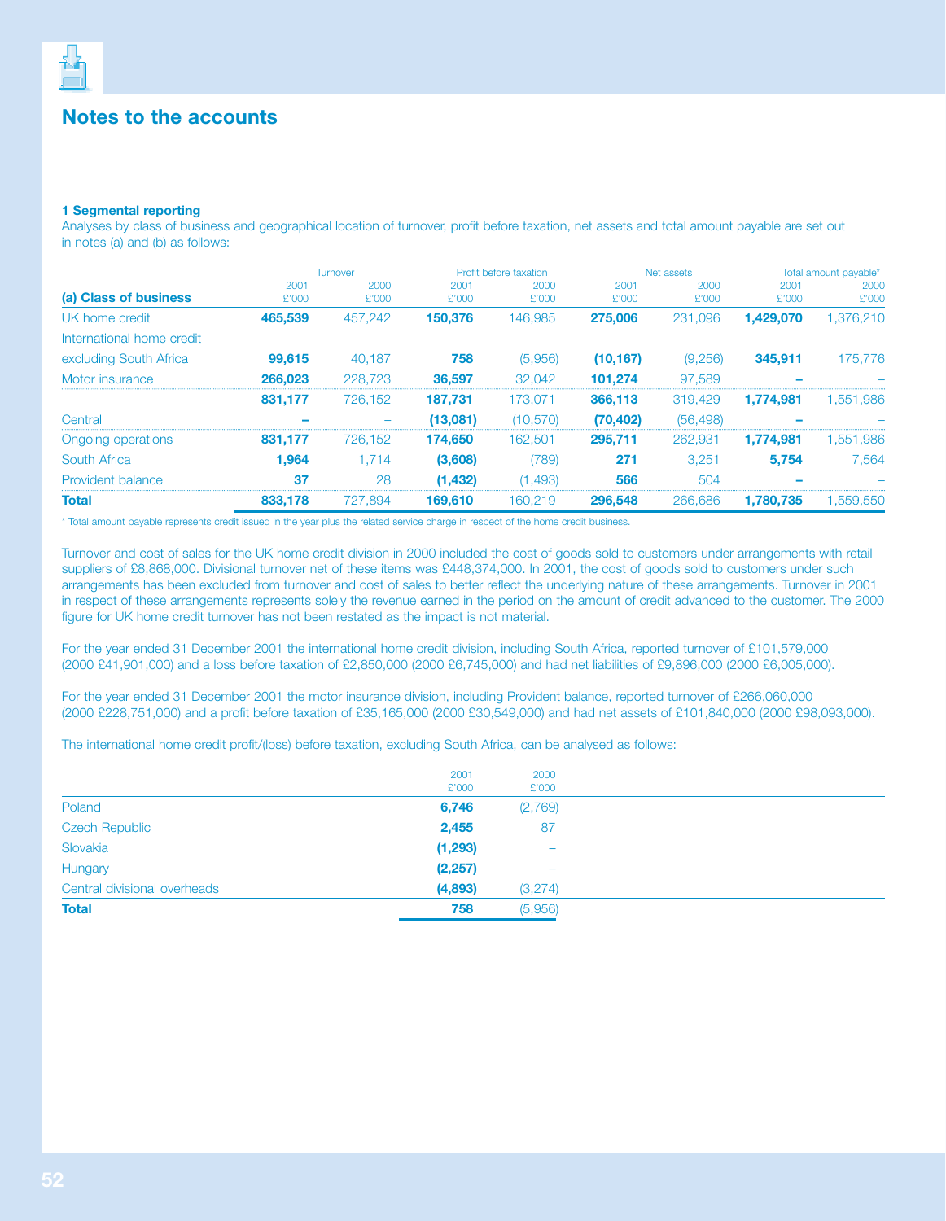# Notes to the accounts

### 1 Segmental reporting

Analyses by class of business and geographical location of turnover, profit before taxation, net assets and total amount payable are set out in notes (a) and (b) as follows:

| | Turnover | | Profit before taxation | | Net assets | | Total amount payable* | |
|---|---|---|---|---|---|---|---|---|
| **(a) Class of business** | 2001 £'000 | 2000 £'000 | 2001 £'000 | 2000 £'000 | 2001 £'000 | 2000 £'000 | 2001 £'000 | 2000 £'000 |
| UK home credit | **465,539** | 457,242 | **150,376** | 146,985 | **275,006** | 231,096 | **1,429,070** | 1,376,210 |
| International home credit excluding South Africa | **99,615** | 40,187 | **758** | (5,956) | **(10,167)** | (9,256) | **345,911** | 175,776 |
| Motor insurance | **266,023** | 228,723 | **36,597** | 32,042 | **101,274** | 97,589 | **–** | – |
| | **831,177** | 726,152 | **187,731** | 173,071 | **366,113** | 319,429 | **1,774,981** | 1,551,986 |
| Central | **–** | – | **(13,081)** | (10,570) | **(70,402)** | (56,498) | **–** | – |
| Ongoing operations | **831,177** | 726,152 | **174,650** | 162,501 | **295,711** | 262,931 | **1,774,981** | 1,551,986 |
| South Africa | **1,964** | 1,714 | **(3,608)** | (789) | **271** | 3,251 | **5,754** | 7,564 |
| Provident balance | **37** | 28 | **(1,432)** | (1,493) | **566** | 504 | **–** | – |
| **Total** | **833,178** | 727,894 | **169,610** | 160,219 | **296,548** | 266,686 | **1,780,735** | 1,559,550 |

* Total amount payable represents credit issued in the year plus the related service charge in respect of the home credit business.

Turnover and cost of sales for the UK home credit division in 2000 included the cost of goods sold to customers under arrangements with retail suppliers of £8,868,000. Divisional turnover net of these items was £448,374,000. In 2001, the cost of goods sold to customers under such arrangements has been excluded from turnover and cost of sales to better reflect the underlying nature of these arrangements. Turnover in 2001 in respect of these arrangements represents solely the revenue earned in the period on the amount of credit advanced to the customer. The 2000 figure for UK home credit turnover has not been restated as the impact is not material.

For the year ended 31 December 2001 the international home credit division, including South Africa, reported turnover of £101,579,000 (2000 £41,901,000) and a loss before taxation of £2,850,000 (2000 £6,745,000) and had net liabilities of £9,896,000 (2000 £6,005,000).

For the year ended 31 December 2001 the motor insurance division, including Provident balance, reported turnover of £266,060,000 (2000 £228,751,000) and a profit before taxation of £35,165,000 (2000 £30,549,000) and had net assets of £101,840,000 (2000 £98,093,000).

The international home credit profit/(loss) before taxation, excluding South Africa, can be analysed as follows:

| | 2001 £'000 | 2000 £'000 |
|---|---|---|
| Poland | **6,746** | (2,769) |
| Czech Republic | **2,455** | 87 |
| Slovakia | **(1,293)** | – |
| Hungary | **(2,257)** | – |
| Central divisional overheads | **(4,893)** | (3,274) |
| **Total** | **758** | (5,956) |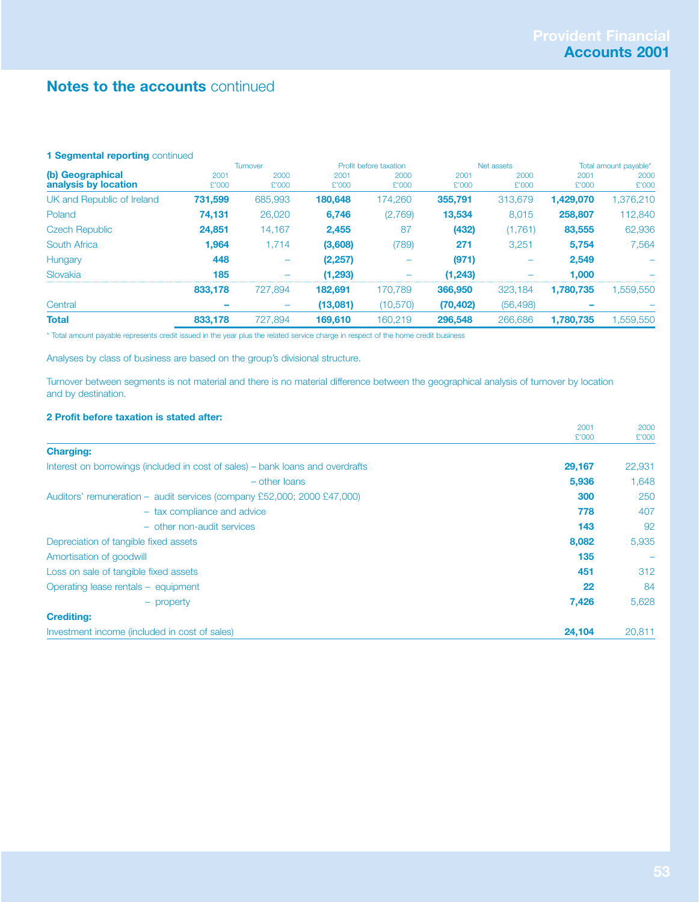## Notes to the accounts continued

### 1 Segmental reporting continued

| (b) Geographical analysis by location | Turnover 2001 £'000 | Turnover 2000 £'000 | Profit before taxation 2001 £'000 | Profit before taxation 2000 £'000 | Net assets 2001 £'000 | Net assets 2000 £'000 | Total amount payable* 2001 £'000 | Total amount payable* 2000 £'000 |
|---|---|---|---|---|---|---|---|---|
| UK and Republic of Ireland | **731,599** | 685,993 | **180,648** | 174,260 | **355,791** | 313,679 | **1,429,070** | 1,376,210 |
| Poland | **74,131** | 26,020 | **6,746** | (2,769) | **13,534** | 8,015 | **258,807** | 112,840 |
| Czech Republic | **24,851** | 14,167 | **2,455** | 87 | **(432)** | (1,761) | **83,555** | 62,936 |
| South Africa | **1,964** | 1,714 | **(3,608)** | (789) | **271** | 3,251 | **5,754** | 7,564 |
| Hungary | **448** | – | **(2,257)** | – | **(971)** | – | **2,549** | – |
| Slovakia | **185** | – | **(1,293)** | – | **(1,243)** | – | **1,000** | – |
| | **833,178** | 727,894 | **182,691** | 170,789 | **366,950** | 323,184 | **1,780,735** | 1,559,550 |
| Central | **–** | – | **(13,081)** | (10,570) | **(70,402)** | (56,498) | **–** | – |
| **Total** | **833,178** | 727,894 | **169,610** | 160,219 | **296,548** | 266,686 | **1,780,735** | 1,559,550 |

\* Total amount payable represents credit issued in the year plus the related service charge in respect of the home credit business

Analyses by class of business are based on the group's divisional structure.

Turnover between segments is not material and there is no material difference between the geographical analysis of turnover by location and by destination.

### 2 Profit before taxation is stated after:

| | 2001 £'000 | 2000 £'000 |
|---|---|---|
| **Charging:** | | |
| Interest on borrowings (included in cost of sales) – bank loans and overdrafts | **29,167** | 22,931 |
| – other loans | **5,936** | 1,648 |
| Auditors' remuneration – audit services (company £52,000; 2000 £47,000) | **300** | 250 |
| – tax compliance and advice | **778** | 407 |
| – other non-audit services | **143** | 92 |
| Depreciation of tangible fixed assets | **8,082** | 5,935 |
| Amortisation of goodwill | **135** | – |
| Loss on sale of tangible fixed assets | **451** | 312 |
| Operating lease rentals – equipment | **22** | 84 |
| – property | **7,426** | 5,628 |
| **Crediting:** | | |
| Investment income (included in cost of sales) | **24,104** | 20,811 |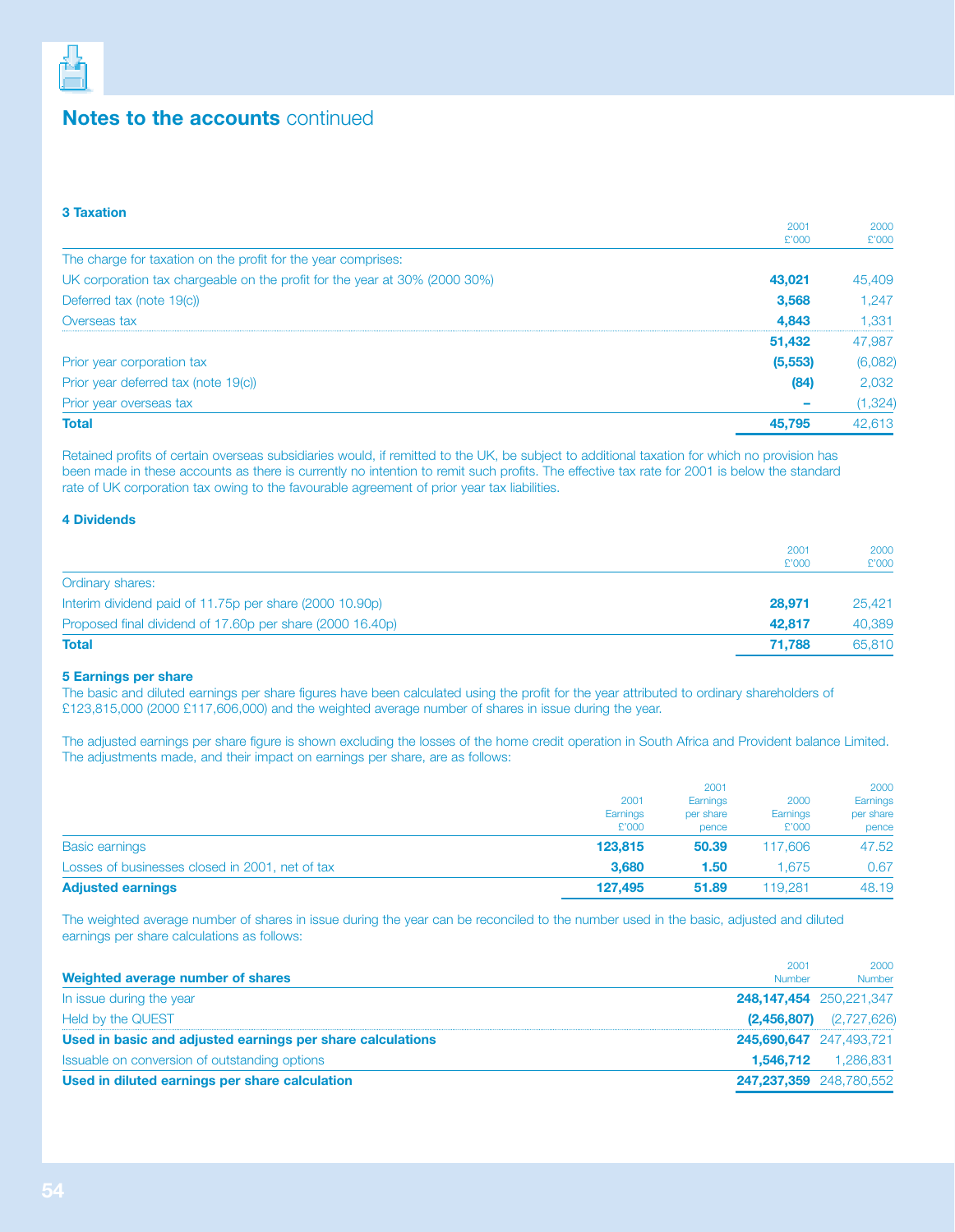# Notes to the accounts continued

### 3 Taxation

| | 2001 £'000 | 2000 £'000 |
|---|---|---|
| The charge for taxation on the profit for the year comprises: | | |
| UK corporation tax chargeable on the profit for the year at 30% (2000 30%) | **43,021** | 45,409 |
| Deferred tax (note 19(c)) | **3,568** | 1,247 |
| Overseas tax | **4,843** | 1,331 |
| | **51,432** | 47,987 |
| Prior year corporation tax | **(5,553)** | (6,082) |
| Prior year deferred tax (note 19(c)) | **(84)** | 2,032 |
| Prior year overseas tax | **–** | (1,324) |
| **Total** | **45,795** | 42,613 |

Retained profits of certain overseas subsidiaries would, if remitted to the UK, be subject to additional taxation for which no provision has been made in these accounts as there is currently no intention to remit such profits. The effective tax rate for 2001 is below the standard rate of UK corporation tax owing to the favourable agreement of prior year tax liabilities.

### 4 Dividends

| | 2001 £'000 | 2000 £'000 |
|---|---|---|
| Ordinary shares: | | |
| Interim dividend paid of 11.75p per share (2000 10.90p) | **28,971** | 25,421 |
| Proposed final dividend of 17.60p per share (2000 16.40p) | **42,817** | 40,389 |
| **Total** | **71,788** | 65,810 |

### 5 Earnings per share

The basic and diluted earnings per share figures have been calculated using the profit for the year attributed to ordinary shareholders of £123,815,000 (2000 £117,606,000) and the weighted average number of shares in issue during the year.

The adjusted earnings per share figure is shown excluding the losses of the home credit operation in South Africa and Provident balance Limited. The adjustments made, and their impact on earnings per share, are as follows:

| | 2001 Earnings £'000 | 2001 Earnings per share pence | 2000 Earnings £'000 | 2000 Earnings per share pence |
|---|---|---|---|---|
| Basic earnings | **123,815** | **50.39** | 117,606 | 47.52 |
| Losses of businesses closed in 2001, net of tax | **3,680** | **1.50** | 1,675 | 0.67 |
| **Adjusted earnings** | **127,495** | **51.89** | 119,281 | 48.19 |

The weighted average number of shares in issue during the year can be reconciled to the number used in the basic, adjusted and diluted earnings per share calculations as follows:

| **Weighted average number of shares** | 2001 Number | 2000 Number |
|---|---|---|
| In issue during the year | **248,147,454** | 250,221,347 |
| Held by the QUEST | **(2,456,807)** | (2,727,626) |
| **Used in basic and adjusted earnings per share calculations** | **245,690,647** | 247,493,721 |
| Issuable on conversion of outstanding options | **1,546,712** | 1,286,831 |
| **Used in diluted earnings per share calculation** | **247,237,359** | 248,780,552 |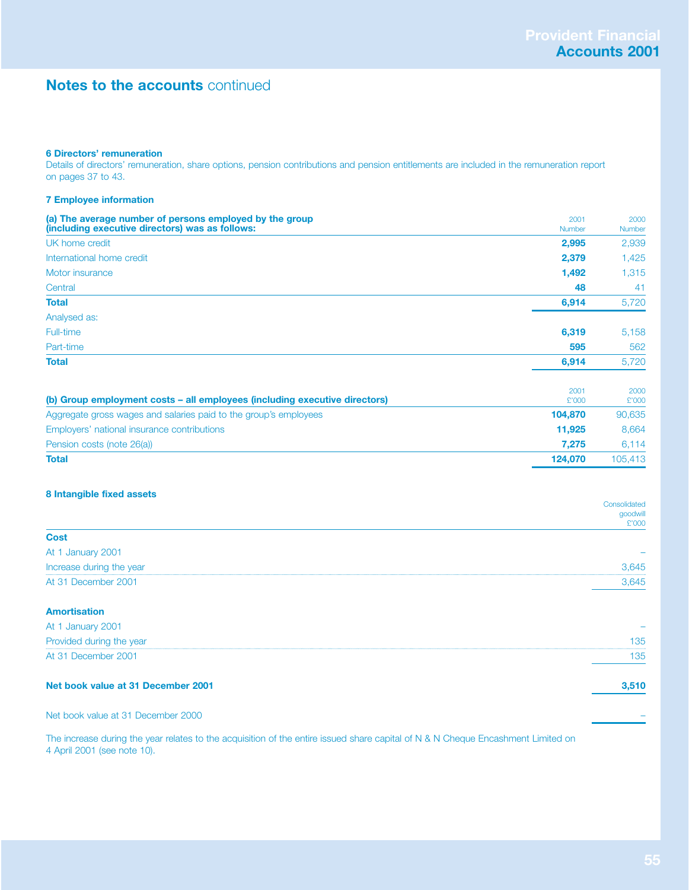## Notes to the accounts continued

### 6 Directors' remuneration

Details of directors' remuneration, share options, pension contributions and pension entitlements are included in the remuneration report on pages 37 to 43.

### 7 Employee information

| (a) The average number of persons employed by the group (including executive directors) was as follows: | 2001 Number | 2000 Number |
|---|---|---|
| UK home credit | **2,995** | 2,939 |
| International home credit | **2,379** | 1,425 |
| Motor insurance | **1,492** | 1,315 |
| Central | **48** | 41 |
| **Total** | **6,914** | 5,720 |
| Analysed as: | | |
| Full-time | **6,319** | 5,158 |
| Part-time | **595** | 562 |
| **Total** | **6,914** | 5,720 |

| (b) Group employment costs – all employees (including executive directors) | 2001 £'000 | 2000 £'000 |
|---|---|---|
| Aggregate gross wages and salaries paid to the group's employees | **104,870** | 90,635 |
| Employers' national insurance contributions | **11,925** | 8,664 |
| Pension costs (note 26(a)) | **7,275** | 6,114 |
| **Total** | **124,070** | 105,413 |

### 8 Intangible fixed assets

| | Consolidated goodwill £'000 |
|---|---|
| **Cost** | |
| At 1 January 2001 | – |
| Increase during the year | 3,645 |
| At 31 December 2001 | 3,645 |
| **Amortisation** | |
| At 1 January 2001 | – |
| Provided during the year | 135 |
| At 31 December 2001 | 135 |
| **Net book value at 31 December 2001** | **3,510** |
| Net book value at 31 December 2000 | – |

The increase during the year relates to the acquisition of the entire issued share capital of N & N Cheque Encashment Limited on 4 April 2001 (see note 10).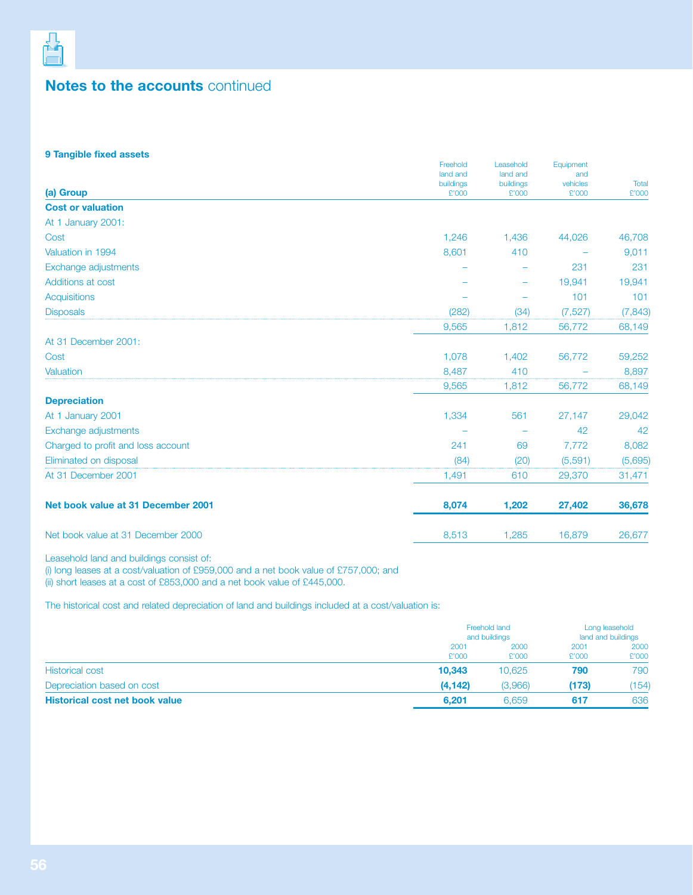## Notes to the accounts continued

### 9 Tangible fixed assets

| (a) Group | Freehold land and buildings £'000 | Leasehold land and buildings £'000 | Equipment and vehicles £'000 | Total £'000 |
|---|---|---|---|---|
| **Cost or valuation** | | | | |
| At 1 January 2001: | | | | |
| Cost | 1,246 | 1,436 | 44,026 | 46,708 |
| Valuation in 1994 | 8,601 | 410 | – | 9,011 |
| Exchange adjustments | – | – | 231 | 231 |
| Additions at cost | – | – | 19,941 | 19,941 |
| Acquisitions | – | – | 101 | 101 |
| Disposals | (282) | (34) | (7,527) | (7,843) |
| | 9,565 | 1,812 | 56,772 | 68,149 |
| At 31 December 2001: | | | | |
| Cost | 1,078 | 1,402 | 56,772 | 59,252 |
| Valuation | 8,487 | 410 | – | 8,897 |
| | 9,565 | 1,812 | 56,772 | 68,149 |
| **Depreciation** | | | | |
| At 1 January 2001 | 1,334 | 561 | 27,147 | 29,042 |
| Exchange adjustments | – | – | 42 | 42 |
| Charged to profit and loss account | 241 | 69 | 7,772 | 8,082 |
| Eliminated on disposal | (84) | (20) | (5,591) | (5,695) |
| At 31 December 2001 | 1,491 | 610 | 29,370 | 31,471 |
| **Net book value at 31 December 2001** | **8,074** | **1,202** | **27,402** | **36,678** |
| Net book value at 31 December 2000 | 8,513 | 1,285 | 16,879 | 26,677 |

Leasehold land and buildings consist of:
(i) long leases at a cost/valuation of £959,000 and a net book value of £757,000; and
(ii) short leases at a cost of £853,000 and a net book value of £445,000.

The historical cost and related depreciation of land and buildings included at a cost/valuation is:

| | Freehold land and buildings | | Long leasehold land and buildings | |
|---|---|---|---|---|
| | 2001 £'000 | 2000 £'000 | 2001 £'000 | 2000 £'000 |
| Historical cost | **10,343** | 10,625 | **790** | 790 |
| Depreciation based on cost | **(4,142)** | (3,966) | **(173)** | (154) |
| **Historical cost net book value** | **6,201** | 6,659 | **617** | 636 |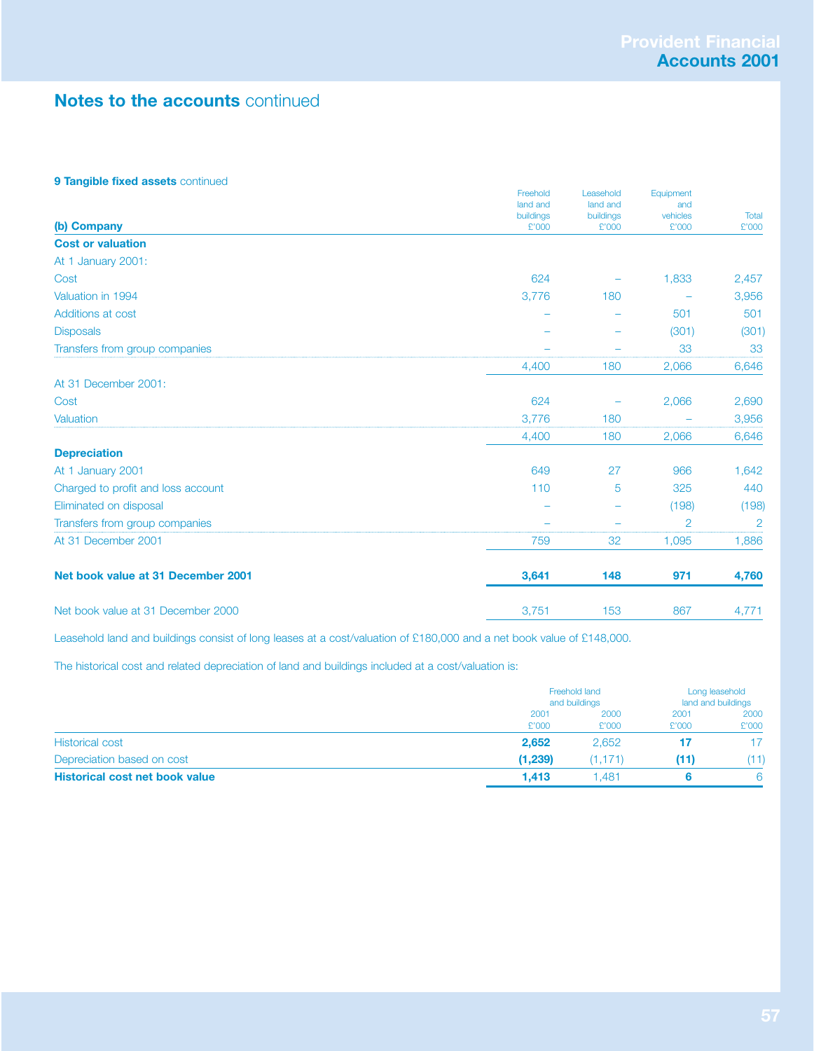## Notes to the accounts continued

**9 Tangible fixed assets** continued

| **(b) Company** | Freehold land and buildings £'000 | Leasehold land and buildings £'000 | Equipment and vehicles £'000 | Total £'000 |
|---|---|---|---|---|
| **Cost or valuation** | | | | |
| At 1 January 2001: | | | | |
| Cost | 624 | – | 1,833 | 2,457 |
| Valuation in 1994 | 3,776 | 180 | – | 3,956 |
| Additions at cost | – | – | 501 | 501 |
| Disposals | – | – | (301) | (301) |
| Transfers from group companies | – | – | 33 | 33 |
| | 4,400 | 180 | 2,066 | 6,646 |
| At 31 December 2001: | | | | |
| Cost | 624 | – | 2,066 | 2,690 |
| Valuation | 3,776 | 180 | – | 3,956 |
| | 4,400 | 180 | 2,066 | 6,646 |
| **Depreciation** | | | | |
| At 1 January 2001 | 649 | 27 | 966 | 1,642 |
| Charged to profit and loss account | 110 | 5 | 325 | 440 |
| Eliminated on disposal | – | – | (198) | (198) |
| Transfers from group companies | – | – | 2 | 2 |
| At 31 December 2001 | 759 | 32 | 1,095 | 1,886 |
| **Net book value at 31 December 2001** | **3,641** | **148** | **971** | **4,760** |
| Net book value at 31 December 2000 | 3,751 | 153 | 867 | 4,771 |

Leasehold land and buildings consist of long leases at a cost/valuation of £180,000 and a net book value of £148,000.

The historical cost and related depreciation of land and buildings included at a cost/valuation is:

| | Freehold land and buildings | | Long leasehold land and buildings | |
|---|---|---|---|---|
| | 2001 £'000 | 2000 £'000 | 2001 £'000 | 2000 £'000 |
| Historical cost | **2,652** | 2,652 | **17** | 17 |
| Depreciation based on cost | **(1,239)** | (1,171) | **(11)** | (11) |
| **Historical cost net book value** | **1,413** | 1,481 | **6** | 6 |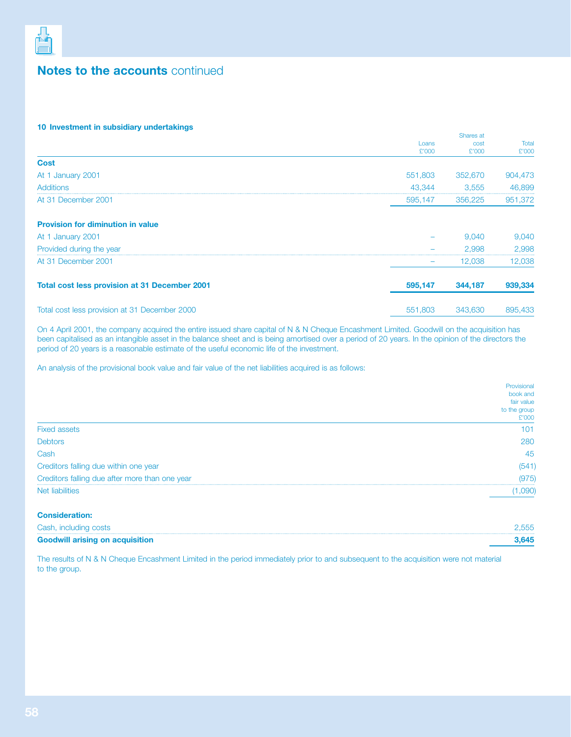## Notes to the accounts continued

### 10 Investment in subsidiary undertakings

| | Loans £'000 | Shares at cost £'000 | Total £'000 |
|---|---|---|---|
| **Cost** | | | |
| At 1 January 2001 | 551,803 | 352,670 | 904,473 |
| Additions | 43,344 | 3,555 | 46,899 |
| At 31 December 2001 | 595,147 | 356,225 | 951,372 |
| **Provision for diminution in value** | | | |
| At 1 January 2001 | – | 9,040 | 9,040 |
| Provided during the year | – | 2,998 | 2,998 |
| At 31 December 2001 | – | 12,038 | 12,038 |
| **Total cost less provision at 31 December 2001** | **595,147** | **344,187** | **939,334** |
| Total cost less provision at 31 December 2000 | 551,803 | 343,630 | 895,433 |

On 4 April 2001, the company acquired the entire issued share capital of N & N Cheque Encashment Limited. Goodwill on the acquisition has been capitalised as an intangible asset in the balance sheet and is being amortised over a period of 20 years. In the opinion of the directors the period of 20 years is a reasonable estimate of the useful economic life of the investment.

An analysis of the provisional book value and fair value of the net liabilities acquired is as follows:

| | Provisional book and fair value to the group £'000 |
|---|---|
| Fixed assets | 101 |
| Debtors | 280 |
| Cash | 45 |
| Creditors falling due within one year | (541) |
| Creditors falling due after more than one year | (975) |
| Net liabilities | (1,090) |
| **Consideration:** | |
| Cash, including costs | 2,555 |
| **Goodwill arising on acquisition** | **3,645** |

The results of N & N Cheque Encashment Limited in the period immediately prior to and subsequent to the acquisition were not material to the group.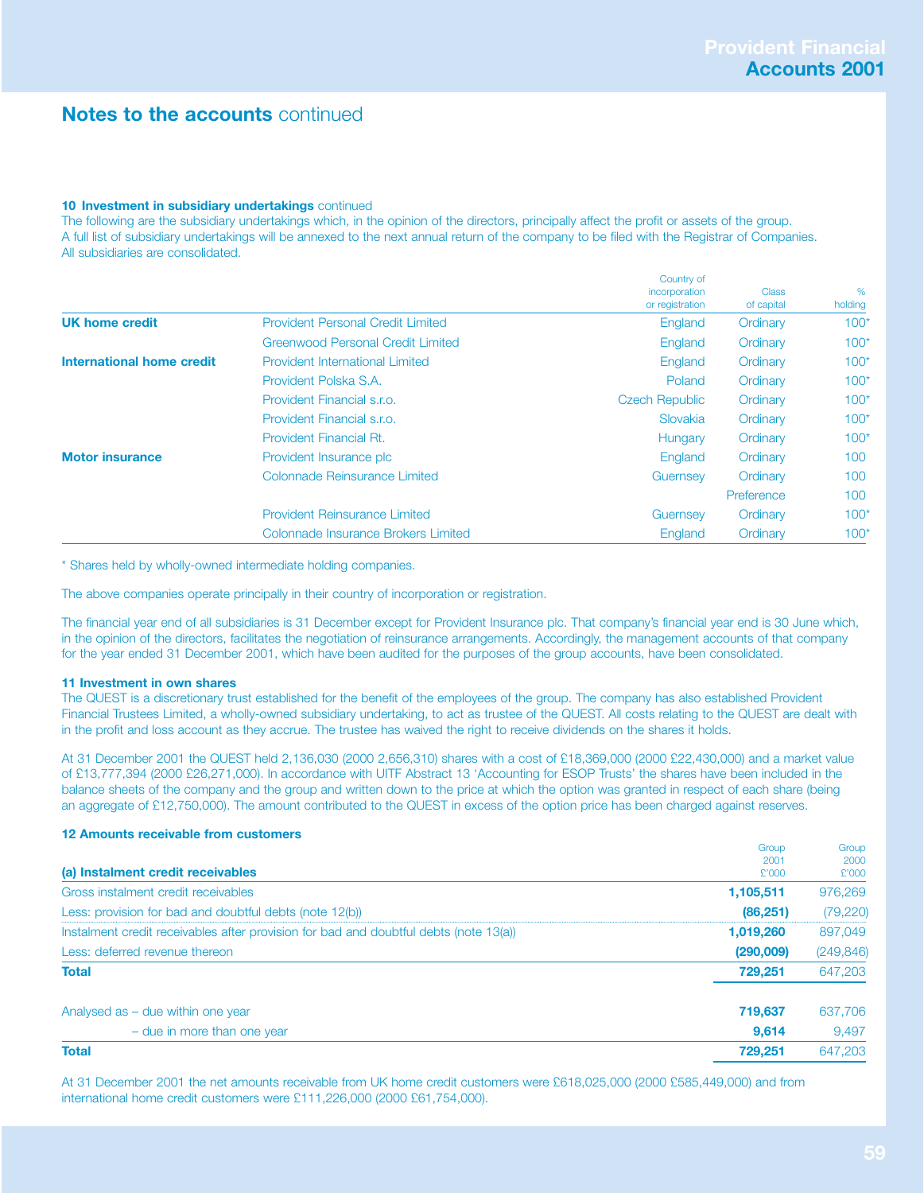## Notes to the accounts continued

**10 Investment in subsidiary undertakings** continued

The following are the subsidiary undertakings which, in the opinion of the directors, principally affect the profit or assets of the group. A full list of subsidiary undertakings will be annexed to the next annual return of the company to be filed with the Registrar of Companies. All subsidiaries are consolidated.

| | | Country of incorporation or registration | Class of capital | % holding |
|---|---|---|---|---|
| **UK home credit** | Provident Personal Credit Limited | England | Ordinary | 100* |
| | Greenwood Personal Credit Limited | England | Ordinary | 100* |
| **International home credit** | Provident International Limited | England | Ordinary | 100* |
| | Provident Polska S.A. | Poland | Ordinary | 100* |
| | Provident Financial s.r.o. | Czech Republic | Ordinary | 100* |
| | Provident Financial s.r.o. | Slovakia | Ordinary | 100* |
| | Provident Financial Rt. | Hungary | Ordinary | 100* |
| **Motor insurance** | Provident Insurance plc | England | Ordinary | 100 |
| | Colonnade Reinsurance Limited | Guernsey | Ordinary | 100 |
| | | | Preference | 100 |
| | Provident Reinsurance Limited | Guernsey | Ordinary | 100* |
| | Colonnade Insurance Brokers Limited | England | Ordinary | 100* |

* Shares held by wholly-owned intermediate holding companies.

The above companies operate principally in their country of incorporation or registration.

The financial year end of all subsidiaries is 31 December except for Provident Insurance plc. That company's financial year end is 30 June which, in the opinion of the directors, facilitates the negotiation of reinsurance arrangements. Accordingly, the management accounts of that company for the year ended 31 December 2001, which have been audited for the purposes of the group accounts, have been consolidated.

**11 Investment in own shares**

The QUEST is a discretionary trust established for the benefit of the employees of the group. The company has also established Provident Financial Trustees Limited, a wholly-owned subsidiary undertaking, to act as trustee of the QUEST. All costs relating to the QUEST are dealt with in the profit and loss account as they accrue. The trustee has waived the right to receive dividends on the shares it holds.

At 31 December 2001 the QUEST held 2,136,030 (2000 2,656,310) shares with a cost of £18,369,000 (2000 £22,430,000) and a market value of £13,777,394 (2000 £26,271,000). In accordance with UITF Abstract 13 'Accounting for ESOP Trusts' the shares have been included in the balance sheets of the company and the group and written down to the price at which the option was granted in respect of each share (being an aggregate of £12,750,000). The amount contributed to the QUEST in excess of the option price has been charged against reserves.

**12 Amounts receivable from customers**

| **(a) Instalment credit receivables** | Group 2001 £'000 | Group 2000 £'000 |
|---|---|---|
| Gross instalment credit receivables | **1,105,511** | 976,269 |
| Less: provision for bad and doubtful debts (note 12(b)) | **(86,251)** | (79,220) |
| Instalment credit receivables after provision for bad and doubtful debts (note 13(a)) | **1,019,260** | 897,049 |
| Less: deferred revenue thereon | **(290,009)** | (249,846) |
| **Total** | **729,251** | 647,203 |
| | | |
| Analysed as – due within one year | **719,637** | 637,706 |
| – due in more than one year | **9,614** | 9,497 |
| **Total** | **729,251** | 647,203 |

At 31 December 2001 the net amounts receivable from UK home credit customers were £618,025,000 (2000 £585,449,000) and from international home credit customers were £111,226,000 (2000 £61,754,000).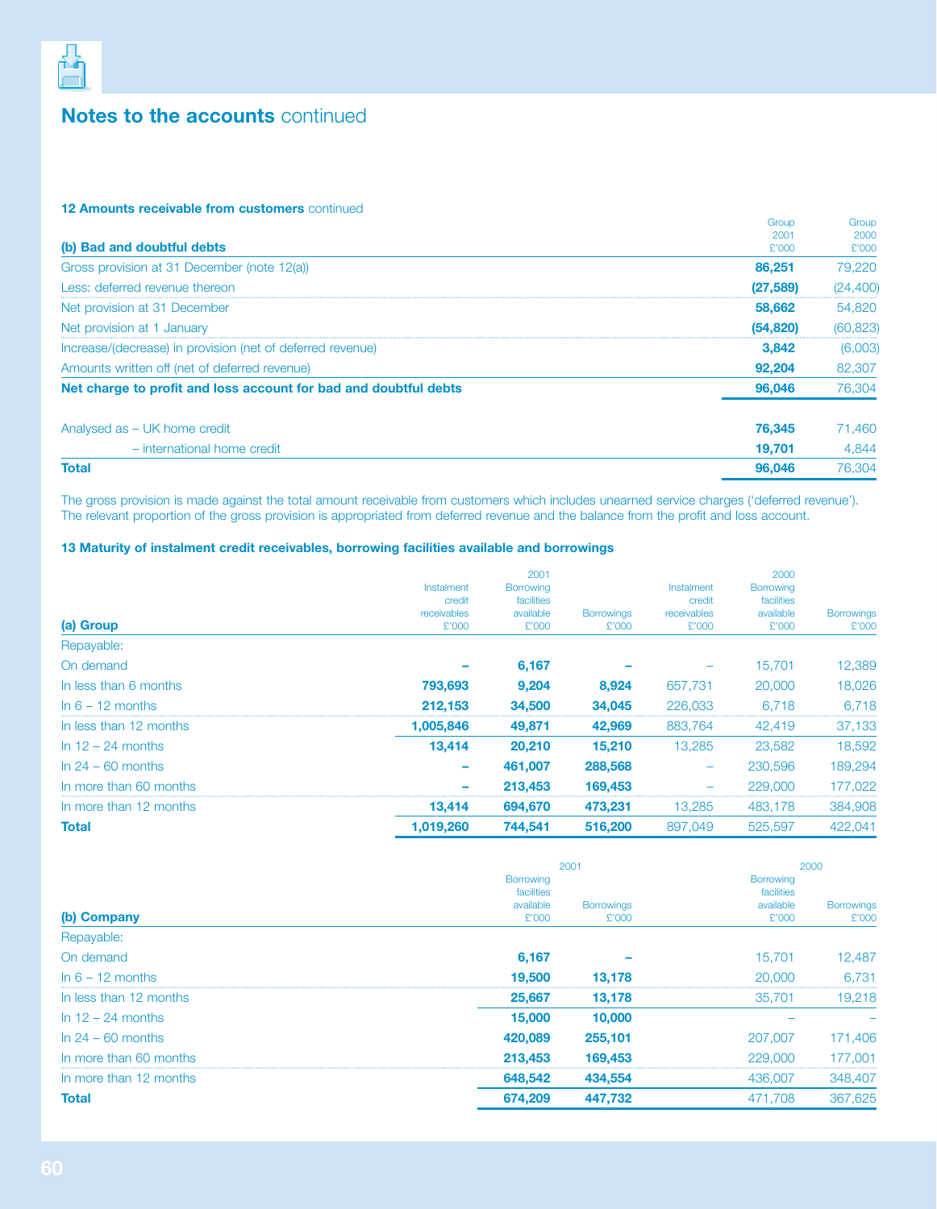# Notes to the accounts continued

**12 Amounts receivable from customers** continued

| (b) Bad and doubtful debts | Group 2001 £'000 | Group 2000 £'000 |
|---|---|---|
| Gross provision at 31 December (note 12(a)) | **86,251** | 79,220 |
| Less: deferred revenue thereon | **(27,589)** | (24,400) |
| Net provision at 31 December | **58,662** | 54,820 |
| Net provision at 1 January | **(54,820)** | (60,823) |
| Increase/(decrease) in provision (net of deferred revenue) | **3,842** | (6,003) |
| Amounts written off (net of deferred revenue) | **92,204** | 82,307 |
| **Net charge to profit and loss account for bad and doubtful debts** | **96,046** | 76,304 |
| | | |
| Analysed as – UK home credit | **76,345** | 71,460 |
| – international home credit | **19,701** | 4,844 |
| **Total** | **96,046** | 76,304 |

The gross provision is made against the total amount receivable from customers which includes unearned service charges ('deferred revenue'). The relevant proportion of the gross provision is appropriated from deferred revenue and the balance from the profit and loss account.

**13 Maturity of instalment credit receivables, borrowing facilities available and borrowings**

| | 2001 | | | 2000 | | |
|---|---|---|---|---|---|---|
| **(a) Group** | Instalment credit receivables £'000 | Borrowing facilities available £'000 | Borrowings £'000 | Instalment credit receivables £'000 | Borrowing facilities available £'000 | Borrowings £'000 |
| Repayable: | | | | | | |
| On demand | **–** | **6,167** | **–** | – | 15,701 | 12,389 |
| In less than 6 months | **793,693** | **9,204** | **8,924** | 657,731 | 20,000 | 18,026 |
| In 6 – 12 months | **212,153** | **34,500** | **34,045** | 226,033 | 6,718 | 6,718 |
| In less than 12 months | **1,005,846** | **49,871** | **42,969** | 883,764 | 42,419 | 37,133 |
| In 12 – 24 months | **13,414** | **20,210** | **15,210** | 13,285 | 23,582 | 18,592 |
| In 24 – 60 months | **–** | **461,007** | **288,568** | – | 230,596 | 189,294 |
| In more than 60 months | **–** | **213,453** | **169,453** | – | 229,000 | 177,022 |
| In more than 12 months | **13,414** | **694,670** | **473,231** | 13,285 | 483,178 | 384,908 |
| **Total** | **1,019,260** | **744,541** | **516,200** | 897,049 | 525,597 | 422,041 |

| | 2001 | | 2000 | |
|---|---|---|---|---|
| **(b) Company** | Borrowing facilities available £'000 | Borrowings £'000 | Borrowing facilities available £'000 | Borrowings £'000 |
| Repayable: | | | | |
| On demand | **6,167** | **–** | 15,701 | 12,487 |
| In 6 – 12 months | **19,500** | **13,178** | 20,000 | 6,731 |
| In less than 12 months | **25,667** | **13,178** | 35,701 | 19,218 |
| In 12 – 24 months | **15,000** | **10,000** | – | – |
| In 24 – 60 months | **420,089** | **255,101** | 207,007 | 171,406 |
| In more than 60 months | **213,453** | **169,453** | 229,000 | 177,001 |
| In more than 12 months | **648,542** | **434,554** | 436,007 | 348,407 |
| **Total** | **674,209** | **447,732** | 471,708 | 367,625 |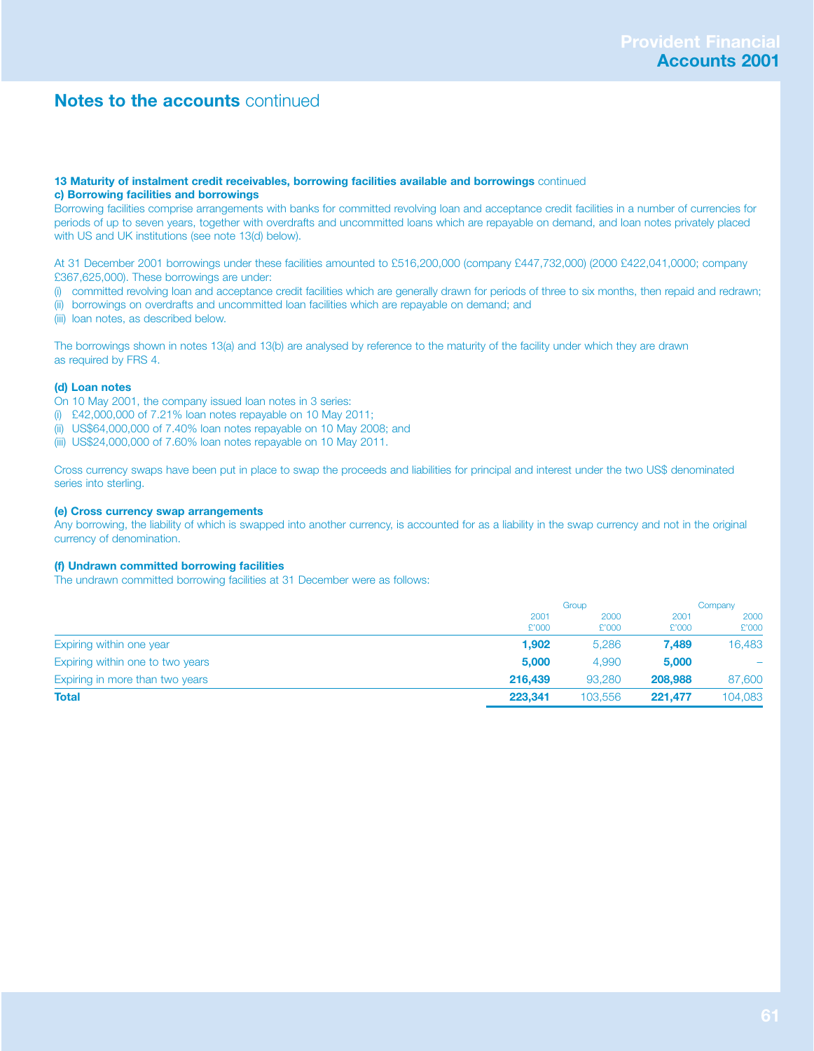## Notes to the accounts continued

**13 Maturity of instalment credit receivables, borrowing facilities available and borrowings** continued

**c) Borrowing facilities and borrowings**

Borrowing facilities comprise arrangements with banks for committed revolving loan and acceptance credit facilities in a number of currencies for periods of up to seven years, together with overdrafts and uncommitted loans which are repayable on demand, and loan notes privately placed with US and UK institutions (see note 13(d) below).

At 31 December 2001 borrowings under these facilities amounted to £516,200,000 (company £447,732,000) (2000 £422,041,0000; company £367,625,000). These borrowings are under:

(i) committed revolving loan and acceptance credit facilities which are generally drawn for periods of three to six months, then repaid and redrawn;
(ii) borrowings on overdrafts and uncommitted loan facilities which are repayable on demand; and
(iii) loan notes, as described below.

The borrowings shown in notes 13(a) and 13(b) are analysed by reference to the maturity of the facility under which they are drawn as required by FRS 4.

**(d) Loan notes**

On 10 May 2001, the company issued loan notes in 3 series:

(i) £42,000,000 of 7.21% loan notes repayable on 10 May 2011;
(ii) US$64,000,000 of 7.40% loan notes repayable on 10 May 2008; and
(iii) US$24,000,000 of 7.60% loan notes repayable on 10 May 2011.

Cross currency swaps have been put in place to swap the proceeds and liabilities for principal and interest under the two US$ denominated series into sterling.

**(e) Cross currency swap arrangements**

Any borrowing, the liability of which is swapped into another currency, is accounted for as a liability in the swap currency and not in the original currency of denomination.

**(f) Undrawn committed borrowing facilities**

The undrawn committed borrowing facilities at 31 December were as follows:

| | Group | | Company | |
|---|---|---|---|---|
| | 2001<br>£'000 | 2000<br>£'000 | 2001<br>£'000 | 2000<br>£'000 |
| Expiring within one year | **1,902** | 5,286 | **7,489** | 16,483 |
| Expiring within one to two years | **5,000** | 4,990 | **5,000** | – |
| Expiring in more than two years | **216,439** | 93,280 | **208,988** | 87,600 |
| **Total** | **223,341** | 103,556 | **221,477** | 104,083 |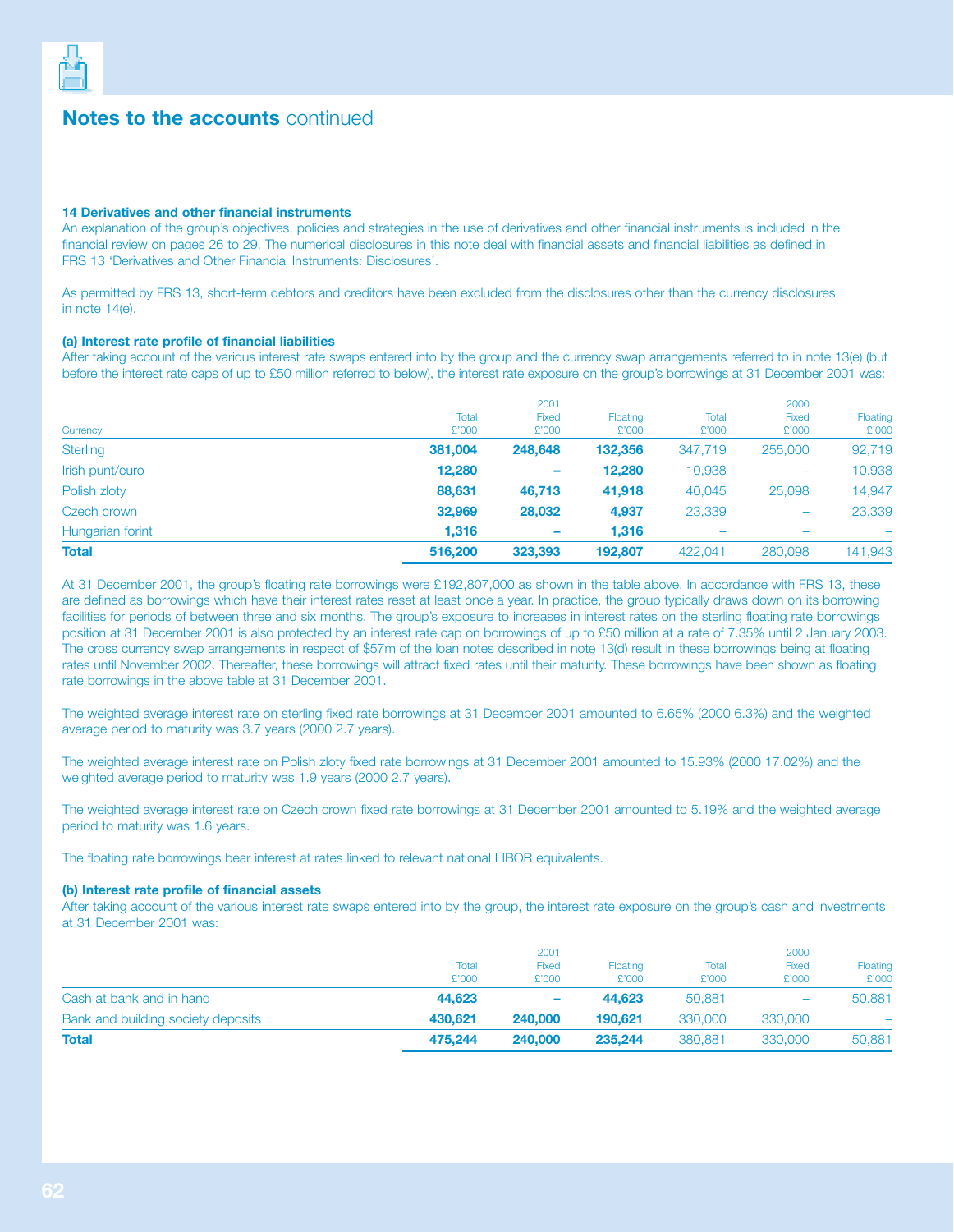## Notes to the accounts continued

### 14 Derivatives and other financial instruments

An explanation of the group's objectives, policies and strategies in the use of derivatives and other financial instruments is included in the financial review on pages 26 to 29. The numerical disclosures in this note deal with financial assets and financial liabilities as defined in FRS 13 'Derivatives and Other Financial Instruments: Disclosures'.

As permitted by FRS 13, short-term debtors and creditors have been excluded from the disclosures other than the currency disclosures in note 14(e).

#### (a) Interest rate profile of financial liabilities

After taking account of the various interest rate swaps entered into by the group and the currency swap arrangements referred to in note 13(e) (but before the interest rate caps of up to £50 million referred to below), the interest rate exposure on the group's borrowings at 31 December 2001 was:

| | 2001 | | | 2000 | | |
|---|---|---|---|---|---|---|
| Currency | Total £'000 | Fixed £'000 | Floating £'000 | Total £'000 | Fixed £'000 | Floating £'000 |
| Sterling | **381,004** | **248,648** | **132,356** | 347,719 | 255,000 | 92,719 |
| Irish punt/euro | **12,280** | **–** | **12,280** | 10,938 | – | 10,938 |
| Polish zloty | **88,631** | **46,713** | **41,918** | 40,045 | 25,098 | 14,947 |
| Czech crown | **32,969** | **28,032** | **4,937** | 23,339 | – | 23,339 |
| Hungarian forint | **1,316** | **–** | **1,316** | – | – | – |
| **Total** | **516,200** | **323,393** | **192,807** | 422,041 | 280,098 | 141,943 |

At 31 December 2001, the group's floating rate borrowings were £192,807,000 as shown in the table above. In accordance with FRS 13, these are defined as borrowings which have their interest rates reset at least once a year. In practice, the group typically draws down on its borrowing facilities for periods of between three and six months. The group's exposure to increases in interest rates on the sterling floating rate borrowings position at 31 December 2001 is also protected by an interest rate cap on borrowings of up to £50 million at a rate of 7.35% until 2 January 2003. The cross currency swap arrangements in respect of $57m of the loan notes described in note 13(d) result in these borrowings being at floating rates until November 2002. Thereafter, these borrowings will attract fixed rates until their maturity. These borrowings have been shown as floating rate borrowings in the above table at 31 December 2001.

The weighted average interest rate on sterling fixed rate borrowings at 31 December 2001 amounted to 6.65% (2000 6.3%) and the weighted average period to maturity was 3.7 years (2000 2.7 years).

The weighted average interest rate on Polish zloty fixed rate borrowings at 31 December 2001 amounted to 15.93% (2000 17.02%) and the weighted average period to maturity was 1.9 years (2000 2.7 years).

The weighted average interest rate on Czech crown fixed rate borrowings at 31 December 2001 amounted to 5.19% and the weighted average period to maturity was 1.6 years.

The floating rate borrowings bear interest at rates linked to relevant national LIBOR equivalents.

#### (b) Interest rate profile of financial assets

After taking account of the various interest rate swaps entered into by the group, the interest rate exposure on the group's cash and investments at 31 December 2001 was:

| | 2001 | | | 2000 | | |
|---|---|---|---|---|---|---|
| | Total £'000 | Fixed £'000 | Floating £'000 | Total £'000 | Fixed £'000 | Floating £'000 |
| Cash at bank and in hand | **44,623** | **–** | **44,623** | 50,881 | – | 50,881 |
| Bank and building society deposits | **430,621** | **240,000** | **190,621** | 330,000 | 330,000 | – |
| **Total** | **475,244** | **240,000** | **235,244** | 380,881 | 330,000 | 50,881 |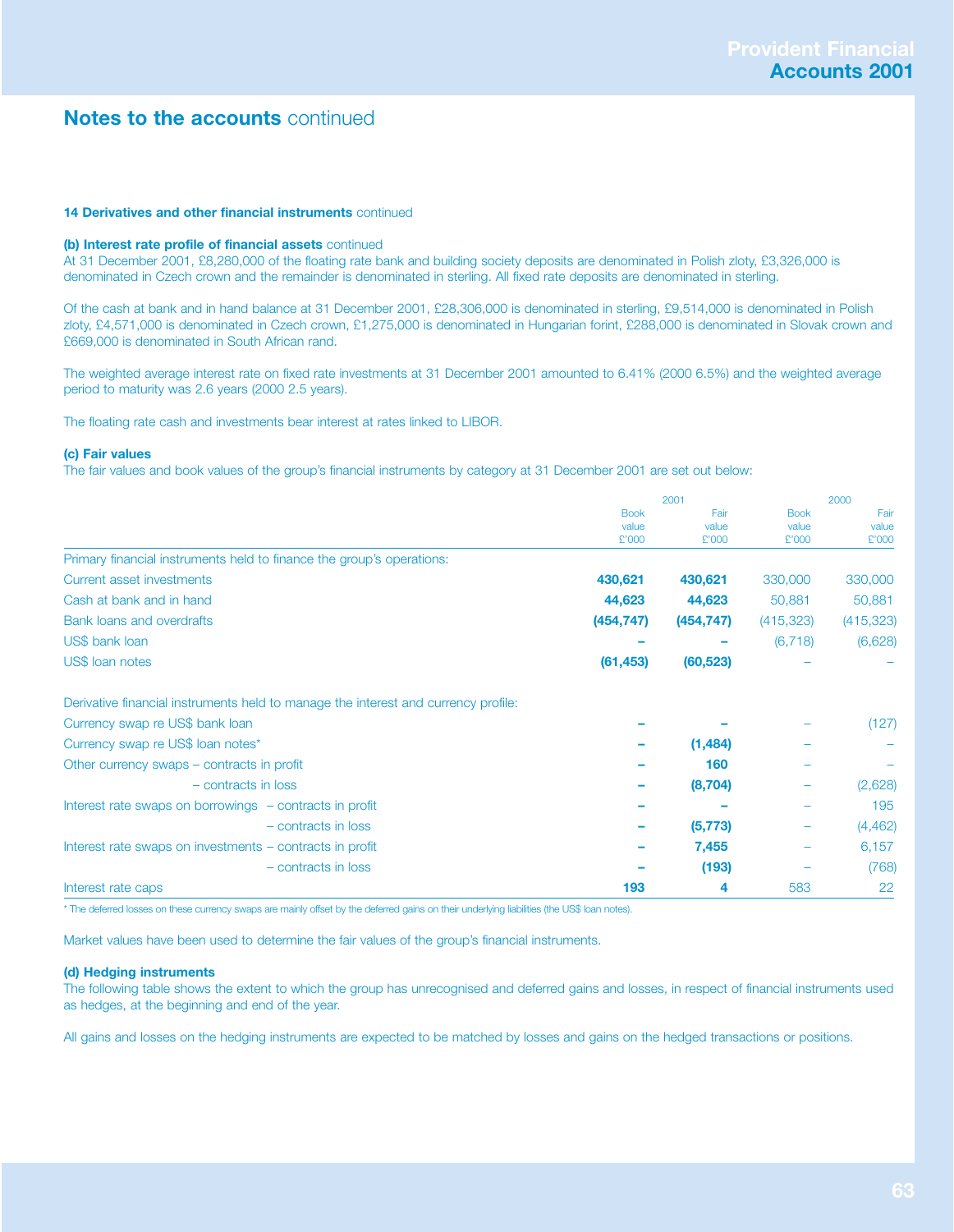## Notes to the accounts continued

**14 Derivatives and other financial instruments** continued

**(b) Interest rate profile of financial assets** continued

At 31 December 2001, £8,280,000 of the floating rate bank and building society deposits are denominated in Polish zloty, £3,326,000 is denominated in Czech crown and the remainder is denominated in sterling. All fixed rate deposits are denominated in sterling.

Of the cash at bank and in hand balance at 31 December 2001, £28,306,000 is denominated in sterling, £9,514,000 is denominated in Polish zloty, £4,571,000 is denominated in Czech crown, £1,275,000 is denominated in Hungarian forint, £288,000 is denominated in Slovak crown and £669,000 is denominated in South African rand.

The weighted average interest rate on fixed rate investments at 31 December 2001 amounted to 6.41% (2000 6.5%) and the weighted average period to maturity was 2.6 years (2000 2.5 years).

The floating rate cash and investments bear interest at rates linked to LIBOR.

**(c) Fair values**

The fair values and book values of the group's financial instruments by category at 31 December 2001 are set out below:

| | 2001 | | 2000 | |
|---|---|---|---|---|
| | Book value £'000 | Fair value £'000 | Book value £'000 | Fair value £'000 |
| Primary financial instruments held to finance the group's operations: | | | | |
| Current asset investments | **430,621** | **430,621** | 330,000 | 330,000 |
| Cash at bank and in hand | **44,623** | **44,623** | 50,881 | 50,881 |
| Bank loans and overdrafts | **(454,747)** | **(454,747)** | (415,323) | (415,323) |
| US$ bank loan | **–** | **–** | (6,718) | (6,628) |
| US$ loan notes | **(61,453)** | **(60,523)** | – | – |
| Derivative financial instruments held to manage the interest and currency profile: | | | | |
| Currency swap re US$ bank loan | **–** | **–** | – | (127) |
| Currency swap re US$ loan notes* | **–** | **(1,484)** | – | – |
| Other currency swaps – contracts in profit | **–** | **160** | – | – |
| – contracts in loss | **–** | **(8,704)** | – | (2,628) |
| Interest rate swaps on borrowings – contracts in profit | **–** | **–** | – | 195 |
| – contracts in loss | **–** | **(5,773)** | – | (4,462) |
| Interest rate swaps on investments – contracts in profit | **–** | **7,455** | – | 6,157 |
| – contracts in loss | **–** | **(193)** | – | (768) |
| Interest rate caps | **193** | **4** | 583 | 22 |

\* The deferred losses on these currency swaps are mainly offset by the deferred gains on their underlying liabilities (the US$ loan notes).

Market values have been used to determine the fair values of the group's financial instruments.

**(d) Hedging instruments**

The following table shows the extent to which the group has unrecognised and deferred gains and losses, in respect of financial instruments used as hedges, at the beginning and end of the year.

All gains and losses on the hedging instruments are expected to be matched by losses and gains on the hedged transactions or positions.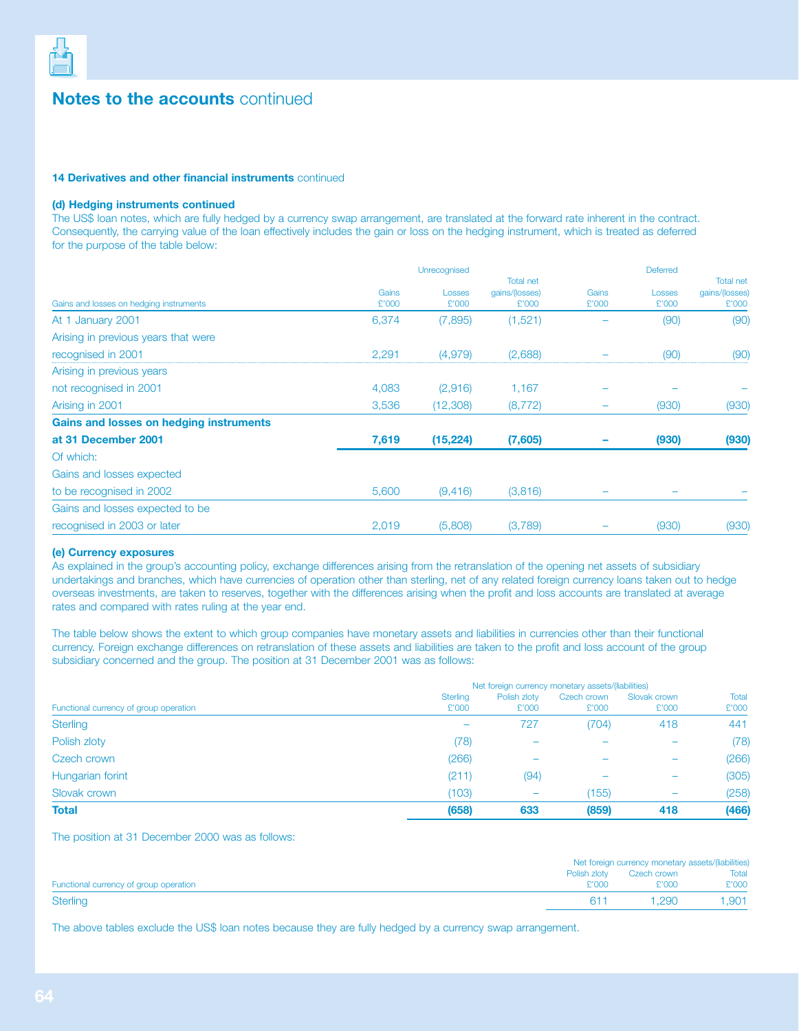# Notes to the accounts continued

**14 Derivatives and other financial instruments** continued

**(d) Hedging instruments continued**

The US$ loan notes, which are fully hedged by a currency swap arrangement, are translated at the forward rate inherent in the contract. Consequently, the carrying value of the loan effectively includes the gain or loss on the hedging instrument, which is treated as deferred for the purpose of the table below:

| | Unrecognised | | | Deferred | | |
|---|---|---|---|---|---|---|
| Gains and losses on hedging instruments | Gains £'000 | Losses £'000 | Total net gains/(losses) £'000 | Gains £'000 | Losses £'000 | Total net gains/(losses) £'000 |
| At 1 January 2001 | 6,374 | (7,895) | (1,521) | – | (90) | (90) |
| Arising in previous years that were recognised in 2001 | 2,291 | (4,979) | (2,688) | – | (90) | (90) |
| Arising in previous years not recognised in 2001 | 4,083 | (2,916) | 1,167 | – | – | – |
| Arising in 2001 | 3,536 | (12,308) | (8,772) | – | (930) | (930) |
| **Gains and losses on hedging instruments at 31 December 2001** | **7,619** | **(15,224)** | **(7,605)** | **–** | **(930)** | **(930)** |
| Of which: | | | | | | |
| Gains and losses expected to be recognised in 2002 | 5,600 | (9,416) | (3,816) | – | – | – |
| Gains and losses expected to be recognised in 2003 or later | 2,019 | (5,808) | (3,789) | – | (930) | (930) |

**(e) Currency exposures**

As explained in the group's accounting policy, exchange differences arising from the retranslation of the opening net assets of subsidiary undertakings and branches, which have currencies of operation other than sterling, net of any related foreign currency loans taken out to hedge overseas investments, are taken to reserves, together with the differences arising when the profit and loss accounts are translated at average rates and compared with rates ruling at the year end.

The table below shows the extent to which group companies have monetary assets and liabilities in currencies other than their functional currency. Foreign exchange differences on retranslation of these assets and liabilities are taken to the profit and loss account of the group subsidiary concerned and the group. The position at 31 December 2001 was as follows:

| | Net foreign currency monetary assets/(liabilities) | | | | |
|---|---|---|---|---|---|
| Functional currency of group operation | Sterling £'000 | Polish zloty £'000 | Czech crown £'000 | Slovak crown £'000 | Total £'000 |
| Sterling | – | 727 | (704) | 418 | 441 |
| Polish zloty | (78) | – | – | – | (78) |
| Czech crown | (266) | – | – | – | (266) |
| Hungarian forint | (211) | (94) | – | – | (305) |
| Slovak crown | (103) | – | (155) | – | (258) |
| **Total** | **(658)** | **633** | **(859)** | **418** | **(466)** |

The position at 31 December 2000 was as follows:

| | Net foreign currency monetary assets/(liabilities) | | |
|---|---|---|---|
| Functional currency of group operation | Polish zloty £'000 | Czech crown £'000 | Total £'000 |
| Sterling | 611 | 1,290 | 1,901 |

The above tables exclude the US$ loan notes because they are fully hedged by a currency swap arrangement.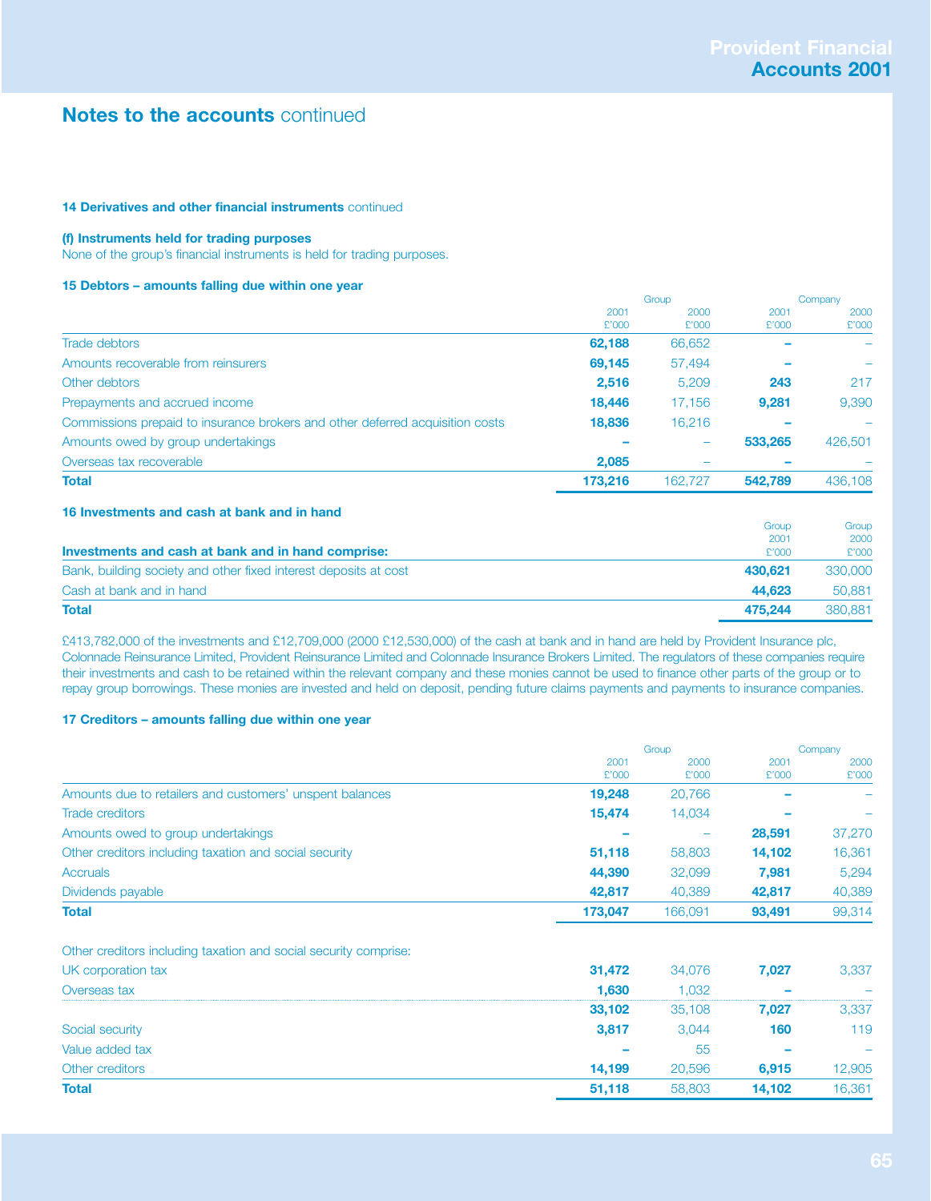## Notes to the accounts continued

**14 Derivatives and other financial instruments** continued

**(f) Instruments held for trading purposes**

None of the group's financial instruments is held for trading purposes.

**15 Debtors – amounts falling due within one year**

| | Group | | Company | |
|---|---|---|---|---|
| | 2001 £'000 | 2000 £'000 | 2001 £'000 | 2000 £'000 |
| Trade debtors | **62,188** | 66,652 | **–** | – |
| Amounts recoverable from reinsurers | **69,145** | 57,494 | **–** | – |
| Other debtors | **2,516** | 5,209 | **243** | 217 |
| Prepayments and accrued income | **18,446** | 17,156 | **9,281** | 9,390 |
| Commissions prepaid to insurance brokers and other deferred acquisition costs | **18,836** | 16,216 | **–** | – |
| Amounts owed by group undertakings | **–** | – | **533,265** | 426,501 |
| Overseas tax recoverable | **2,085** | – | **–** | – |
| **Total** | **173,216** | 162,727 | **542,789** | 436,108 |

**16 Investments and cash at bank and in hand**

| **Investments and cash at bank and in hand comprise:** | Group 2001 £'000 | Group 2000 £'000 |
|---|---|---|
| Bank, building society and other fixed interest deposits at cost | **430,621** | 330,000 |
| Cash at bank and in hand | **44,623** | 50,881 |
| **Total** | **475,244** | 380,881 |

£413,782,000 of the investments and £12,709,000 (2000 £12,530,000) of the cash at bank and in hand are held by Provident Insurance plc, Colonnade Reinsurance Limited, Provident Reinsurance Limited and Colonnade Insurance Brokers Limited. The regulators of these companies require their investments and cash to be retained within the relevant company and these monies cannot be used to finance other parts of the group or to repay group borrowings. These monies are invested and held on deposit, pending future claims payments and payments to insurance companies.

**17 Creditors – amounts falling due within one year**

| | Group | | Company | |
|---|---|---|---|---|
| | 2001 £'000 | 2000 £'000 | 2001 £'000 | 2000 £'000 |
| Amounts due to retailers and customers' unspent balances | **19,248** | 20,766 | **–** | – |
| Trade creditors | **15,474** | 14,034 | **–** | – |
| Amounts owed to group undertakings | **–** | – | **28,591** | 37,270 |
| Other creditors including taxation and social security | **51,118** | 58,803 | **14,102** | 16,361 |
| Accruals | **44,390** | 32,099 | **7,981** | 5,294 |
| Dividends payable | **42,817** | 40,389 | **42,817** | 40,389 |
| **Total** | **173,047** | 166,091 | **93,491** | 99,314 |

| Other creditors including taxation and social security comprise: | Group 2001 £'000 | Group 2000 £'000 | Company 2001 £'000 | Company 2000 £'000 |
|---|---|---|---|---|
| UK corporation tax | **31,472** | 34,076 | **7,027** | 3,337 |
| Overseas tax | **1,630** | 1,032 | **–** | – |
| | **33,102** | 35,108 | **7,027** | 3,337 |
| Social security | **3,817** | 3,044 | **160** | 119 |
| Value added tax | **–** | 55 | **–** | – |
| Other creditors | **14,199** | 20,596 | **6,915** | 12,905 |
| **Total** | **51,118** | 58,803 | **14,102** | 16,361 |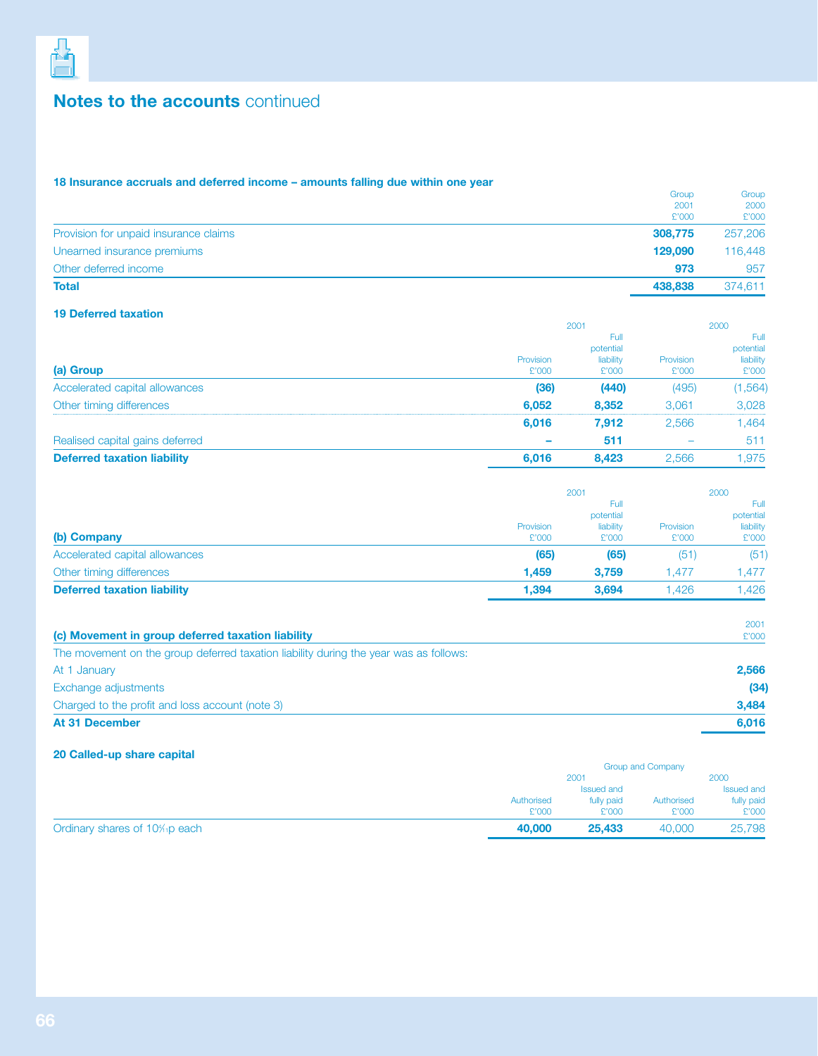## Notes to the accounts continued

### 18 Insurance accruals and deferred income – amounts falling due within one year

| | Group 2001 £'000 | Group 2000 £'000 |
|---|---|---|
| Provision for unpaid insurance claims | **308,775** | 257,206 |
| Unearned insurance premiums | **129,090** | 116,448 |
| Other deferred income | **973** | 957 |
| **Total** | **438,838** | 374,611 |

### 19 Deferred taxation

| | 2001 | | 2000 | |
|---|---|---|---|---|
| **(a) Group** | Provision £'000 | Full potential liability £'000 | Provision £'000 | Full potential liability £'000 |
| Accelerated capital allowances | **(36)** | **(440)** | (495) | (1,564) |
| Other timing differences | **6,052** | **8,352** | 3,061 | 3,028 |
| | **6,016** | **7,912** | 2,566 | 1,464 |
| Realised capital gains deferred | **–** | **511** | – | 511 |
| **Deferred taxation liability** | **6,016** | **8,423** | 2,566 | 1,975 |

| | 2001 | | 2000 | |
|---|---|---|---|---|
| **(b) Company** | Provision £'000 | Full potential liability £'000 | Provision £'000 | Full potential liability £'000 |
| Accelerated capital allowances | **(65)** | **(65)** | (51) | (51) |
| Other timing differences | **1,459** | **3,759** | 1,477 | 1,477 |
| **Deferred taxation liability** | **1,394** | **3,694** | 1,426 | 1,426 |

| **(c) Movement in group deferred taxation liability** | 2001 £'000 |
|---|---|
| The movement on the group deferred taxation liability during the year was as follows: | |
| At 1 January | **2,566** |
| Exchange adjustments | **(34)** |
| Charged to the profit and loss account (note 3) | **3,484** |
| **At 31 December** | **6,016** |

### 20 Called-up share capital

| | Group and Company | | | |
|---|---|---|---|---|
| | 2001 | | 2000 | |
| | Authorised £'000 | Issued and fully paid £'000 | Authorised £'000 | Issued and fully paid £'000 |
| Ordinary shares of 10⁵⁄₁₁p each | **40,000** | **25,433** | 40,000 | 25,798 |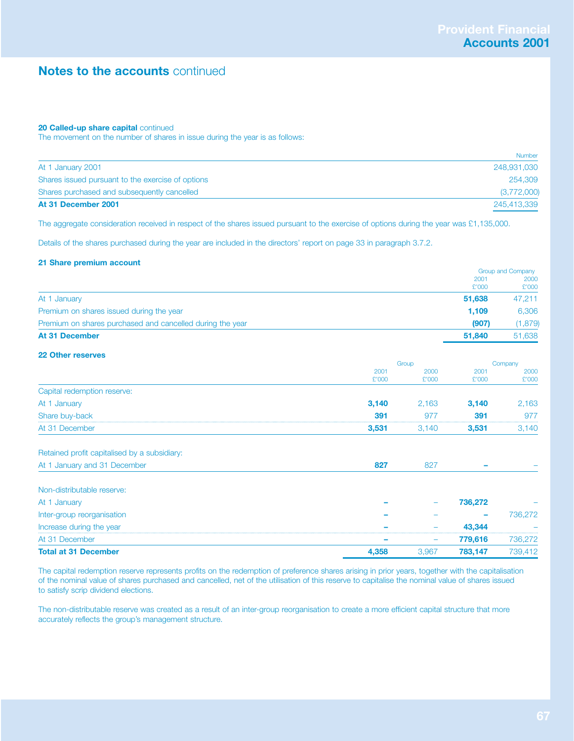## Notes to the accounts continued

**20 Called-up share capital** continued

The movement on the number of shares in issue during the year is as follows:

| | Number |
|---|---|
| At 1 January 2001 | 248,931,030 |
| Shares issued pursuant to the exercise of options | 254,309 |
| Shares purchased and subsequently cancelled | (3,772,000) |
| **At 31 December 2001** | 245,413,339 |

The aggregate consideration received in respect of the shares issued pursuant to the exercise of options during the year was £1,135,000.

Details of the shares purchased during the year are included in the directors' report on page 33 in paragraph 3.7.2.

**21 Share premium account**

| | Group and Company 2001 £'000 | Group and Company 2000 £'000 |
|---|---|---|
| At 1 January | **51,638** | 47,211 |
| Premium on shares issued during the year | **1,109** | 6,306 |
| Premium on shares purchased and cancelled during the year | **(907)** | (1,879) |
| **At 31 December** | **51,840** | 51,638 |

**22 Other reserves**

| | Group 2001 £'000 | Group 2000 £'000 | Company 2001 £'000 | Company 2000 £'000 |
|---|---|---|---|---|
| Capital redemption reserve: | | | | |
| At 1 January | **3,140** | 2,163 | **3,140** | 2,163 |
| Share buy-back | **391** | 977 | **391** | 977 |
| At 31 December | **3,531** | 3,140 | **3,531** | 3,140 |
| Retained profit capitalised by a subsidiary: | | | | |
| At 1 January and 31 December | **827** | 827 | **–** | – |
| Non-distributable reserve: | | | | |
| At 1 January | **–** | – | **736,272** | – |
| Inter-group reorganisation | **–** | – | **–** | 736,272 |
| Increase during the year | **–** | – | **43,344** | – |
| At 31 December | **–** | – | **779,616** | 736,272 |
| **Total at 31 December** | **4,358** | 3,967 | **783,147** | 739,412 |

The capital redemption reserve represents profits on the redemption of preference shares arising in prior years, together with the capitalisation of the nominal value of shares purchased and cancelled, net of the utilisation of this reserve to capitalise the nominal value of shares issued to satisfy scrip dividend elections.

The non-distributable reserve was created as a result of an inter-group reorganisation to create a more efficient capital structure that more accurately reflects the group's management structure.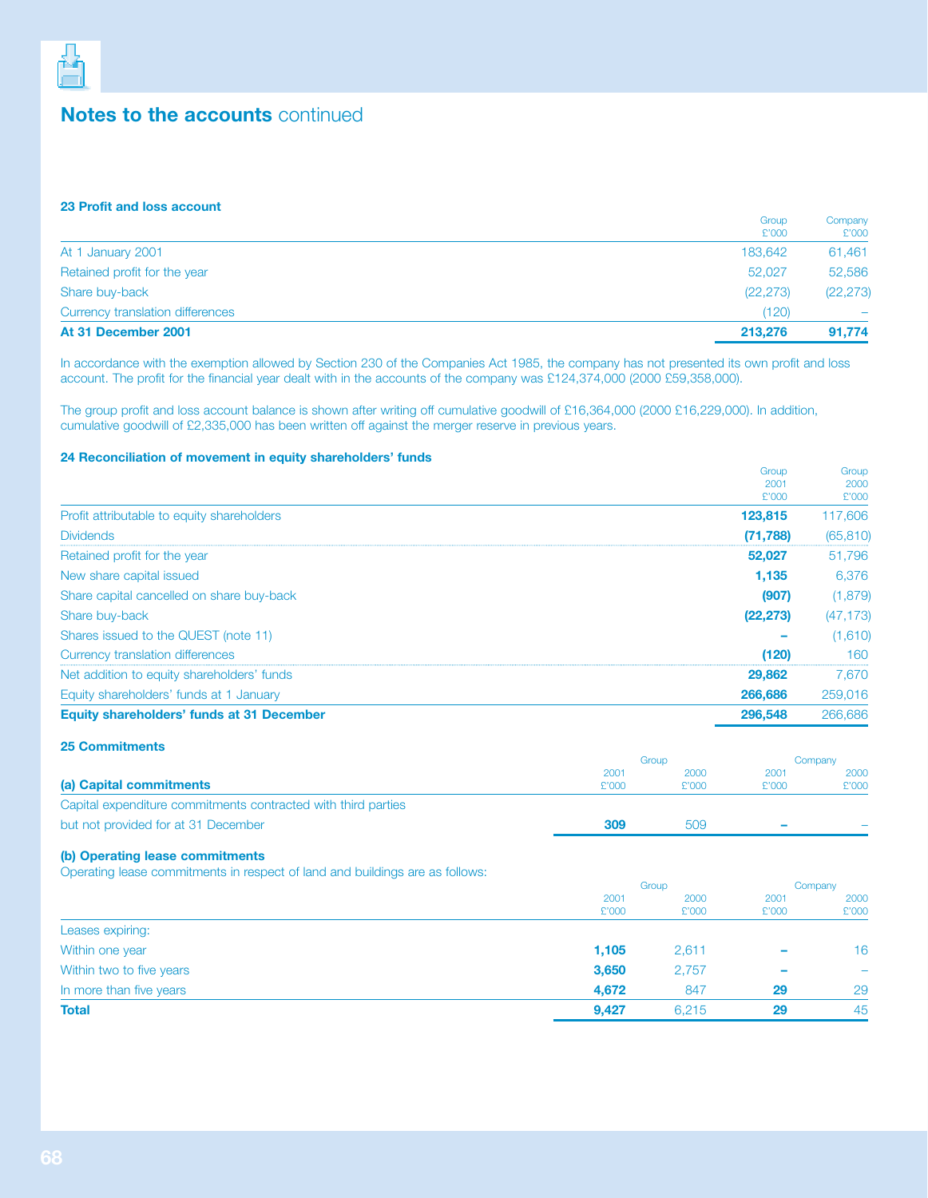## Notes to the accounts continued

### 23 Profit and loss account

| | Group £'000 | Company £'000 |
|---|---|---|
| At 1 January 2001 | 183,642 | 61,461 |
| Retained profit for the year | 52,027 | 52,586 |
| Share buy-back | (22,273) | (22,273) |
| Currency translation differences | (120) | – |
| **At 31 December 2001** | **213,276** | **91,774** |

In accordance with the exemption allowed by Section 230 of the Companies Act 1985, the company has not presented its own profit and loss account. The profit for the financial year dealt with in the accounts of the company was £124,374,000 (2000 £59,358,000).

The group profit and loss account balance is shown after writing off cumulative goodwill of £16,364,000 (2000 £16,229,000). In addition, cumulative goodwill of £2,335,000 has been written off against the merger reserve in previous years.

### 24 Reconciliation of movement in equity shareholders' funds

| | Group 2001 £'000 | Group 2000 £'000 |
|---|---|---|
| Profit attributable to equity shareholders | **123,815** | 117,606 |
| Dividends | **(71,788)** | (65,810) |
| Retained profit for the year | **52,027** | 51,796 |
| New share capital issued | **1,135** | 6,376 |
| Share capital cancelled on share buy-back | **(907)** | (1,879) |
| Share buy-back | **(22,273)** | (47,173) |
| Shares issued to the QUEST (note 11) | **–** | (1,610) |
| Currency translation differences | **(120)** | 160 |
| Net addition to equity shareholders' funds | **29,862** | 7,670 |
| Equity shareholders' funds at 1 January | **266,686** | 259,016 |
| **Equity shareholders' funds at 31 December** | **296,548** | 266,686 |

### 25 Commitments

| **(a) Capital commitments** | Group 2001 £'000 | Group 2000 £'000 | Company 2001 £'000 | Company 2000 £'000 |
|---|---|---|---|---|
| Capital expenditure commitments contracted with third parties but not provided for at 31 December | **309** | 509 | **–** | – |

**(b) Operating lease commitments**

Operating lease commitments in respect of land and buildings are as follows:

| | Group 2001 £'000 | Group 2000 £'000 | Company 2001 £'000 | Company 2000 £'000 |
|---|---|---|---|---|
| Leases expiring: | | | | |
| Within one year | **1,105** | 2,611 | **–** | 16 |
| Within two to five years | **3,650** | 2,757 | **–** | – |
| In more than five years | **4,672** | 847 | **29** | 29 |
| **Total** | **9,427** | 6,215 | **29** | 45 |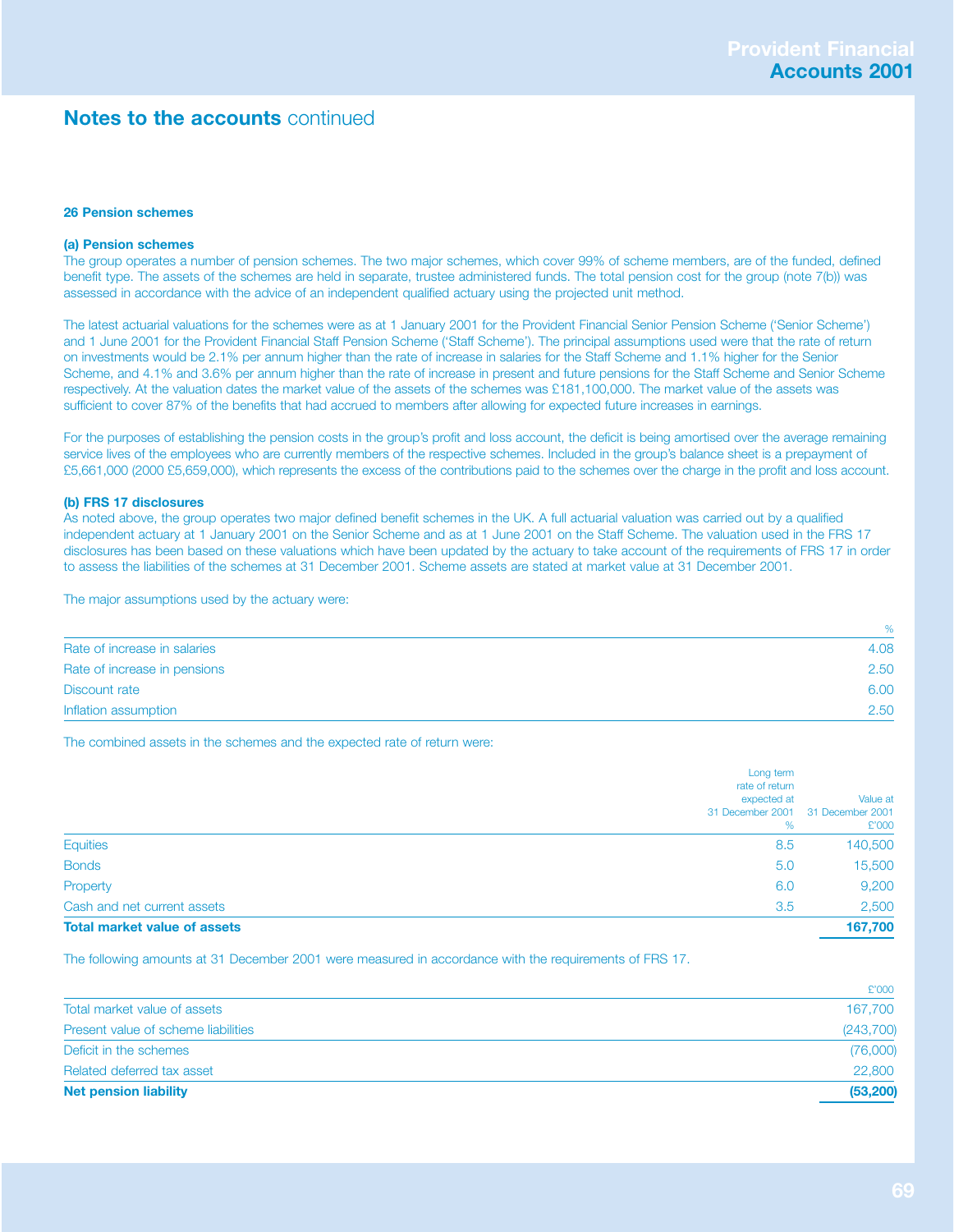## Notes to the accounts continued

### 26 Pension schemes

#### (a) Pension schemes

The group operates a number of pension schemes. The two major schemes, which cover 99% of scheme members, are of the funded, defined benefit type. The assets of the schemes are held in separate, trustee administered funds. The total pension cost for the group (note 7(b)) was assessed in accordance with the advice of an independent qualified actuary using the projected unit method.

The latest actuarial valuations for the schemes were as at 1 January 2001 for the Provident Financial Senior Pension Scheme ('Senior Scheme') and 1 June 2001 for the Provident Financial Staff Pension Scheme ('Staff Scheme'). The principal assumptions used were that the rate of return on investments would be 2.1% per annum higher than the rate of increase in salaries for the Staff Scheme and 1.1% higher for the Senior Scheme, and 4.1% and 3.6% per annum higher than the rate of increase in present and future pensions for the Staff Scheme and Senior Scheme respectively. At the valuation dates the market value of the assets of the schemes was £181,100,000. The market value of the assets was sufficient to cover 87% of the benefits that had accrued to members after allowing for expected future increases in earnings.

For the purposes of establishing the pension costs in the group's profit and loss account, the deficit is being amortised over the average remaining service lives of the employees who are currently members of the respective schemes. Included in the group's balance sheet is a prepayment of £5,661,000 (2000 £5,659,000), which represents the excess of the contributions paid to the schemes over the charge in the profit and loss account.

#### (b) FRS 17 disclosures

As noted above, the group operates two major defined benefit schemes in the UK. A full actuarial valuation was carried out by a qualified independent actuary at 1 January 2001 on the Senior Scheme and as at 1 June 2001 on the Staff Scheme. The valuation used in the FRS 17 disclosures has been based on these valuations which have been updated by the actuary to take account of the requirements of FRS 17 in order to assess the liabilities of the schemes at 31 December 2001. Scheme assets are stated at market value at 31 December 2001.

The major assumptions used by the actuary were:

| | % |
|---|---|
| Rate of increase in salaries | 4.08 |
| Rate of increase in pensions | 2.50 |
| Discount rate | 6.00 |
| Inflation assumption | 2.50 |

The combined assets in the schemes and the expected rate of return were:

| | Long term rate of return expected at 31 December 2001 % | Value at 31 December 2001 £'000 |
|---|---|---|
| Equities | 8.5 | 140,500 |
| Bonds | 5.0 | 15,500 |
| Property | 6.0 | 9,200 |
| Cash and net current assets | 3.5 | 2,500 |
| **Total market value of assets** | | **167,700** |

The following amounts at 31 December 2001 were measured in accordance with the requirements of FRS 17.

| | £'000 |
|---|---|
| Total market value of assets | 167,700 |
| Present value of scheme liabilities | (243,700) |
| Deficit in the schemes | (76,000) |
| Related deferred tax asset | 22,800 |
| **Net pension liability** | **(53,200)** |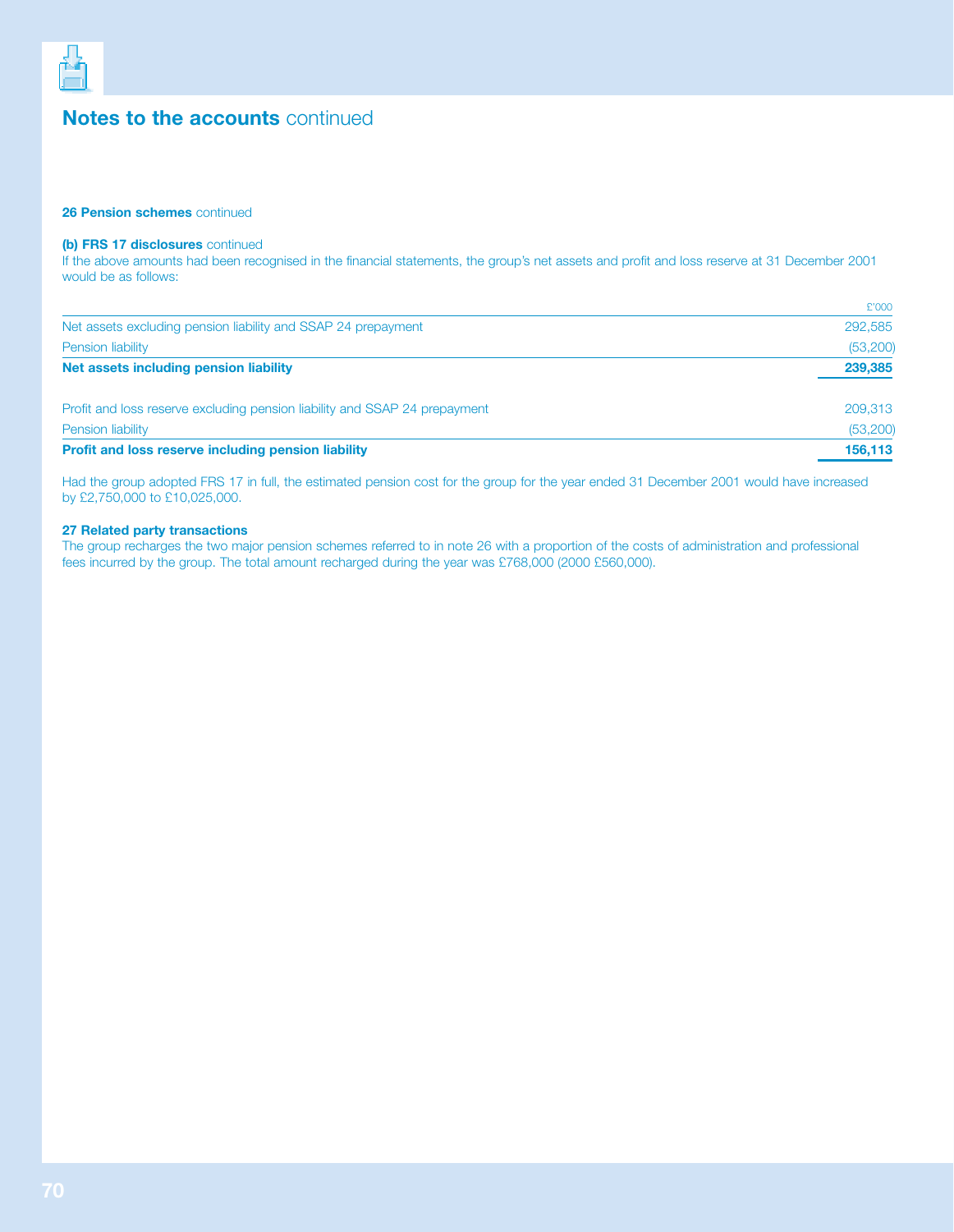# Notes to the accounts continued

**26 Pension schemes** continued

**(b) FRS 17 disclosures** continued

If the above amounts had been recognised in the financial statements, the group's net assets and profit and loss reserve at 31 December 2001 would be as follows:

| | £'000 |
|---|---|
| Net assets excluding pension liability and SSAP 24 prepayment | 292,585 |
| Pension liability | (53,200) |
| **Net assets including pension liability** | **239,385** |
| | |
| Profit and loss reserve excluding pension liability and SSAP 24 prepayment | 209,313 |
| Pension liability | (53,200) |
| **Profit and loss reserve including pension liability** | **156,113** |

Had the group adopted FRS 17 in full, the estimated pension cost for the group for the year ended 31 December 2001 would have increased by £2,750,000 to £10,025,000.

**27 Related party transactions**

The group recharges the two major pension schemes referred to in note 26 with a proportion of the costs of administration and professional fees incurred by the group. The total amount recharged during the year was £768,000 (2000 £560,000).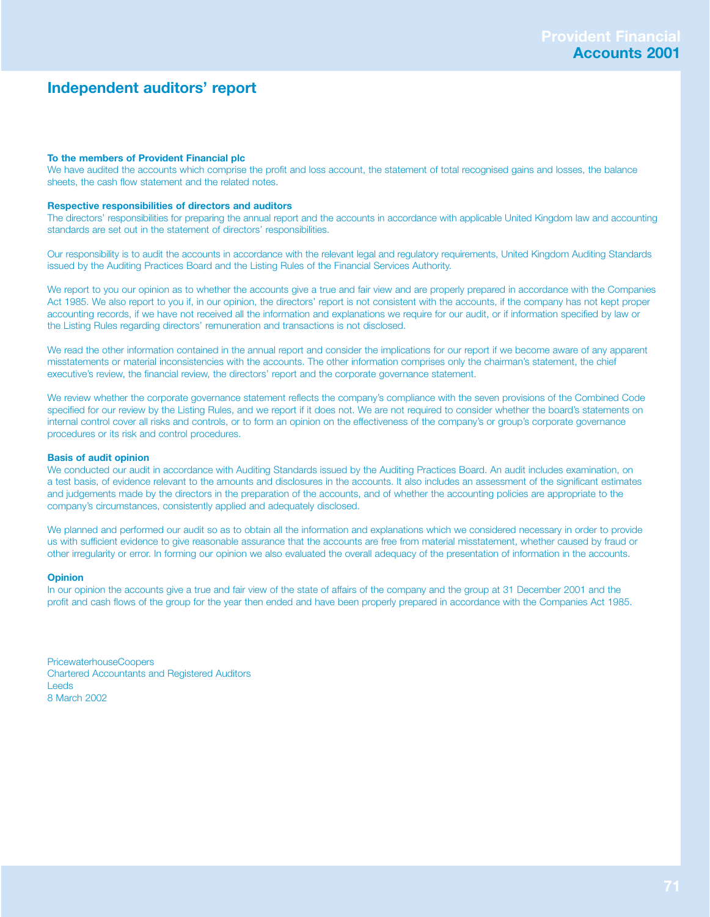# Independent auditors' report

**To the members of Provident Financial plc**
We have audited the accounts which comprise the profit and loss account, the statement of total recognised gains and losses, the balance sheets, the cash flow statement and the related notes.

**Respective responsibilities of directors and auditors**
The directors' responsibilities for preparing the annual report and the accounts in accordance with applicable United Kingdom law and accounting standards are set out in the statement of directors' responsibilities.

Our responsibility is to audit the accounts in accordance with the relevant legal and regulatory requirements, United Kingdom Auditing Standards issued by the Auditing Practices Board and the Listing Rules of the Financial Services Authority.

We report to you our opinion as to whether the accounts give a true and fair view and are properly prepared in accordance with the Companies Act 1985. We also report to you if, in our opinion, the directors' report is not consistent with the accounts, if the company has not kept proper accounting records, if we have not received all the information and explanations we require for our audit, or if information specified by law or the Listing Rules regarding directors' remuneration and transactions is not disclosed.

We read the other information contained in the annual report and consider the implications for our report if we become aware of any apparent misstatements or material inconsistencies with the accounts. The other information comprises only the chairman's statement, the chief executive's review, the financial review, the directors' report and the corporate governance statement.

We review whether the corporate governance statement reflects the company's compliance with the seven provisions of the Combined Code specified for our review by the Listing Rules, and we report if it does not. We are not required to consider whether the board's statements on internal control cover all risks and controls, or to form an opinion on the effectiveness of the company's or group's corporate governance procedures or its risk and control procedures.

**Basis of audit opinion**
We conducted our audit in accordance with Auditing Standards issued by the Auditing Practices Board. An audit includes examination, on a test basis, of evidence relevant to the amounts and disclosures in the accounts. It also includes an assessment of the significant estimates and judgements made by the directors in the preparation of the accounts, and of whether the accounting policies are appropriate to the company's circumstances, consistently applied and adequately disclosed.

We planned and performed our audit so as to obtain all the information and explanations which we considered necessary in order to provide us with sufficient evidence to give reasonable assurance that the accounts are free from material misstatement, whether caused by fraud or other irregularity or error. In forming our opinion we also evaluated the overall adequacy of the presentation of information in the accounts.

**Opinion**
In our opinion the accounts give a true and fair view of the state of affairs of the company and the group at 31 December 2001 and the profit and cash flows of the group for the year then ended and have been properly prepared in accordance with the Companies Act 1985.

PricewaterhouseCoopers
Chartered Accountants and Registered Auditors
Leeds
8 March 2002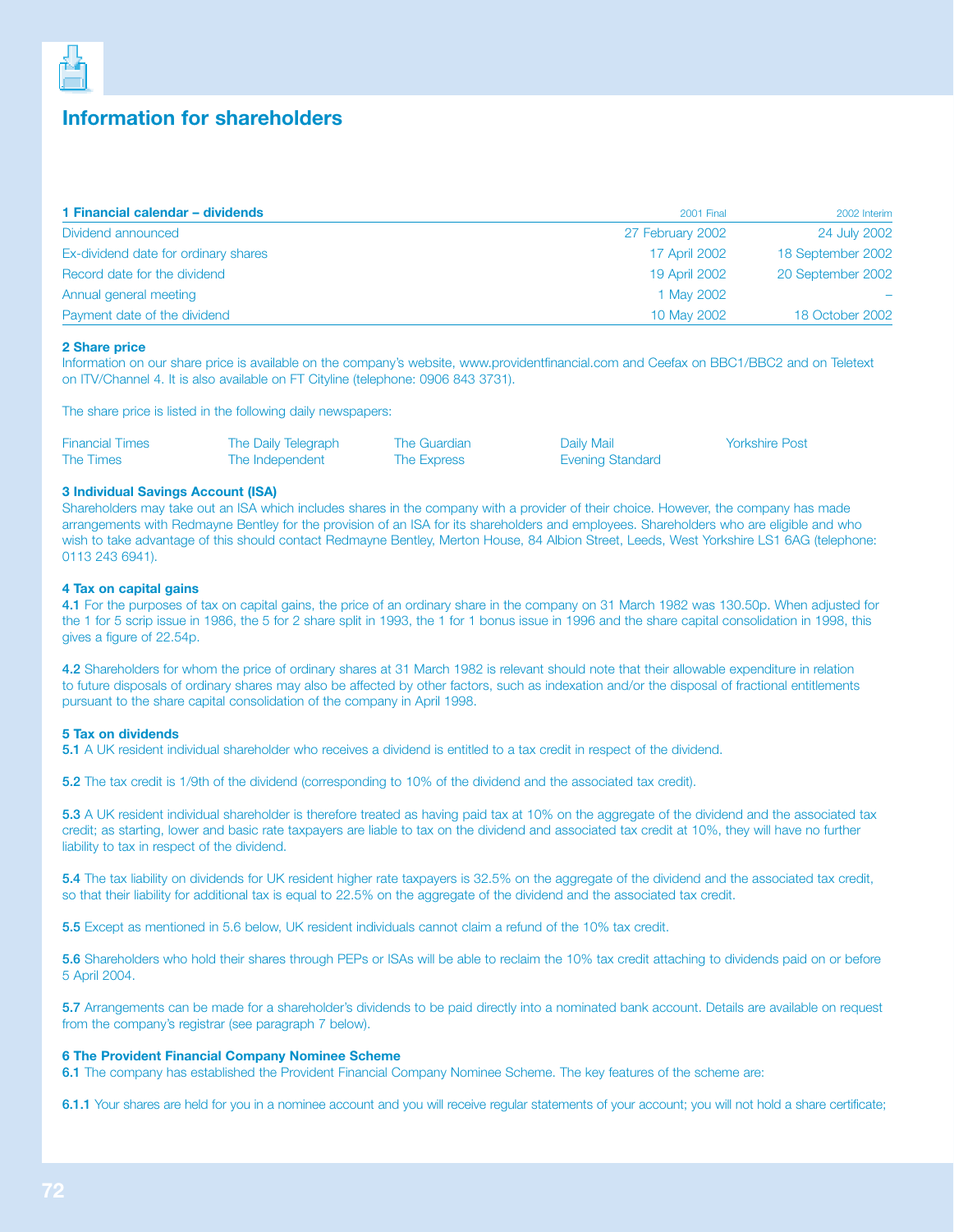# Information for shareholders

| 1 Financial calendar – dividends | 2001 Final | 2002 Interim |
|---|---|---|
| Dividend announced | 27 February 2002 | 24 July 2002 |
| Ex-dividend date for ordinary shares | 17 April 2002 | 18 September 2002 |
| Record date for the dividend | 19 April 2002 | 20 September 2002 |
| Annual general meeting | 1 May 2002 | – |
| Payment date of the dividend | 10 May 2002 | 18 October 2002 |

**2 Share price**

Information on our share price is available on the company's website, www.providentfinancial.com and Ceefax on BBC1/BBC2 and on Teletext on ITV/Channel 4. It is also available on FT Cityline (telephone: 0906 843 3731).

The share price is listed in the following daily newspapers:

- Financial Times
- The Times
- The Daily Telegraph
- The Independent
- The Guardian
- The Express
- Daily Mail
- Evening Standard
- Yorkshire Post

**3 Individual Savings Account (ISA)**

Shareholders may take out an ISA which includes shares in the company with a provider of their choice. However, the company has made arrangements with Redmayne Bentley for the provision of an ISA for its shareholders and employees. Shareholders who are eligible and who wish to take advantage of this should contact Redmayne Bentley, Merton House, 84 Albion Street, Leeds, West Yorkshire LS1 6AG (telephone: 0113 243 6941).

**4 Tax on capital gains**

**4.1** For the purposes of tax on capital gains, the price of an ordinary share in the company on 31 March 1982 was 130.50p. When adjusted for the 1 for 5 scrip issue in 1986, the 5 for 2 share split in 1993, the 1 for 1 bonus issue in 1996 and the share capital consolidation in 1998, this gives a figure of 22.54p.

**4.2** Shareholders for whom the price of ordinary shares at 31 March 1982 is relevant should note that their allowable expenditure in relation to future disposals of ordinary shares may also be affected by other factors, such as indexation and/or the disposal of fractional entitlements pursuant to the share capital consolidation of the company in April 1998.

**5 Tax on dividends**

**5.1** A UK resident individual shareholder who receives a dividend is entitled to a tax credit in respect of the dividend.

**5.2** The tax credit is 1/9th of the dividend (corresponding to 10% of the dividend and the associated tax credit).

**5.3** A UK resident individual shareholder is therefore treated as having paid tax at 10% on the aggregate of the dividend and the associated tax credit; as starting, lower and basic rate taxpayers are liable to tax on the dividend and associated tax credit at 10%, they will have no further liability to tax in respect of the dividend.

**5.4** The tax liability on dividends for UK resident higher rate taxpayers is 32.5% on the aggregate of the dividend and the associated tax credit, so that their liability for additional tax is equal to 22.5% on the aggregate of the dividend and the associated tax credit.

**5.5** Except as mentioned in 5.6 below, UK resident individuals cannot claim a refund of the 10% tax credit.

**5.6** Shareholders who hold their shares through PEPs or ISAs will be able to reclaim the 10% tax credit attaching to dividends paid on or before 5 April 2004.

**5.7** Arrangements can be made for a shareholder's dividends to be paid directly into a nominated bank account. Details are available on request from the company's registrar (see paragraph 7 below).

**6 The Provident Financial Company Nominee Scheme**

**6.1** The company has established the Provident Financial Company Nominee Scheme. The key features of the scheme are:

**6.1.1** Your shares are held for you in a nominee account and you will receive regular statements of your account; you will not hold a share certificate;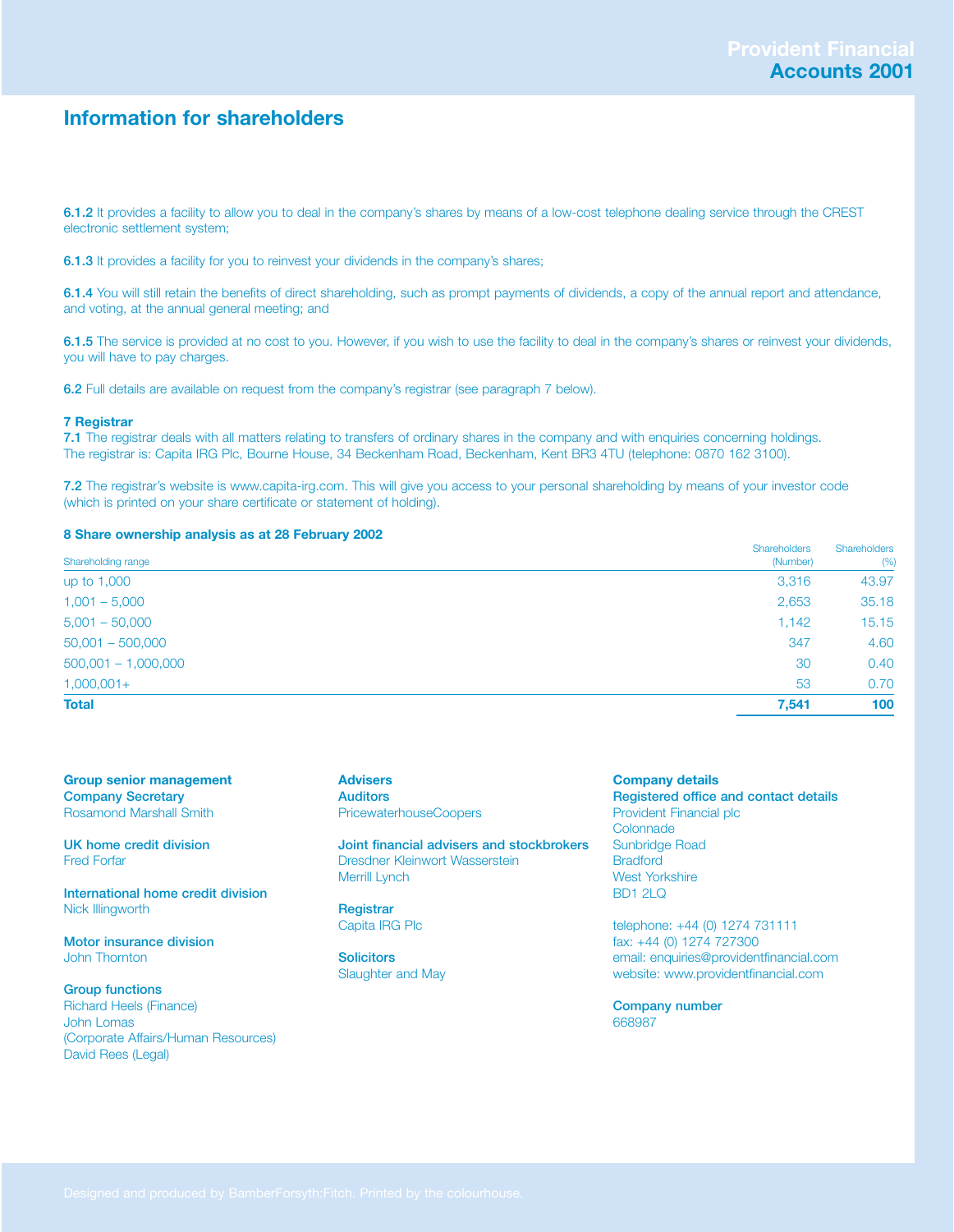## Information for shareholders

**6.1.2** It provides a facility to allow you to deal in the company's shares by means of a low-cost telephone dealing service through the CREST electronic settlement system;

**6.1.3** It provides a facility for you to reinvest your dividends in the company's shares;

**6.1.4** You will still retain the benefits of direct shareholding, such as prompt payments of dividends, a copy of the annual report and attendance, and voting, at the annual general meeting; and

**6.1.5** The service is provided at no cost to you. However, if you wish to use the facility to deal in the company's shares or reinvest your dividends, you will have to pay charges.

**6.2** Full details are available on request from the company's registrar (see paragraph 7 below).

**7 Registrar**

**7.1** The registrar deals with all matters relating to transfers of ordinary shares in the company and with enquiries concerning holdings. The registrar is: Capita IRG Plc, Bourne House, 34 Beckenham Road, Beckenham, Kent BR3 4TU (telephone: 0870 162 3100).

**7.2** The registrar's website is www.capita-irg.com. This will give you access to your personal shareholding by means of your investor code (which is printed on your share certificate or statement of holding).

**8 Share ownership analysis as at 28 February 2002**

| Shareholding range | Shareholders (Number) | Shareholders (%) |
|---|---|---|
| up to 1,000 | 3,316 | 43.97 |
| 1,001 – 5,000 | 2,653 | 35.18 |
| 5,001 – 50,000 | 1,142 | 15.15 |
| 50,001 – 500,000 | 347 | 4.60 |
| 500,001 – 1,000,000 | 30 | 0.40 |
| 1,000,001+ | 53 | 0.70 |
| **Total** | **7,541** | **100** |

**Group senior management**

**Company Secretary**
Rosamond Marshall Smith

**UK home credit division**
Fred Forfar

**International home credit division**
Nick Illingworth

**Motor insurance division**
John Thornton

**Group functions**
Richard Heels (Finance)
John Lomas
(Corporate Affairs/Human Resources)
David Rees (Legal)

**Advisers**

**Auditors**
PricewaterhouseCoopers

**Joint financial advisers and stockbrokers**
Dresdner Kleinwort Wasserstein
Merrill Lynch

**Registrar**
Capita IRG Plc

**Solicitors**
Slaughter and May

**Company details**

**Registered office and contact details**
Provident Financial plc
Colonnade
Sunbridge Road
Bradford
West Yorkshire
BD1 2LQ

telephone: +44 (0) 1274 731111
fax: +44 (0) 1274 727300
email: enquiries@providentfinancial.com
website: www.providentfinancial.com

**Company number**
668987

Designed and produced by BamberForsyth:Fitch. Printed by the colourhouse.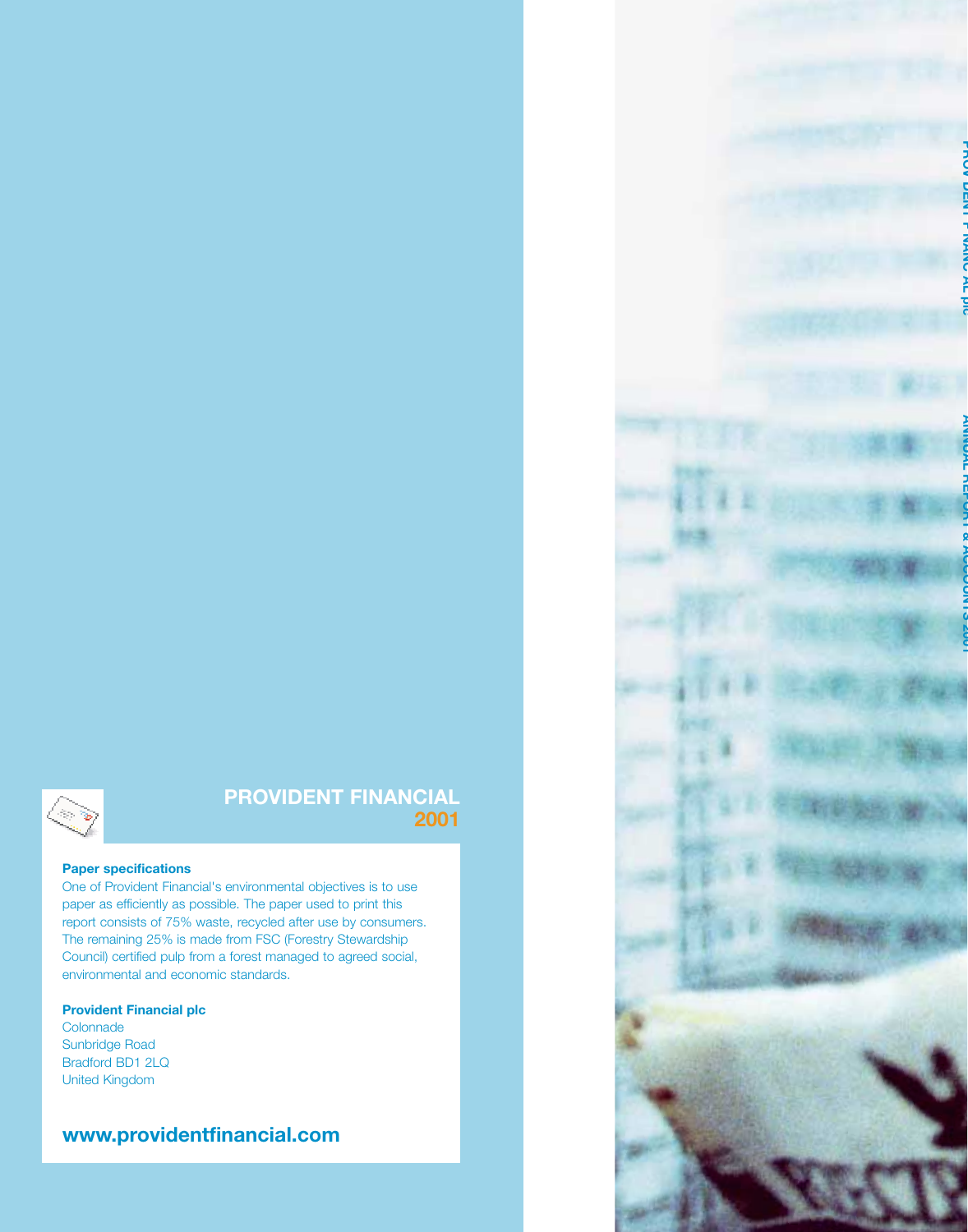**PROVIDENT FINANCIAL**
**2001**

**Paper specifications**

One of Provident Financial's environmental objectives is to use paper as efficiently as possible. The paper used to print this report consists of 75% waste, recycled after use by consumers. The remaining 25% is made from FSC (Forestry Stewardship Council) certified pulp from a forest managed to agreed social, environmental and economic standards.

**Provident Financial plc**

Colonnade
Sunbridge Road
Bradford BD1 2LQ
United Kingdom

**www.providentfinancial.com**